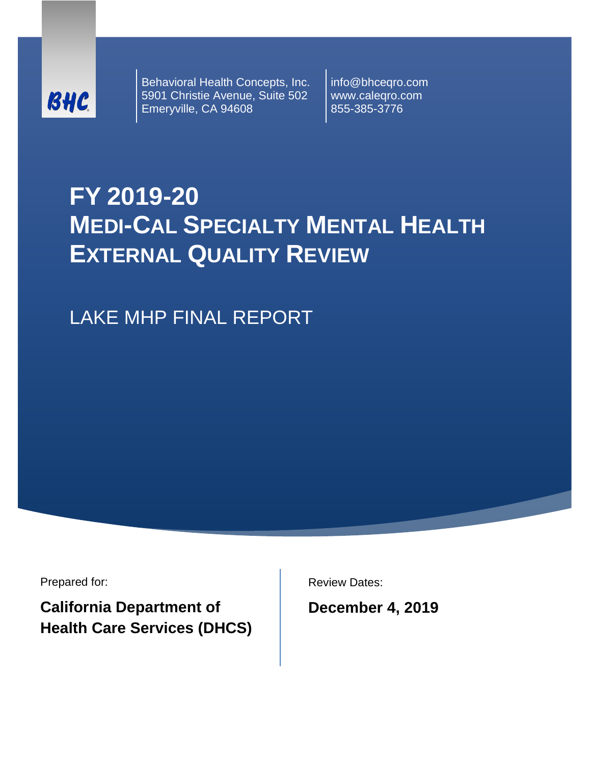BHC

Behavioral Health Concepts, Inc.
5901 Christie Avenue, Suite 502
Emeryville, CA 94608

info@bhceqro.com
www.caleqro.com
855-385-3776

# FY 2019-20 MEDI-CAL SPECIALTY MENTAL HEALTH EXTERNAL QUALITY REVIEW

## LAKE MHP FINAL REPORT

Prepared for:

**California Department of Health Care Services (DHCS)**

Review Dates:

**December 4, 2019**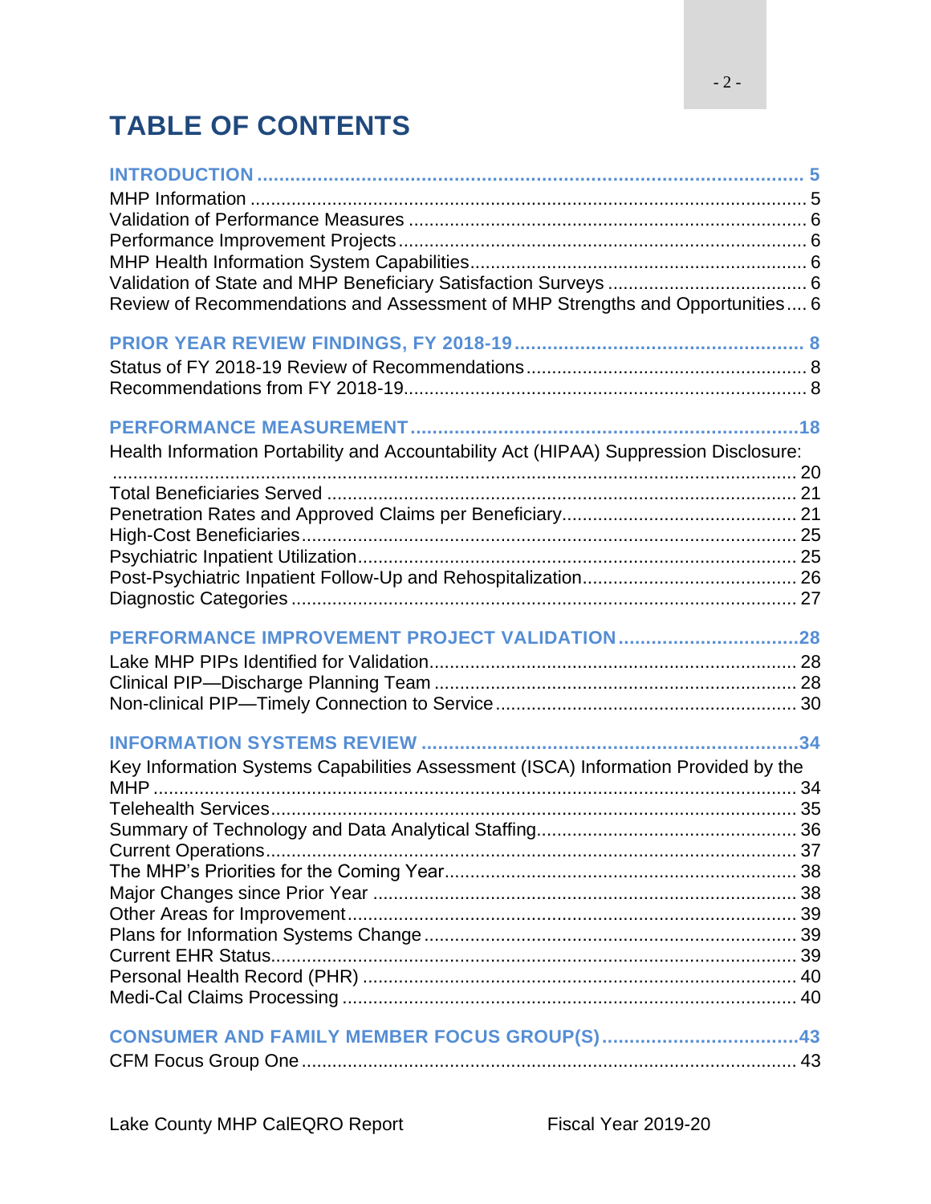# TABLE OF CONTENTS

**INTRODUCTION** ... 5
MHP Information ... 5
Validation of Performance Measures ... 6
Performance Improvement Projects ... 6
MHP Health Information System Capabilities ... 6
Validation of State and MHP Beneficiary Satisfaction Surveys ... 6
Review of Recommendations and Assessment of MHP Strengths and Opportunities ... 6

**PRIOR YEAR REVIEW FINDINGS, FY 2018-19** ... 8
Status of FY 2018-19 Review of Recommendations ... 8
Recommendations from FY 2018-19 ... 8

**PERFORMANCE MEASUREMENT** ... 18
Health Information Portability and Accountability Act (HIPAA) Suppression Disclosure: ... 20
Total Beneficiaries Served ... 21
Penetration Rates and Approved Claims per Beneficiary ... 21
High-Cost Beneficiaries ... 25
Psychiatric Inpatient Utilization ... 25
Post-Psychiatric Inpatient Follow-Up and Rehospitalization ... 26
Diagnostic Categories ... 27

**PERFORMANCE IMPROVEMENT PROJECT VALIDATION** ... 28
Lake MHP PIPs Identified for Validation ... 28
Clinical PIP—Discharge Planning Team ... 28
Non-clinical PIP—Timely Connection to Service ... 30

**INFORMATION SYSTEMS REVIEW** ... 34
Key Information Systems Capabilities Assessment (ISCA) Information Provided by the MHP ... 34
Telehealth Services ... 35
Summary of Technology and Data Analytical Staffing ... 36
Current Operations ... 37
The MHP's Priorities for the Coming Year ... 38
Major Changes since Prior Year ... 38
Other Areas for Improvement ... 39
Plans for Information Systems Change ... 39
Current EHR Status ... 39
Personal Health Record (PHR) ... 40
Medi-Cal Claims Processing ... 40

**CONSUMER AND FAMILY MEMBER FOCUS GROUP(S)** ... 43
CFM Focus Group One ... 43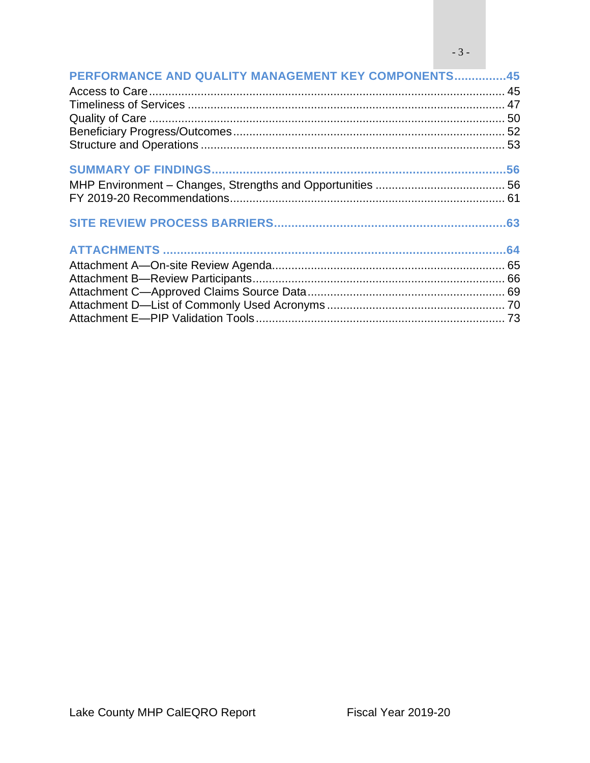**PERFORMANCE AND QUALITY MANAGEMENT KEY COMPONENTS...............45**

Access to Care ............................................................ 45
Timeliness of Services ............................................................ 47
Quality of Care ............................................................ 50
Beneficiary Progress/Outcomes ............................................................ 52
Structure and Operations ............................................................ 53

**SUMMARY OF FINDINGS............................................................56**

MHP Environment – Changes, Strengths and Opportunities ........................................ 56
FY 2019-20 Recommendations............................................................ 61

**SITE REVIEW PROCESS BARRIERS............................................................63**

**ATTACHMENTS ............................................................64**

Attachment A—On-site Review Agenda............................................................ 65
Attachment B—Review Participants............................................................ 66
Attachment C—Approved Claims Source Data............................................................ 69
Attachment D—List of Commonly Used Acronyms ............................................................ 70
Attachment E—PIP Validation Tools............................................................ 73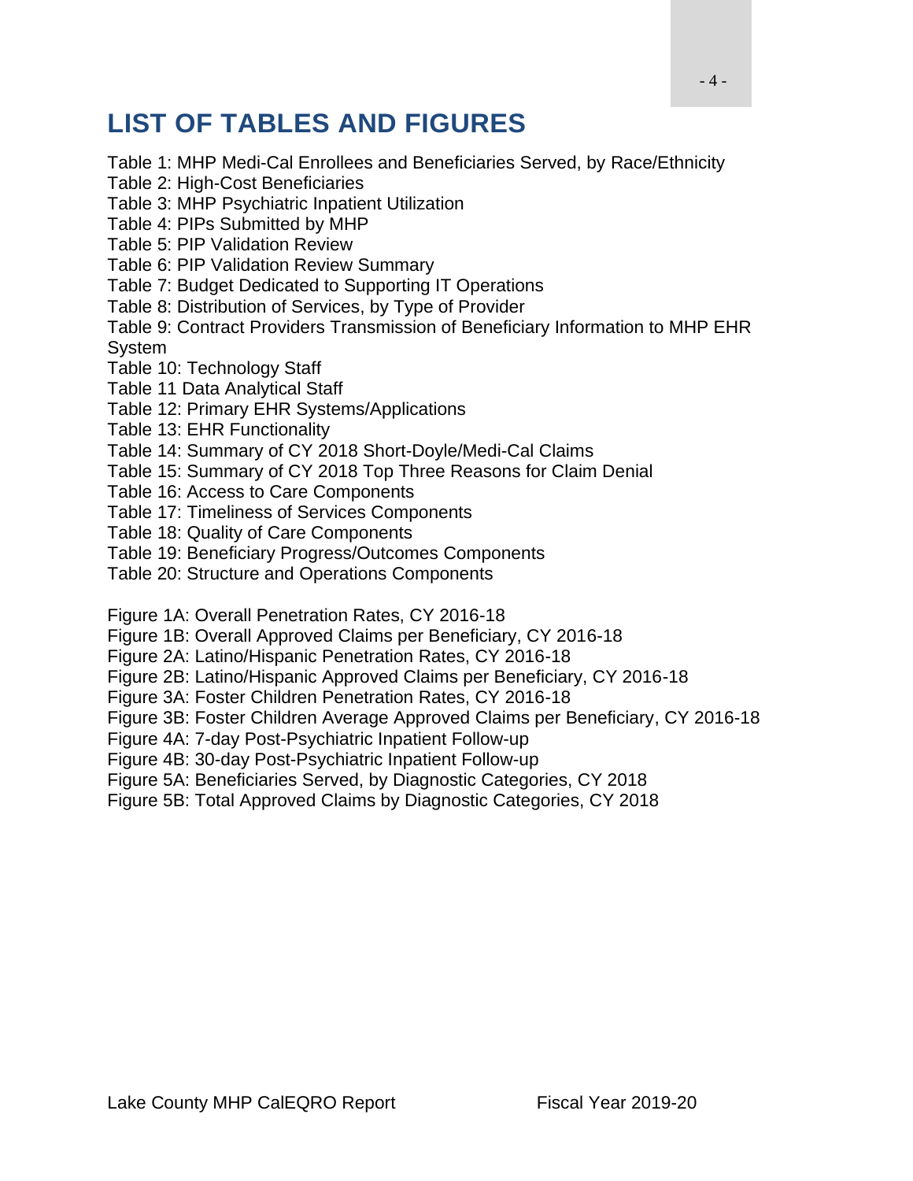# LIST OF TABLES AND FIGURES

Table 1: MHP Medi-Cal Enrollees and Beneficiaries Served, by Race/Ethnicity
Table 2: High-Cost Beneficiaries
Table 3: MHP Psychiatric Inpatient Utilization
Table 4: PIPs Submitted by MHP
Table 5: PIP Validation Review
Table 6: PIP Validation Review Summary
Table 7: Budget Dedicated to Supporting IT Operations
Table 8: Distribution of Services, by Type of Provider
Table 9: Contract Providers Transmission of Beneficiary Information to MHP EHR System
Table 10: Technology Staff
Table 11 Data Analytical Staff
Table 12: Primary EHR Systems/Applications
Table 13: EHR Functionality
Table 14: Summary of CY 2018 Short-Doyle/Medi-Cal Claims
Table 15: Summary of CY 2018 Top Three Reasons for Claim Denial
Table 16: Access to Care Components
Table 17: Timeliness of Services Components
Table 18: Quality of Care Components
Table 19: Beneficiary Progress/Outcomes Components
Table 20: Structure and Operations Components

Figure 1A: Overall Penetration Rates, CY 2016-18
Figure 1B: Overall Approved Claims per Beneficiary, CY 2016-18
Figure 2A: Latino/Hispanic Penetration Rates, CY 2016-18
Figure 2B: Latino/Hispanic Approved Claims per Beneficiary, CY 2016-18
Figure 3A: Foster Children Penetration Rates, CY 2016-18
Figure 3B: Foster Children Average Approved Claims per Beneficiary, CY 2016-18
Figure 4A: 7-day Post-Psychiatric Inpatient Follow-up
Figure 4B: 30-day Post-Psychiatric Inpatient Follow-up
Figure 5A: Beneficiaries Served, by Diagnostic Categories, CY 2018
Figure 5B: Total Approved Claims by Diagnostic Categories, CY 2018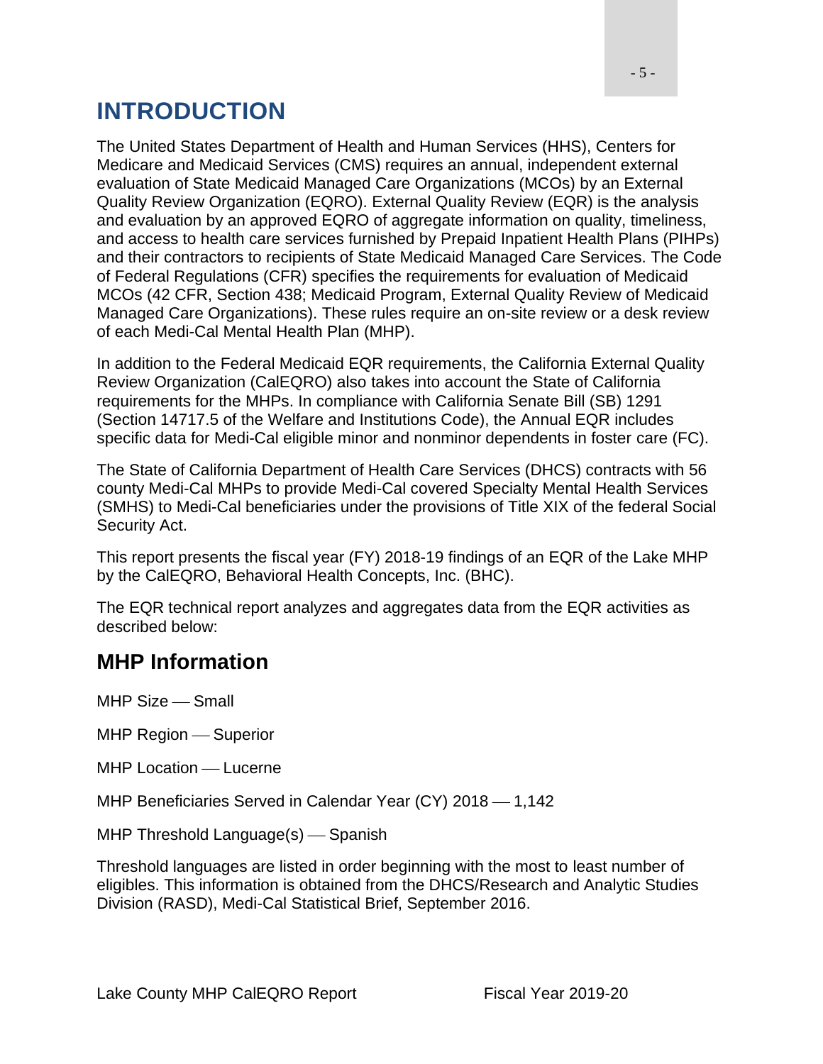# INTRODUCTION

The United States Department of Health and Human Services (HHS), Centers for Medicare and Medicaid Services (CMS) requires an annual, independent external evaluation of State Medicaid Managed Care Organizations (MCOs) by an External Quality Review Organization (EQRO). External Quality Review (EQR) is the analysis and evaluation by an approved EQRO of aggregate information on quality, timeliness, and access to health care services furnished by Prepaid Inpatient Health Plans (PIHPs) and their contractors to recipients of State Medicaid Managed Care Services. The Code of Federal Regulations (CFR) specifies the requirements for evaluation of Medicaid MCOs (42 CFR, Section 438; Medicaid Program, External Quality Review of Medicaid Managed Care Organizations). These rules require an on-site review or a desk review of each Medi-Cal Mental Health Plan (MHP).

In addition to the Federal Medicaid EQR requirements, the California External Quality Review Organization (CalEQRO) also takes into account the State of California requirements for the MHPs. In compliance with California Senate Bill (SB) 1291 (Section 14717.5 of the Welfare and Institutions Code), the Annual EQR includes specific data for Medi-Cal eligible minor and nonminor dependents in foster care (FC).

The State of California Department of Health Care Services (DHCS) contracts with 56 county Medi-Cal MHPs to provide Medi-Cal covered Specialty Mental Health Services (SMHS) to Medi-Cal beneficiaries under the provisions of Title XIX of the federal Social Security Act.

This report presents the fiscal year (FY) 2018-19 findings of an EQR of the Lake MHP by the CalEQRO, Behavioral Health Concepts, Inc. (BHC).

The EQR technical report analyzes and aggregates data from the EQR activities as described below:

## MHP Information

MHP Size — Small

MHP Region — Superior

MHP Location — Lucerne

MHP Beneficiaries Served in Calendar Year (CY) 2018 — 1,142

MHP Threshold Language(s) — Spanish

Threshold languages are listed in order beginning with the most to least number of eligibles. This information is obtained from the DHCS/Research and Analytic Studies Division (RASD), Medi-Cal Statistical Brief, September 2016.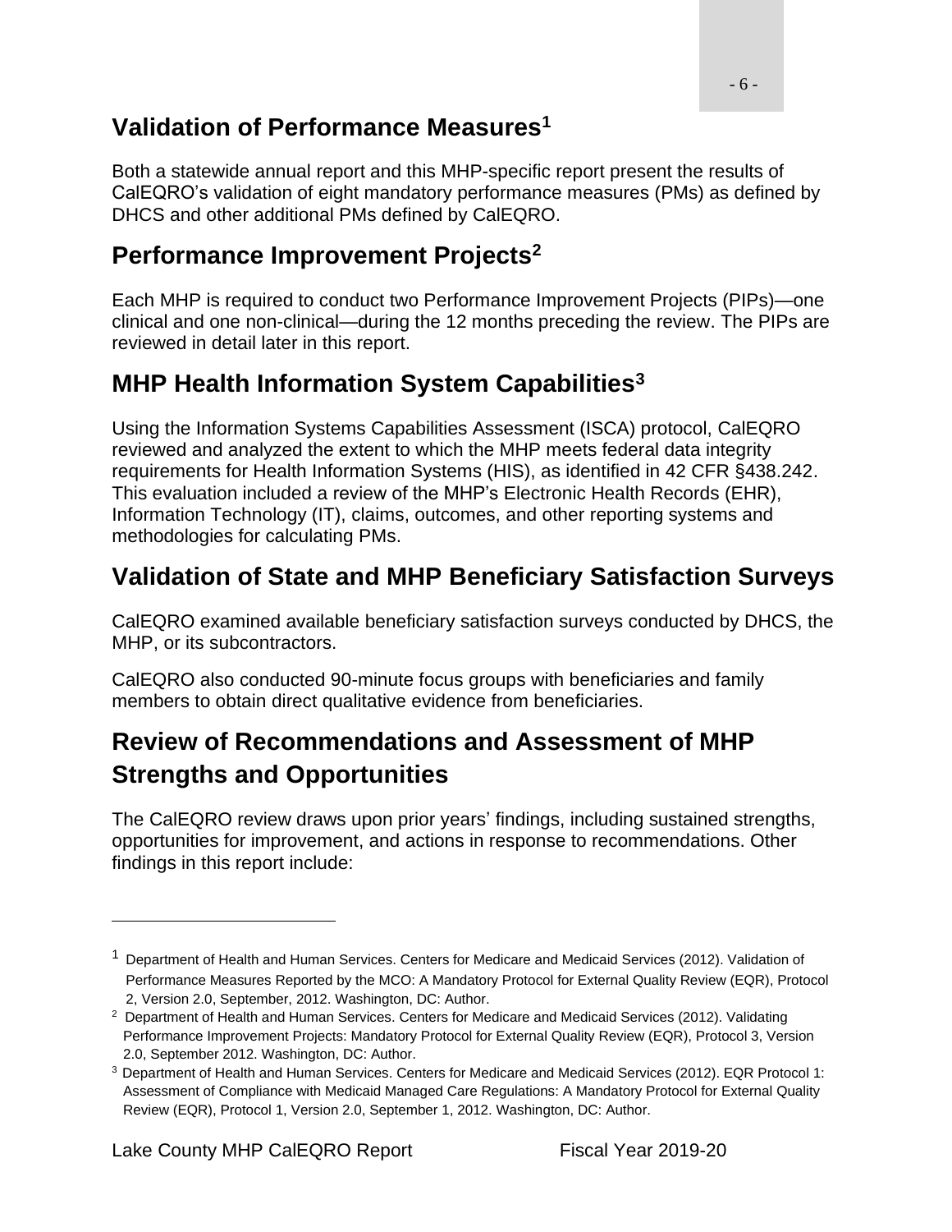## Validation of Performance Measures[1]

Both a statewide annual report and this MHP-specific report present the results of CalEQRO's validation of eight mandatory performance measures (PMs) as defined by DHCS and other additional PMs defined by CalEQRO.

## Performance Improvement Projects[2]

Each MHP is required to conduct two Performance Improvement Projects (PIPs)—one clinical and one non-clinical—during the 12 months preceding the review. The PIPs are reviewed in detail later in this report.

## MHP Health Information System Capabilities[3]

Using the Information Systems Capabilities Assessment (ISCA) protocol, CalEQRO reviewed and analyzed the extent to which the MHP meets federal data integrity requirements for Health Information Systems (HIS), as identified in 42 CFR §438.242. This evaluation included a review of the MHP's Electronic Health Records (EHR), Information Technology (IT), claims, outcomes, and other reporting systems and methodologies for calculating PMs.

## Validation of State and MHP Beneficiary Satisfaction Surveys

CalEQRO examined available beneficiary satisfaction surveys conducted by DHCS, the MHP, or its subcontractors.

CalEQRO also conducted 90-minute focus groups with beneficiaries and family members to obtain direct qualitative evidence from beneficiaries.

## Review of Recommendations and Assessment of MHP Strengths and Opportunities

The CalEQRO review draws upon prior years' findings, including sustained strengths, opportunities for improvement, and actions in response to recommendations. Other findings in this report include:

---

[1] Department of Health and Human Services. Centers for Medicare and Medicaid Services (2012). Validation of Performance Measures Reported by the MCO: A Mandatory Protocol for External Quality Review (EQR), Protocol 2, Version 2.0, September, 2012. Washington, DC: Author.

[2] Department of Health and Human Services. Centers for Medicare and Medicaid Services (2012). Validating Performance Improvement Projects: Mandatory Protocol for External Quality Review (EQR), Protocol 3, Version 2.0, September 2012. Washington, DC: Author.

[3] Department of Health and Human Services. Centers for Medicare and Medicaid Services (2012). EQR Protocol 1: Assessment of Compliance with Medicaid Managed Care Regulations: A Mandatory Protocol for External Quality Review (EQR), Protocol 1, Version 2.0, September 1, 2012. Washington, DC: Author.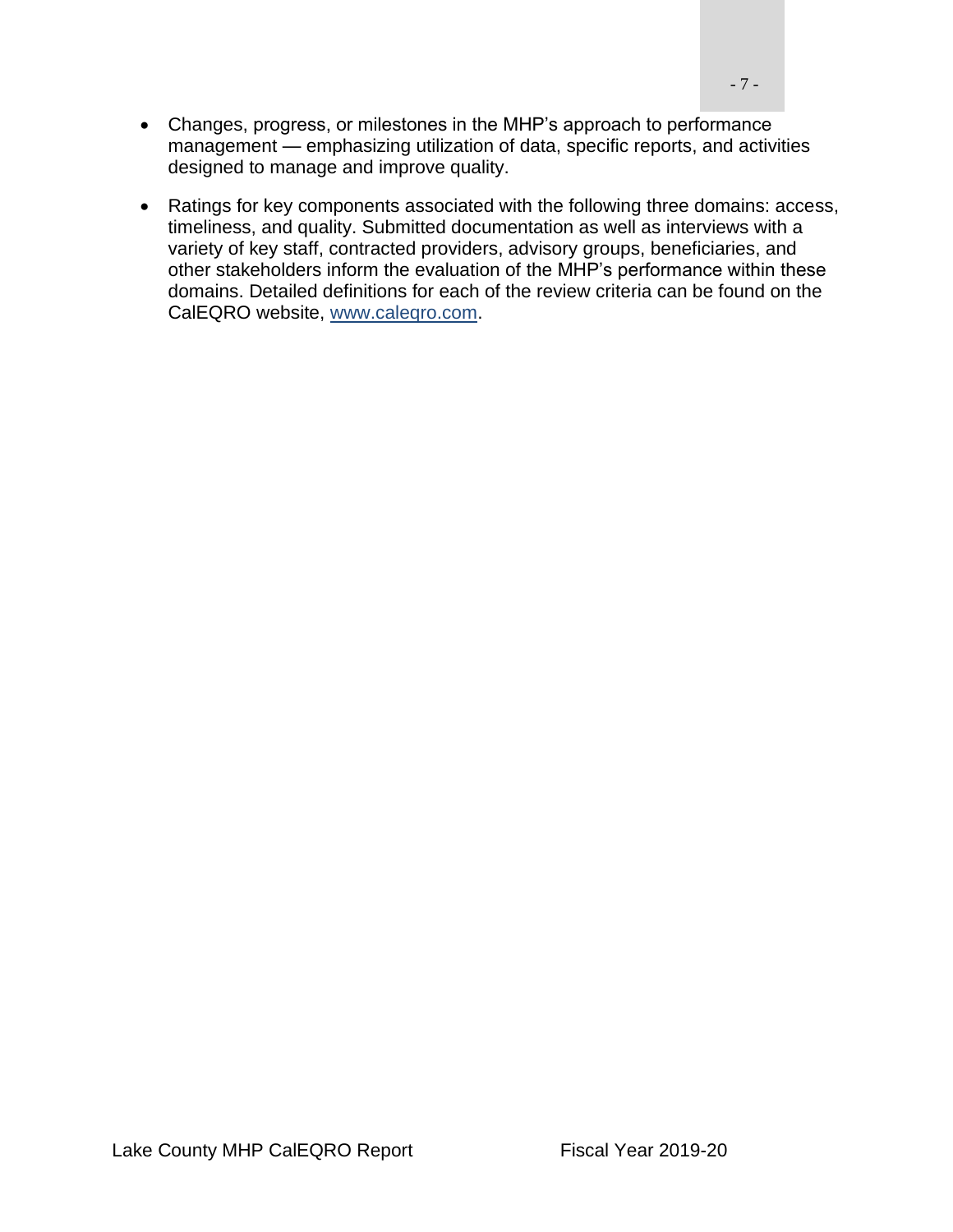- Changes, progress, or milestones in the MHP's approach to performance management — emphasizing utilization of data, specific reports, and activities designed to manage and improve quality.
- Ratings for key components associated with the following three domains: access, timeliness, and quality. Submitted documentation as well as interviews with a variety of key staff, contracted providers, advisory groups, beneficiaries, and other stakeholders inform the evaluation of the MHP's performance within these domains. Detailed definitions for each of the review criteria can be found on the CalEQRO website, [www.caleqro.com](http://www.caleqro.com).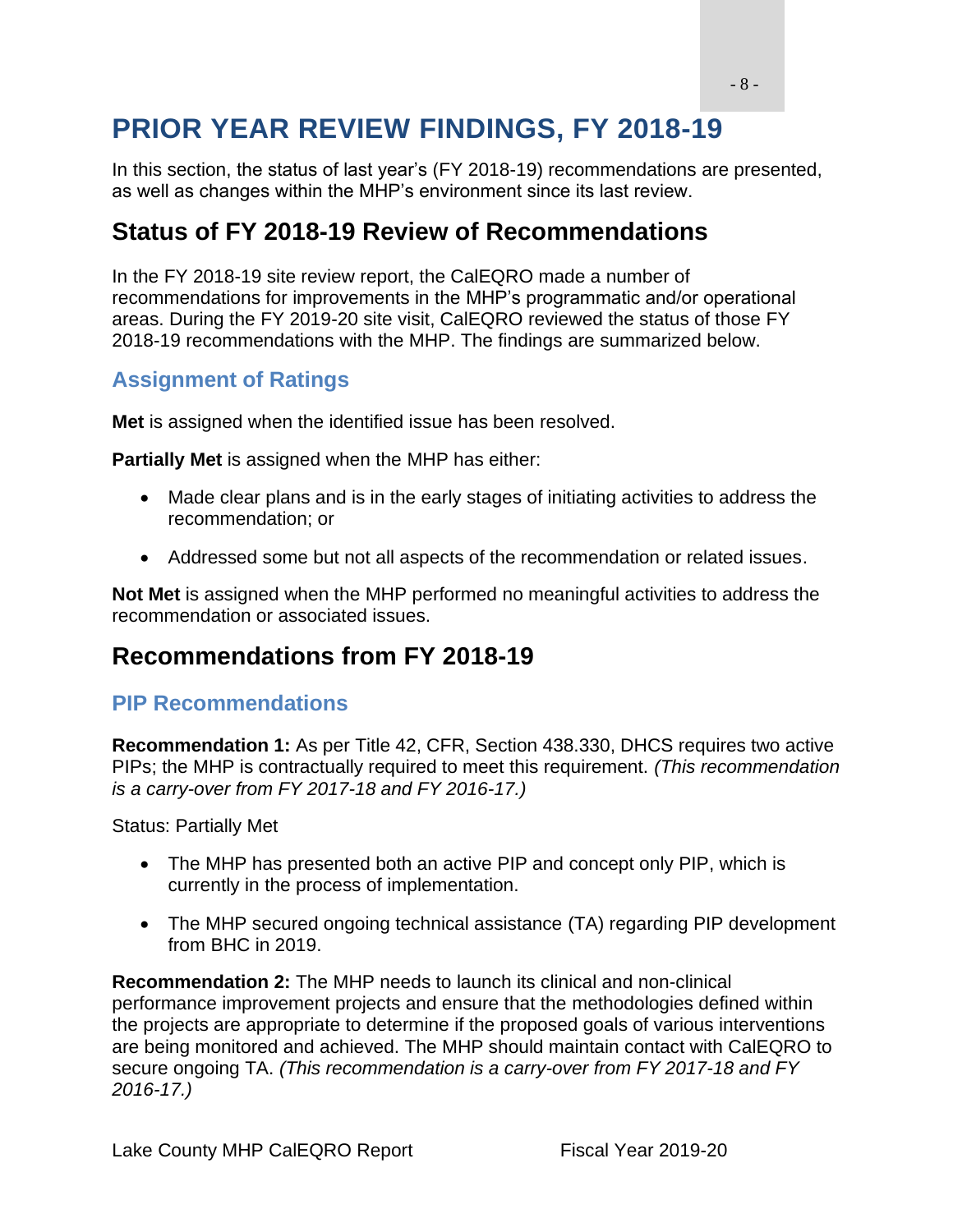# PRIOR YEAR REVIEW FINDINGS, FY 2018-19

In this section, the status of last year's (FY 2018-19) recommendations are presented, as well as changes within the MHP's environment since its last review.

## Status of FY 2018-19 Review of Recommendations

In the FY 2018-19 site review report, the CalEQRO made a number of recommendations for improvements in the MHP's programmatic and/or operational areas. During the FY 2019-20 site visit, CalEQRO reviewed the status of those FY 2018-19 recommendations with the MHP. The findings are summarized below.

### Assignment of Ratings

**Met** is assigned when the identified issue has been resolved.

**Partially Met** is assigned when the MHP has either:

- Made clear plans and is in the early stages of initiating activities to address the recommendation; or
- Addressed some but not all aspects of the recommendation or related issues.

**Not Met** is assigned when the MHP performed no meaningful activities to address the recommendation or associated issues.

## Recommendations from FY 2018-19

### PIP Recommendations

**Recommendation 1:** As per Title 42, CFR, Section 438.330, DHCS requires two active PIPs; the MHP is contractually required to meet this requirement. *(This recommendation is a carry-over from FY 2017-18 and FY 2016-17.)*

Status: Partially Met

- The MHP has presented both an active PIP and concept only PIP, which is currently in the process of implementation.
- The MHP secured ongoing technical assistance (TA) regarding PIP development from BHC in 2019.

**Recommendation 2:** The MHP needs to launch its clinical and non-clinical performance improvement projects and ensure that the methodologies defined within the projects are appropriate to determine if the proposed goals of various interventions are being monitored and achieved. The MHP should maintain contact with CalEQRO to secure ongoing TA. *(This recommendation is a carry-over from FY 2017-18 and FY 2016-17.)*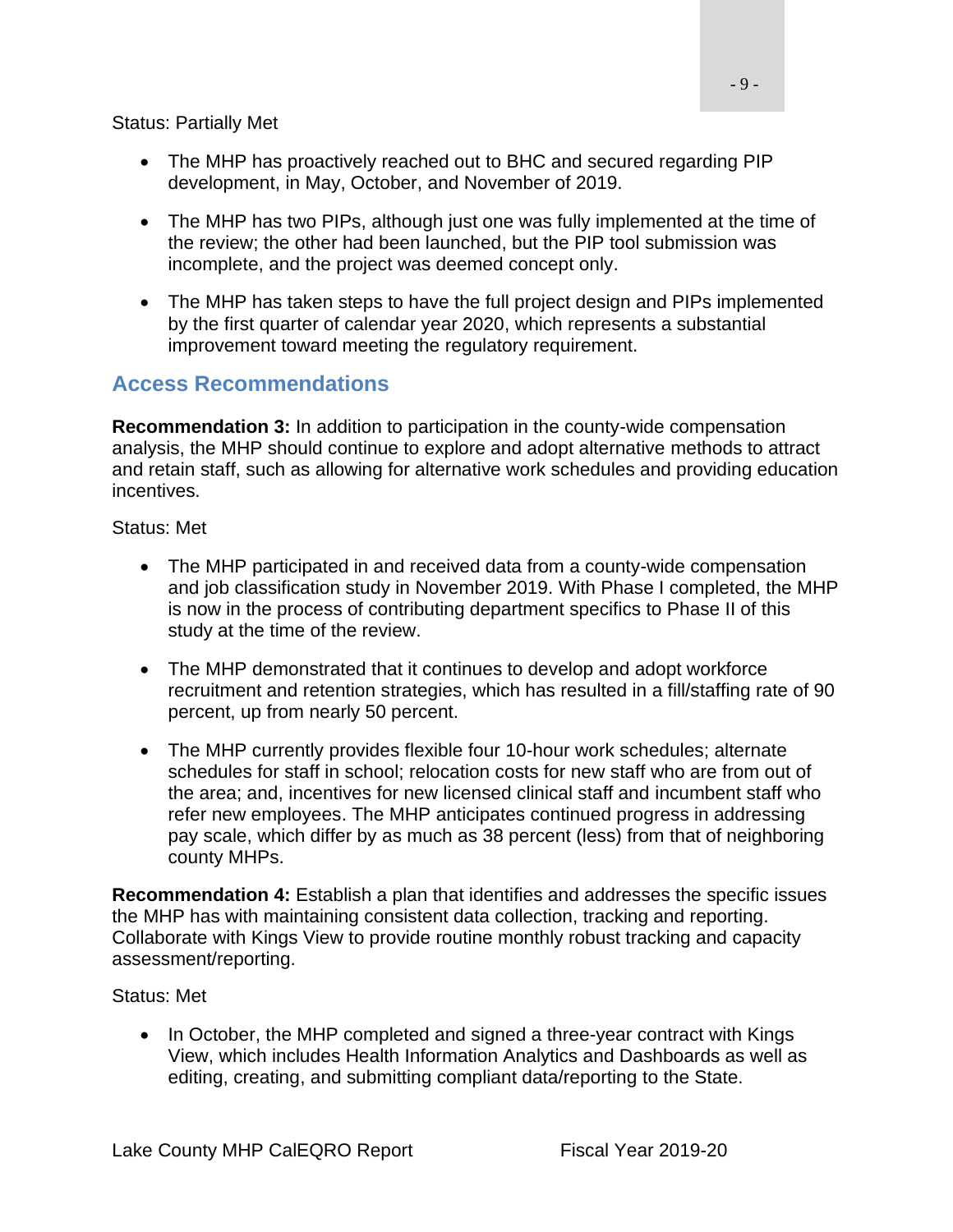Status: Partially Met

- The MHP has proactively reached out to BHC and secured regarding PIP development, in May, October, and November of 2019.
- The MHP has two PIPs, although just one was fully implemented at the time of the review; the other had been launched, but the PIP tool submission was incomplete, and the project was deemed concept only.
- The MHP has taken steps to have the full project design and PIPs implemented by the first quarter of calendar year 2020, which represents a substantial improvement toward meeting the regulatory requirement.

## Access Recommendations

**Recommendation 3:** In addition to participation in the county-wide compensation analysis, the MHP should continue to explore and adopt alternative methods to attract and retain staff, such as allowing for alternative work schedules and providing education incentives.

Status: Met

- The MHP participated in and received data from a county-wide compensation and job classification study in November 2019. With Phase I completed, the MHP is now in the process of contributing department specifics to Phase II of this study at the time of the review.
- The MHP demonstrated that it continues to develop and adopt workforce recruitment and retention strategies, which has resulted in a fill/staffing rate of 90 percent, up from nearly 50 percent.
- The MHP currently provides flexible four 10-hour work schedules; alternate schedules for staff in school; relocation costs for new staff who are from out of the area; and, incentives for new licensed clinical staff and incumbent staff who refer new employees. The MHP anticipates continued progress in addressing pay scale, which differ by as much as 38 percent (less) from that of neighboring county MHPs.

**Recommendation 4:** Establish a plan that identifies and addresses the specific issues the MHP has with maintaining consistent data collection, tracking and reporting. Collaborate with Kings View to provide routine monthly robust tracking and capacity assessment/reporting.

Status: Met

- In October, the MHP completed and signed a three-year contract with Kings View, which includes Health Information Analytics and Dashboards as well as editing, creating, and submitting compliant data/reporting to the State.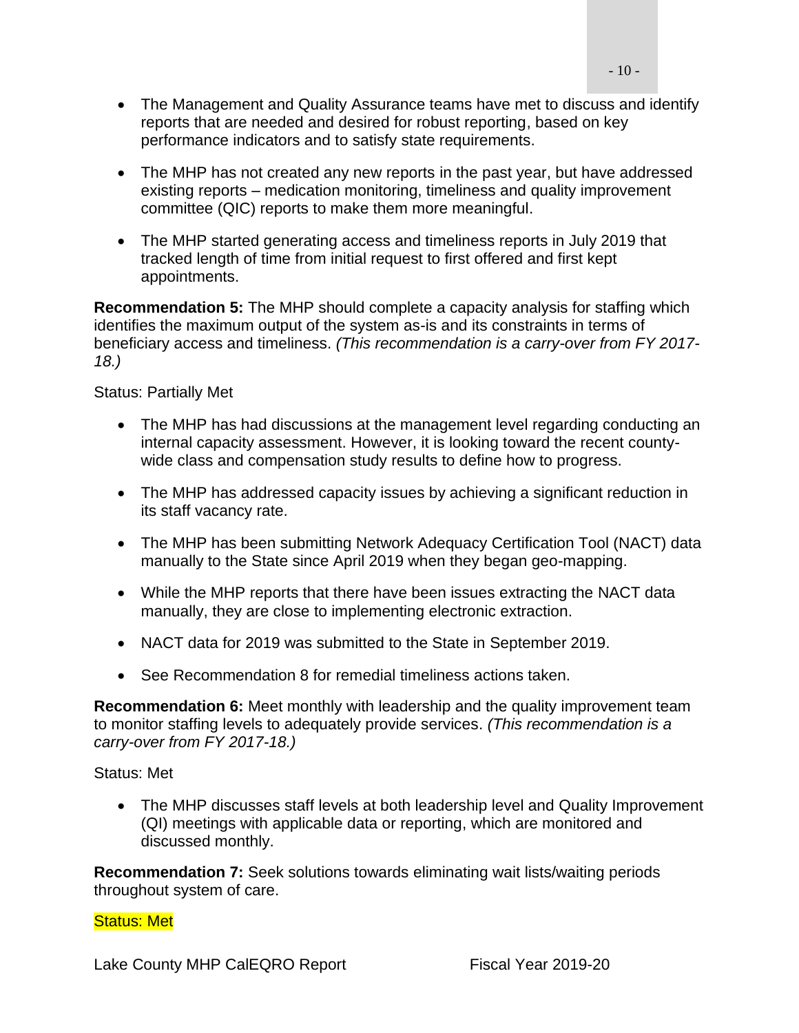- The Management and Quality Assurance teams have met to discuss and identify reports that are needed and desired for robust reporting, based on key performance indicators and to satisfy state requirements.
- The MHP has not created any new reports in the past year, but have addressed existing reports – medication monitoring, timeliness and quality improvement committee (QIC) reports to make them more meaningful.
- The MHP started generating access and timeliness reports in July 2019 that tracked length of time from initial request to first offered and first kept appointments.

**Recommendation 5:** The MHP should complete a capacity analysis for staffing which identifies the maximum output of the system as-is and its constraints in terms of beneficiary access and timeliness. *(This recommendation is a carry-over from FY 2017-18.)*

Status: Partially Met

- The MHP has had discussions at the management level regarding conducting an internal capacity assessment. However, it is looking toward the recent county-wide class and compensation study results to define how to progress.
- The MHP has addressed capacity issues by achieving a significant reduction in its staff vacancy rate.
- The MHP has been submitting Network Adequacy Certification Tool (NACT) data manually to the State since April 2019 when they began geo-mapping.
- While the MHP reports that there have been issues extracting the NACT data manually, they are close to implementing electronic extraction.
- NACT data for 2019 was submitted to the State in September 2019.
- See Recommendation 8 for remedial timeliness actions taken.

**Recommendation 6:** Meet monthly with leadership and the quality improvement team to monitor staffing levels to adequately provide services. *(This recommendation is a carry-over from FY 2017-18.)*

Status: Met

- The MHP discusses staff levels at both leadership level and Quality Improvement (QI) meetings with applicable data or reporting, which are monitored and discussed monthly.

**Recommendation 7:** Seek solutions towards eliminating wait lists/waiting periods throughout system of care.

Status: Met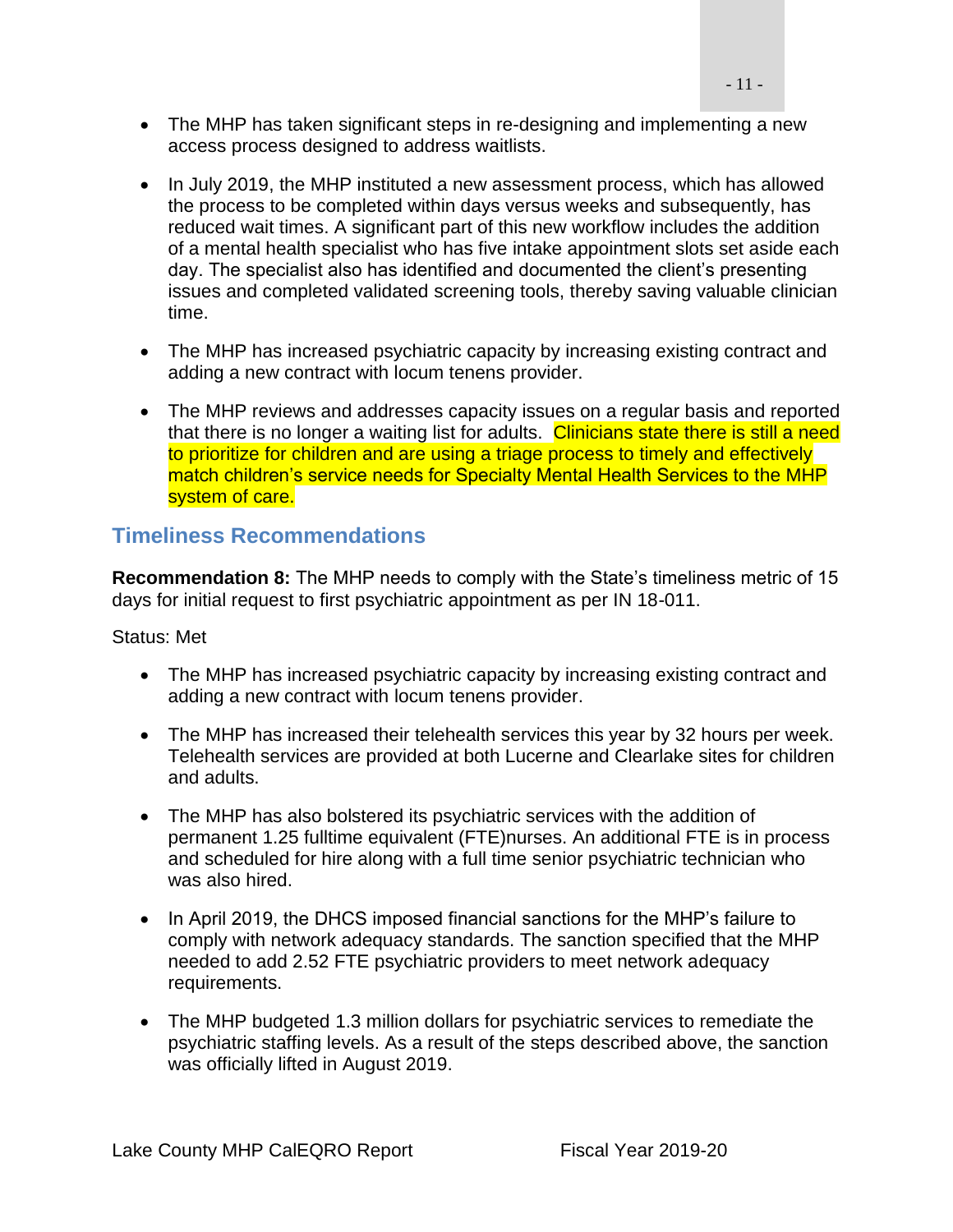- The MHP has taken significant steps in re-designing and implementing a new access process designed to address waitlists.

- In July 2019, the MHP instituted a new assessment process, which has allowed the process to be completed within days versus weeks and subsequently, has reduced wait times. A significant part of this new workflow includes the addition of a mental health specialist who has five intake appointment slots set aside each day. The specialist also has identified and documented the client's presenting issues and completed validated screening tools, thereby saving valuable clinician time.

- The MHP has increased psychiatric capacity by increasing existing contract and adding a new contract with locum tenens provider.

- The MHP reviews and addresses capacity issues on a regular basis and reported that there is no longer a waiting list for adults. Clinicians state there is still a need to prioritize for children and are using a triage process to timely and effectively match children's service needs for Specialty Mental Health Services to the MHP system of care.

## Timeliness Recommendations

**Recommendation 8:** The MHP needs to comply with the State's timeliness metric of 15 days for initial request to first psychiatric appointment as per IN 18-011.

Status: Met

- The MHP has increased psychiatric capacity by increasing existing contract and adding a new contract with locum tenens provider.

- The MHP has increased their telehealth services this year by 32 hours per week. Telehealth services are provided at both Lucerne and Clearlake sites for children and adults.

- The MHP has also bolstered its psychiatric services with the addition of permanent 1.25 fulltime equivalent (FTE)nurses. An additional FTE is in process and scheduled for hire along with a full time senior psychiatric technician who was also hired.

- In April 2019, the DHCS imposed financial sanctions for the MHP's failure to comply with network adequacy standards. The sanction specified that the MHP needed to add 2.52 FTE psychiatric providers to meet network adequacy requirements.

- The MHP budgeted 1.3 million dollars for psychiatric services to remediate the psychiatric staffing levels. As a result of the steps described above, the sanction was officially lifted in August 2019.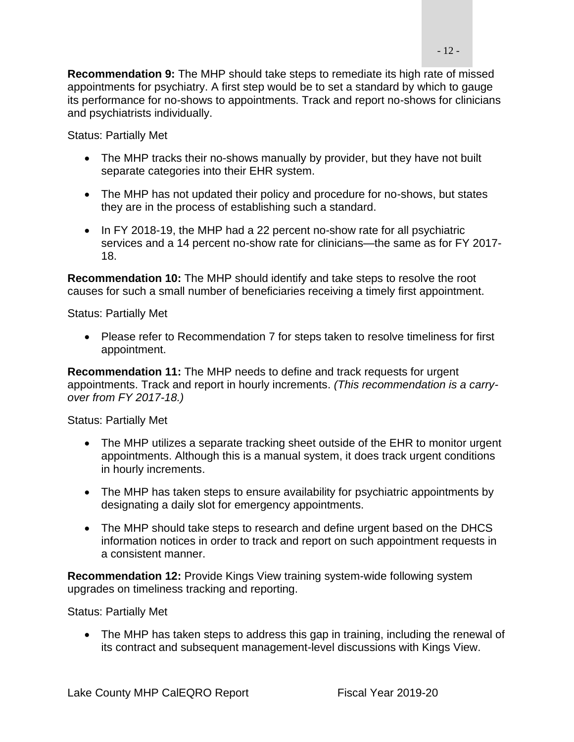**Recommendation 9:** The MHP should take steps to remediate its high rate of missed appointments for psychiatry. A first step would be to set a standard by which to gauge its performance for no-shows to appointments. Track and report no-shows for clinicians and psychiatrists individually.

Status: Partially Met

- The MHP tracks their no-shows manually by provider, but they have not built separate categories into their EHR system.
- The MHP has not updated their policy and procedure for no-shows, but states they are in the process of establishing such a standard.
- In FY 2018-19, the MHP had a 22 percent no-show rate for all psychiatric services and a 14 percent no-show rate for clinicians—the same as for FY 2017-18.

**Recommendation 10:** The MHP should identify and take steps to resolve the root causes for such a small number of beneficiaries receiving a timely first appointment.

Status: Partially Met

- Please refer to Recommendation 7 for steps taken to resolve timeliness for first appointment.

**Recommendation 11:** The MHP needs to define and track requests for urgent appointments. Track and report in hourly increments. *(This recommendation is a carry-over from FY 2017-18.)*

Status: Partially Met

- The MHP utilizes a separate tracking sheet outside of the EHR to monitor urgent appointments. Although this is a manual system, it does track urgent conditions in hourly increments.
- The MHP has taken steps to ensure availability for psychiatric appointments by designating a daily slot for emergency appointments.
- The MHP should take steps to research and define urgent based on the DHCS information notices in order to track and report on such appointment requests in a consistent manner.

**Recommendation 12:** Provide Kings View training system-wide following system upgrades on timeliness tracking and reporting.

Status: Partially Met

- The MHP has taken steps to address this gap in training, including the renewal of its contract and subsequent management-level discussions with Kings View.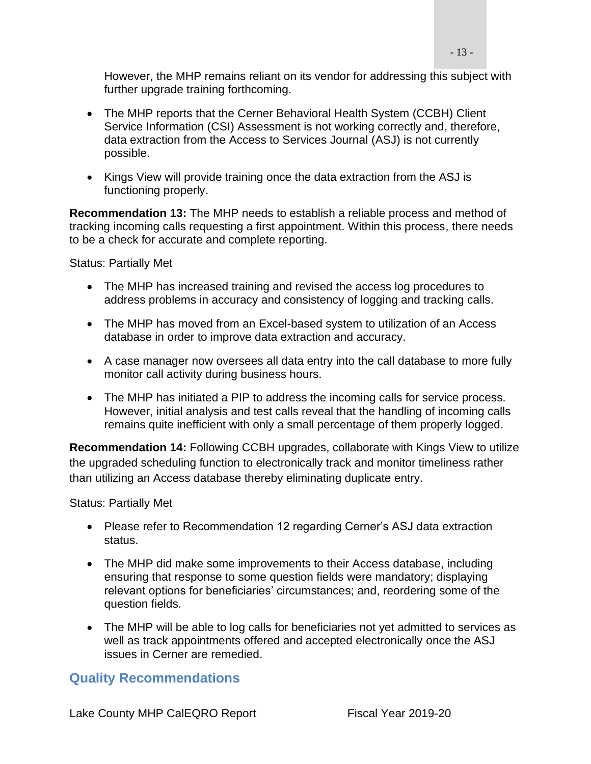However, the MHP remains reliant on its vendor for addressing this subject with further upgrade training forthcoming.

- The MHP reports that the Cerner Behavioral Health System (CCBH) Client Service Information (CSI) Assessment is not working correctly and, therefore, data extraction from the Access to Services Journal (ASJ) is not currently possible.
- Kings View will provide training once the data extraction from the ASJ is functioning properly.

**Recommendation 13:** The MHP needs to establish a reliable process and method of tracking incoming calls requesting a first appointment. Within this process, there needs to be a check for accurate and complete reporting.

Status: Partially Met

- The MHP has increased training and revised the access log procedures to address problems in accuracy and consistency of logging and tracking calls.
- The MHP has moved from an Excel-based system to utilization of an Access database in order to improve data extraction and accuracy.
- A case manager now oversees all data entry into the call database to more fully monitor call activity during business hours.
- The MHP has initiated a PIP to address the incoming calls for service process. However, initial analysis and test calls reveal that the handling of incoming calls remains quite inefficient with only a small percentage of them properly logged.

**Recommendation 14:** Following CCBH upgrades, collaborate with Kings View to utilize the upgraded scheduling function to electronically track and monitor timeliness rather than utilizing an Access database thereby eliminating duplicate entry.

Status: Partially Met

- Please refer to Recommendation 12 regarding Cerner's ASJ data extraction status.
- The MHP did make some improvements to their Access database, including ensuring that response to some question fields were mandatory; displaying relevant options for beneficiaries' circumstances; and, reordering some of the question fields.
- The MHP will be able to log calls for beneficiaries not yet admitted to services as well as track appointments offered and accepted electronically once the ASJ issues in Cerner are remedied.

## Quality Recommendations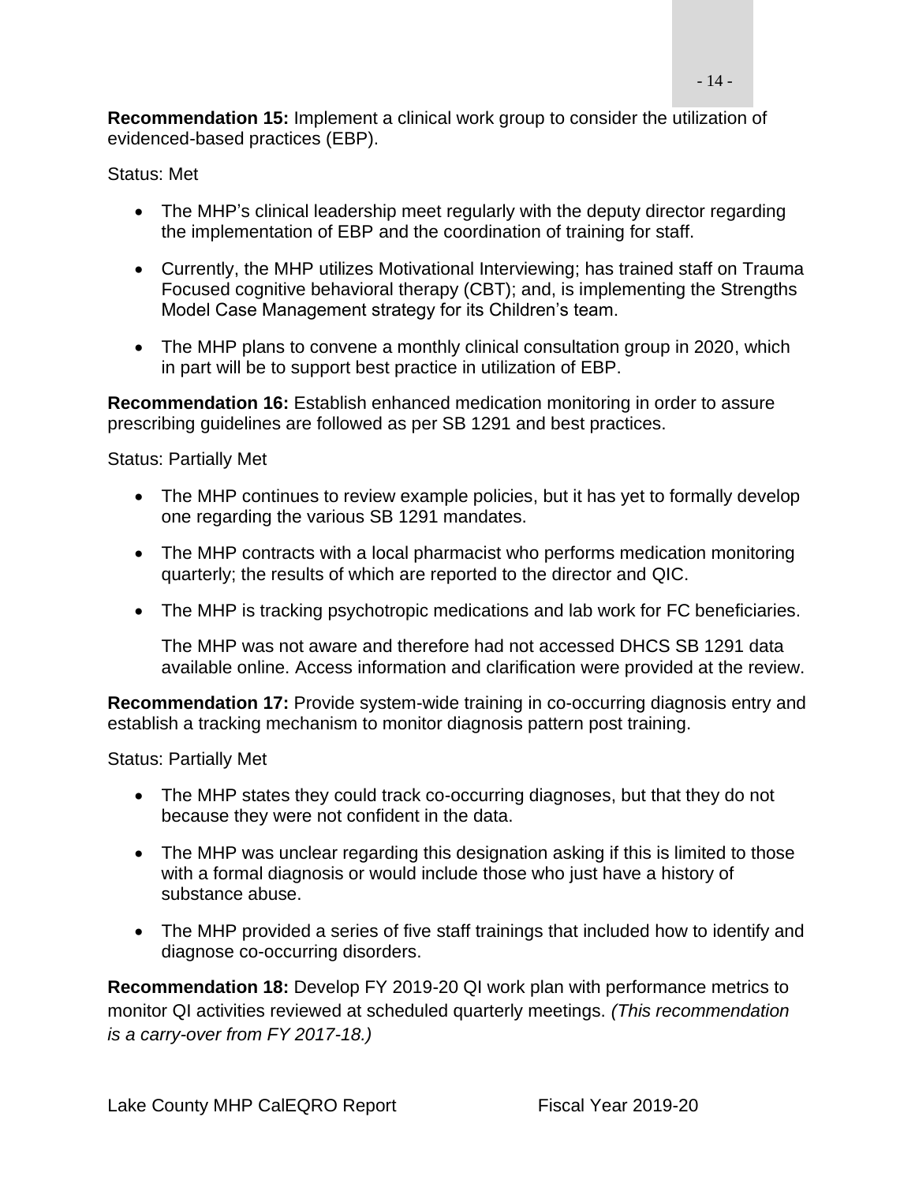**Recommendation 15:** Implement a clinical work group to consider the utilization of evidenced-based practices (EBP).

Status: Met

- The MHP's clinical leadership meet regularly with the deputy director regarding the implementation of EBP and the coordination of training for staff.
- Currently, the MHP utilizes Motivational Interviewing; has trained staff on Trauma Focused cognitive behavioral therapy (CBT); and, is implementing the Strengths Model Case Management strategy for its Children's team.
- The MHP plans to convene a monthly clinical consultation group in 2020, which in part will be to support best practice in utilization of EBP.

**Recommendation 16:** Establish enhanced medication monitoring in order to assure prescribing guidelines are followed as per SB 1291 and best practices.

Status: Partially Met

- The MHP continues to review example policies, but it has yet to formally develop one regarding the various SB 1291 mandates.
- The MHP contracts with a local pharmacist who performs medication monitoring quarterly; the results of which are reported to the director and QIC.
- The MHP is tracking psychotropic medications and lab work for FC beneficiaries.

  The MHP was not aware and therefore had not accessed DHCS SB 1291 data available online. Access information and clarification were provided at the review.

**Recommendation 17:** Provide system-wide training in co-occurring diagnosis entry and establish a tracking mechanism to monitor diagnosis pattern post training.

Status: Partially Met

- The MHP states they could track co-occurring diagnoses, but that they do not because they were not confident in the data.
- The MHP was unclear regarding this designation asking if this is limited to those with a formal diagnosis or would include those who just have a history of substance abuse.
- The MHP provided a series of five staff trainings that included how to identify and diagnose co-occurring disorders.

**Recommendation 18:** Develop FY 2019-20 QI work plan with performance metrics to monitor QI activities reviewed at scheduled quarterly meetings. *(This recommendation is a carry-over from FY 2017-18.)*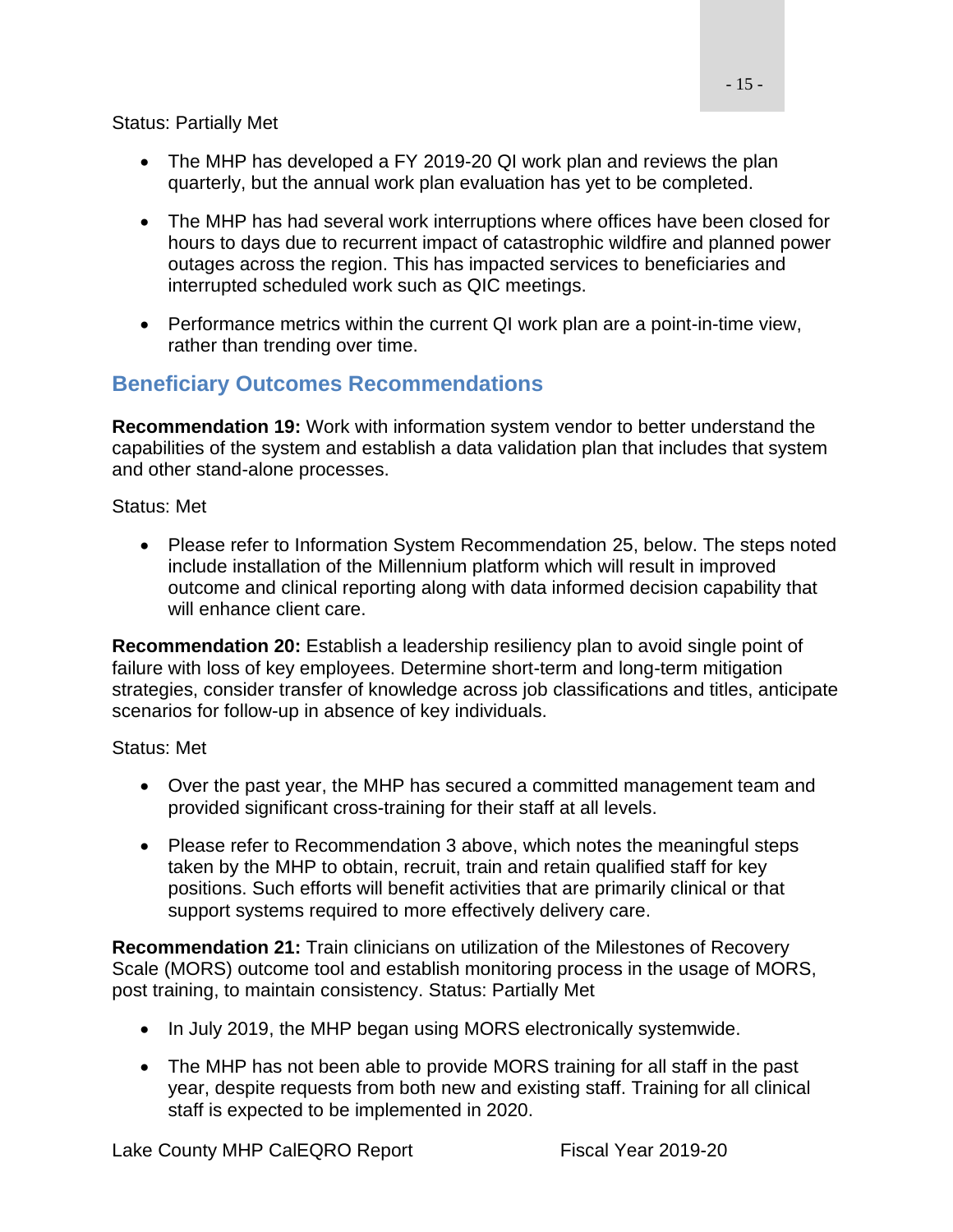Status: Partially Met

- The MHP has developed a FY 2019-20 QI work plan and reviews the plan quarterly, but the annual work plan evaluation has yet to be completed.
- The MHP has had several work interruptions where offices have been closed for hours to days due to recurrent impact of catastrophic wildfire and planned power outages across the region. This has impacted services to beneficiaries and interrupted scheduled work such as QIC meetings.
- Performance metrics within the current QI work plan are a point-in-time view, rather than trending over time.

## Beneficiary Outcomes Recommendations

**Recommendation 19:** Work with information system vendor to better understand the capabilities of the system and establish a data validation plan that includes that system and other stand-alone processes.

Status: Met

- Please refer to Information System Recommendation 25, below. The steps noted include installation of the Millennium platform which will result in improved outcome and clinical reporting along with data informed decision capability that will enhance client care.

**Recommendation 20:** Establish a leadership resiliency plan to avoid single point of failure with loss of key employees. Determine short-term and long-term mitigation strategies, consider transfer of knowledge across job classifications and titles, anticipate scenarios for follow-up in absence of key individuals.

Status: Met

- Over the past year, the MHP has secured a committed management team and provided significant cross-training for their staff at all levels.
- Please refer to Recommendation 3 above, which notes the meaningful steps taken by the MHP to obtain, recruit, train and retain qualified staff for key positions. Such efforts will benefit activities that are primarily clinical or that support systems required to more effectively delivery care.

**Recommendation 21:** Train clinicians on utilization of the Milestones of Recovery Scale (MORS) outcome tool and establish monitoring process in the usage of MORS, post training, to maintain consistency. Status: Partially Met

- In July 2019, the MHP began using MORS electronically systemwide.
- The MHP has not been able to provide MORS training for all staff in the past year, despite requests from both new and existing staff. Training for all clinical staff is expected to be implemented in 2020.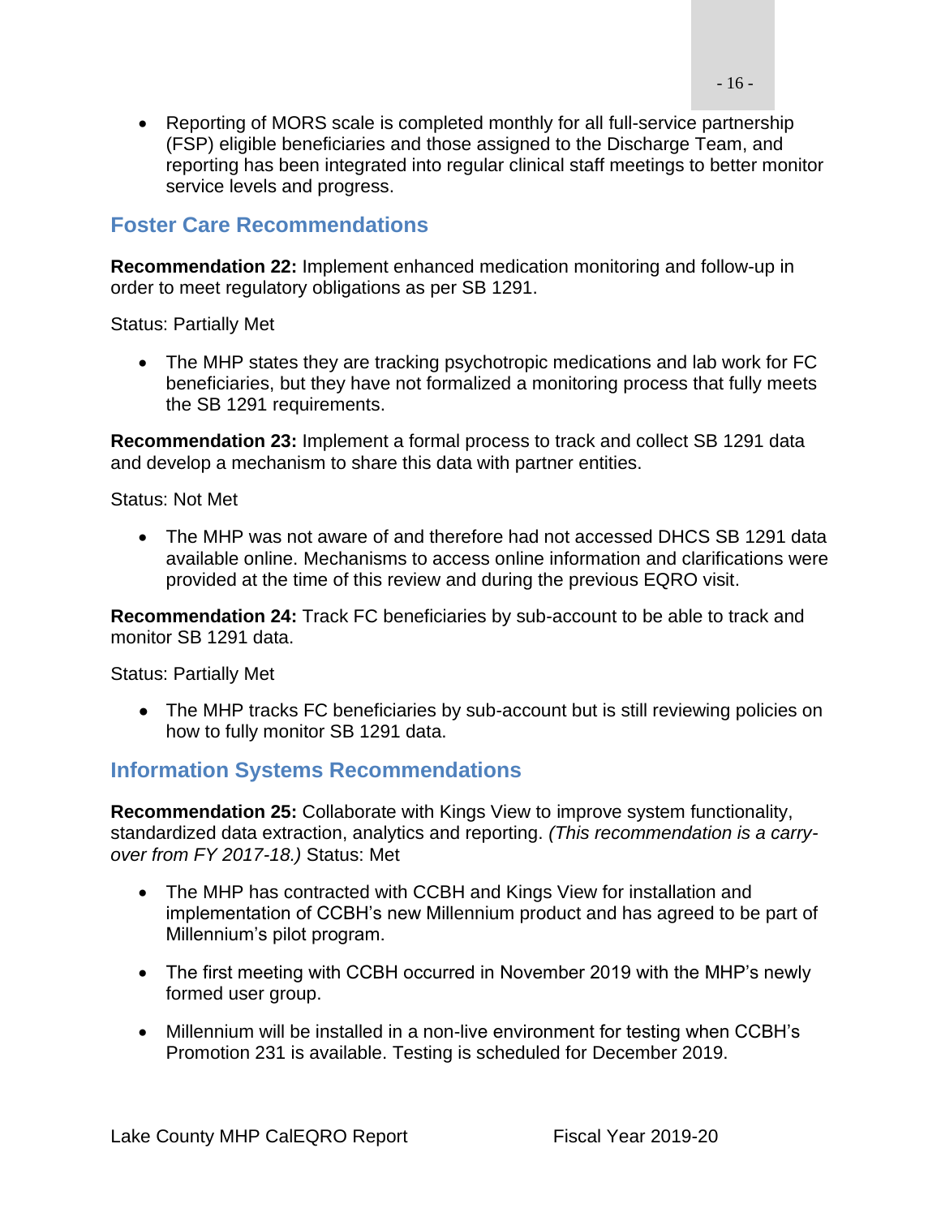- Reporting of MORS scale is completed monthly for all full-service partnership (FSP) eligible beneficiaries and those assigned to the Discharge Team, and reporting has been integrated into regular clinical staff meetings to better monitor service levels and progress.

## Foster Care Recommendations

**Recommendation 22:** Implement enhanced medication monitoring and follow-up in order to meet regulatory obligations as per SB 1291.

Status: Partially Met

- The MHP states they are tracking psychotropic medications and lab work for FC beneficiaries, but they have not formalized a monitoring process that fully meets the SB 1291 requirements.

**Recommendation 23:** Implement a formal process to track and collect SB 1291 data and develop a mechanism to share this data with partner entities.

Status: Not Met

- The MHP was not aware of and therefore had not accessed DHCS SB 1291 data available online. Mechanisms to access online information and clarifications were provided at the time of this review and during the previous EQRO visit.

**Recommendation 24:** Track FC beneficiaries by sub-account to be able to track and monitor SB 1291 data.

Status: Partially Met

- The MHP tracks FC beneficiaries by sub-account but is still reviewing policies on how to fully monitor SB 1291 data.

## Information Systems Recommendations

**Recommendation 25:** Collaborate with Kings View to improve system functionality, standardized data extraction, analytics and reporting. *(This recommendation is a carry-over from FY 2017-18.)* Status: Met

- The MHP has contracted with CCBH and Kings View for installation and implementation of CCBH's new Millennium product and has agreed to be part of Millennium's pilot program.

- The first meeting with CCBH occurred in November 2019 with the MHP's newly formed user group.

- Millennium will be installed in a non-live environment for testing when CCBH's Promotion 231 is available. Testing is scheduled for December 2019.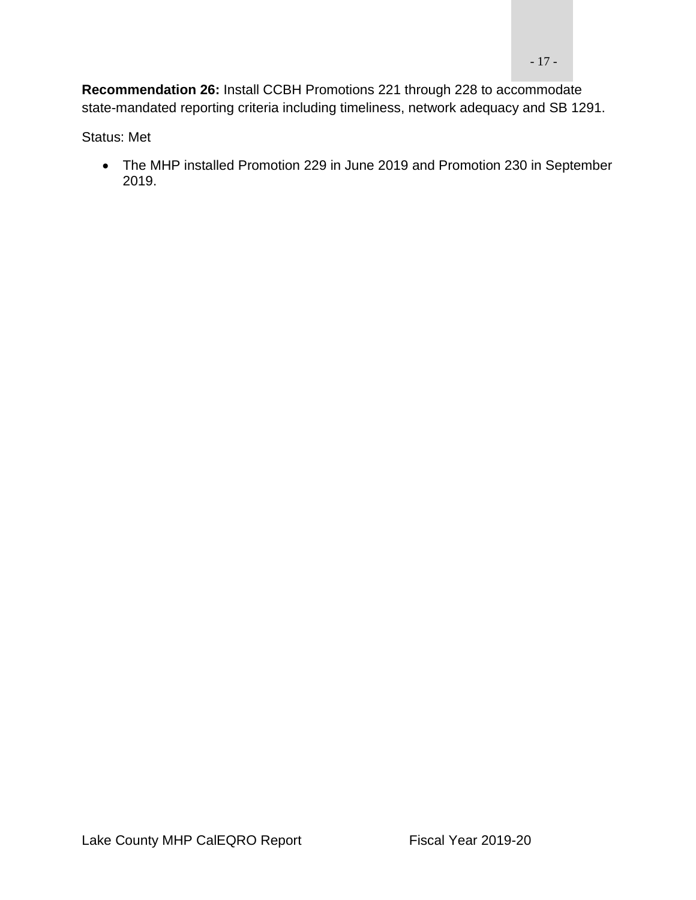**Recommendation 26:** Install CCBH Promotions 221 through 228 to accommodate state-mandated reporting criteria including timeliness, network adequacy and SB 1291.

Status: Met

- The MHP installed Promotion 229 in June 2019 and Promotion 230 in September 2019.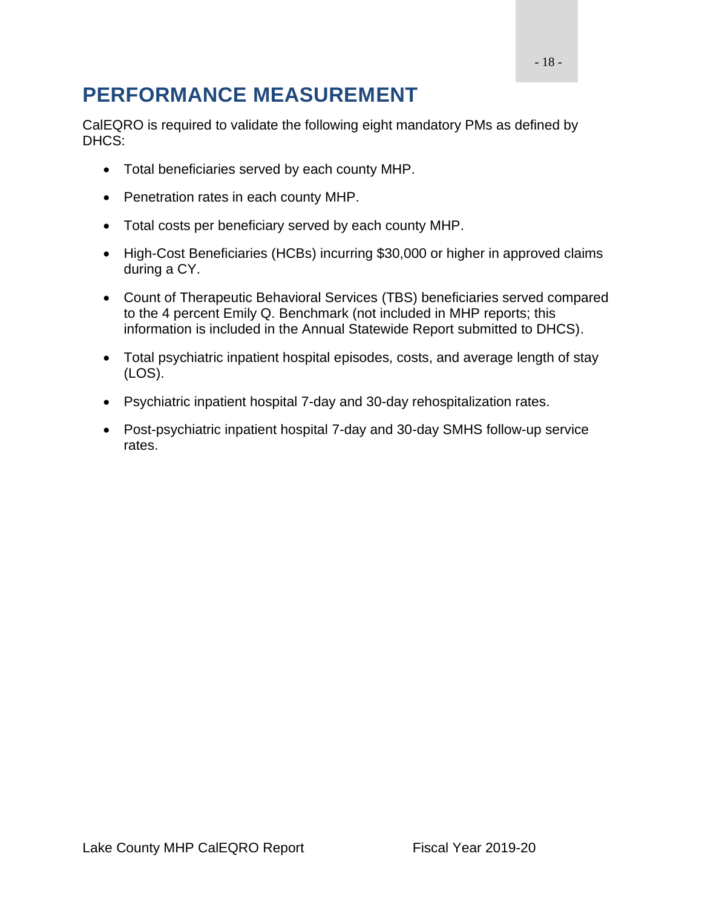# PERFORMANCE MEASUREMENT

CalEQRO is required to validate the following eight mandatory PMs as defined by DHCS:

- Total beneficiaries served by each county MHP.
- Penetration rates in each county MHP.
- Total costs per beneficiary served by each county MHP.
- High-Cost Beneficiaries (HCBs) incurring $30,000 or higher in approved claims during a CY.
- Count of Therapeutic Behavioral Services (TBS) beneficiaries served compared to the 4 percent Emily Q. Benchmark (not included in MHP reports; this information is included in the Annual Statewide Report submitted to DHCS).
- Total psychiatric inpatient hospital episodes, costs, and average length of stay (LOS).
- Psychiatric inpatient hospital 7-day and 30-day rehospitalization rates.
- Post-psychiatric inpatient hospital 7-day and 30-day SMHS follow-up service rates.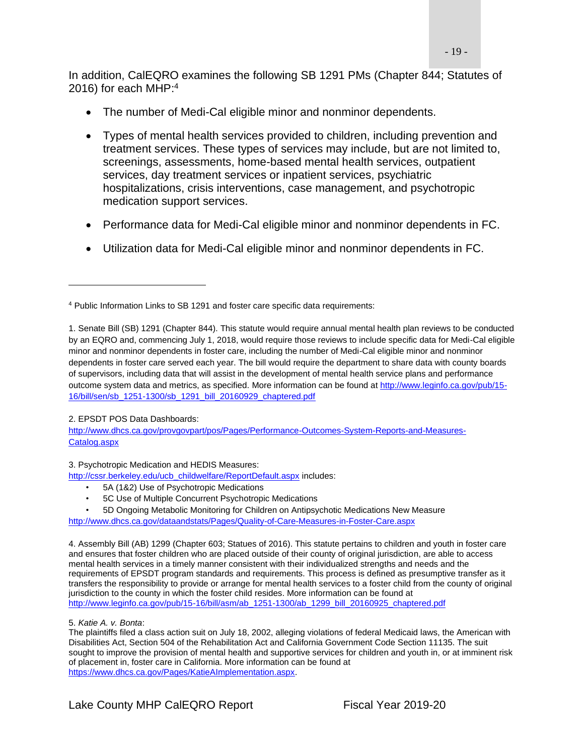In addition, CalEQRO examines the following SB 1291 PMs (Chapter 844; Statutes of 2016) for each MHP:[4]

- The number of Medi-Cal eligible minor and nonminor dependents.
- Types of mental health services provided to children, including prevention and treatment services. These types of services may include, but are not limited to, screenings, assessments, home-based mental health services, outpatient services, day treatment services or inpatient services, psychiatric hospitalizations, crisis interventions, case management, and psychotropic medication support services.
- Performance data for Medi-Cal eligible minor and nonminor dependents in FC.
- Utilization data for Medi-Cal eligible minor and nonminor dependents in FC.

---

[4] Public Information Links to SB 1291 and foster care specific data requirements:

1. Senate Bill (SB) 1291 (Chapter 844). This statute would require annual mental health plan reviews to be conducted by an EQRO and, commencing July 1, 2018, would require those reviews to include specific data for Medi-Cal eligible minor and nonminor dependents in foster care, including the number of Medi-Cal eligible minor and nonminor dependents in foster care served each year. The bill would require the department to share data with county boards of supervisors, including data that will assist in the development of mental health service plans and performance outcome system data and metrics, as specified. More information can be found at http://www.leginfo.ca.gov/pub/15-16/bill/sen/sb_1251-1300/sb_1291_bill_20160929_chaptered.pdf

2. EPSDT POS Data Dashboards:
http://www.dhcs.ca.gov/provgovpart/pos/Pages/Performance-Outcomes-System-Reports-and-Measures-Catalog.aspx

3. Psychotropic Medication and HEDIS Measures:
http://cssr.berkeley.edu/ucb_childwelfare/ReportDefault.aspx includes:

- 5A (1&2) Use of Psychotropic Medications
- 5C Use of Multiple Concurrent Psychotropic Medications
- 5D Ongoing Metabolic Monitoring for Children on Antipsychotic Medications New Measure

http://www.dhcs.ca.gov/dataandstats/Pages/Quality-of-Care-Measures-in-Foster-Care.aspx

4. Assembly Bill (AB) 1299 (Chapter 603; Statues of 2016). This statute pertains to children and youth in foster care and ensures that foster children who are placed outside of their county of original jurisdiction, are able to access mental health services in a timely manner consistent with their individualized strengths and needs and the requirements of EPSDT program standards and requirements. This process is defined as presumptive transfer as it transfers the responsibility to provide or arrange for mental health services to a foster child from the county of original jurisdiction to the county in which the foster child resides. More information can be found at http://www.leginfo.ca.gov/pub/15-16/bill/asm/ab_1251-1300/ab_1299_bill_20160925_chaptered.pdf

5. *Katie A. v. Bonta*:
The plaintiffs filed a class action suit on July 18, 2002, alleging violations of federal Medicaid laws, the American with Disabilities Act, Section 504 of the Rehabilitation Act and California Government Code Section 11135. The suit sought to improve the provision of mental health and supportive services for children and youth in, or at imminent risk of placement in, foster care in California. More information can be found at https://www.dhcs.ca.gov/Pages/KatieAImplementation.aspx.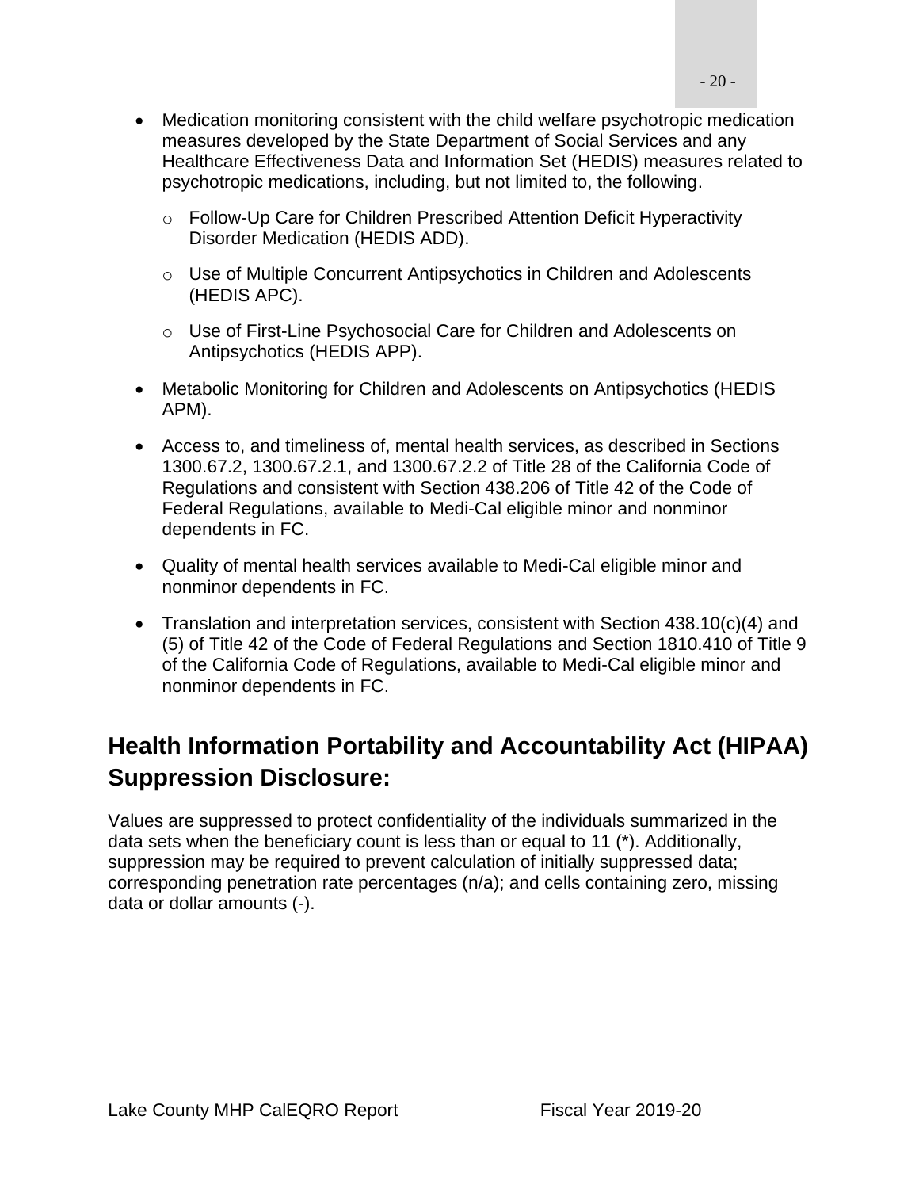- Medication monitoring consistent with the child welfare psychotropic medication measures developed by the State Department of Social Services and any Healthcare Effectiveness Data and Information Set (HEDIS) measures related to psychotropic medications, including, but not limited to, the following.
    - Follow-Up Care for Children Prescribed Attention Deficit Hyperactivity Disorder Medication (HEDIS ADD).
    - Use of Multiple Concurrent Antipsychotics in Children and Adolescents (HEDIS APC).
    - Use of First-Line Psychosocial Care for Children and Adolescents on Antipsychotics (HEDIS APP).
- Metabolic Monitoring for Children and Adolescents on Antipsychotics (HEDIS APM).
- Access to, and timeliness of, mental health services, as described in Sections 1300.67.2, 1300.67.2.1, and 1300.67.2.2 of Title 28 of the California Code of Regulations and consistent with Section 438.206 of Title 42 of the Code of Federal Regulations, available to Medi-Cal eligible minor and nonminor dependents in FC.
- Quality of mental health services available to Medi-Cal eligible minor and nonminor dependents in FC.
- Translation and interpretation services, consistent with Section 438.10(c)(4) and (5) of Title 42 of the Code of Federal Regulations and Section 1810.410 of Title 9 of the California Code of Regulations, available to Medi-Cal eligible minor and nonminor dependents in FC.

## Health Information Portability and Accountability Act (HIPAA) Suppression Disclosure:

Values are suppressed to protect confidentiality of the individuals summarized in the data sets when the beneficiary count is less than or equal to 11 (*). Additionally, suppression may be required to prevent calculation of initially suppressed data; corresponding penetration rate percentages (n/a); and cells containing zero, missing data or dollar amounts (-).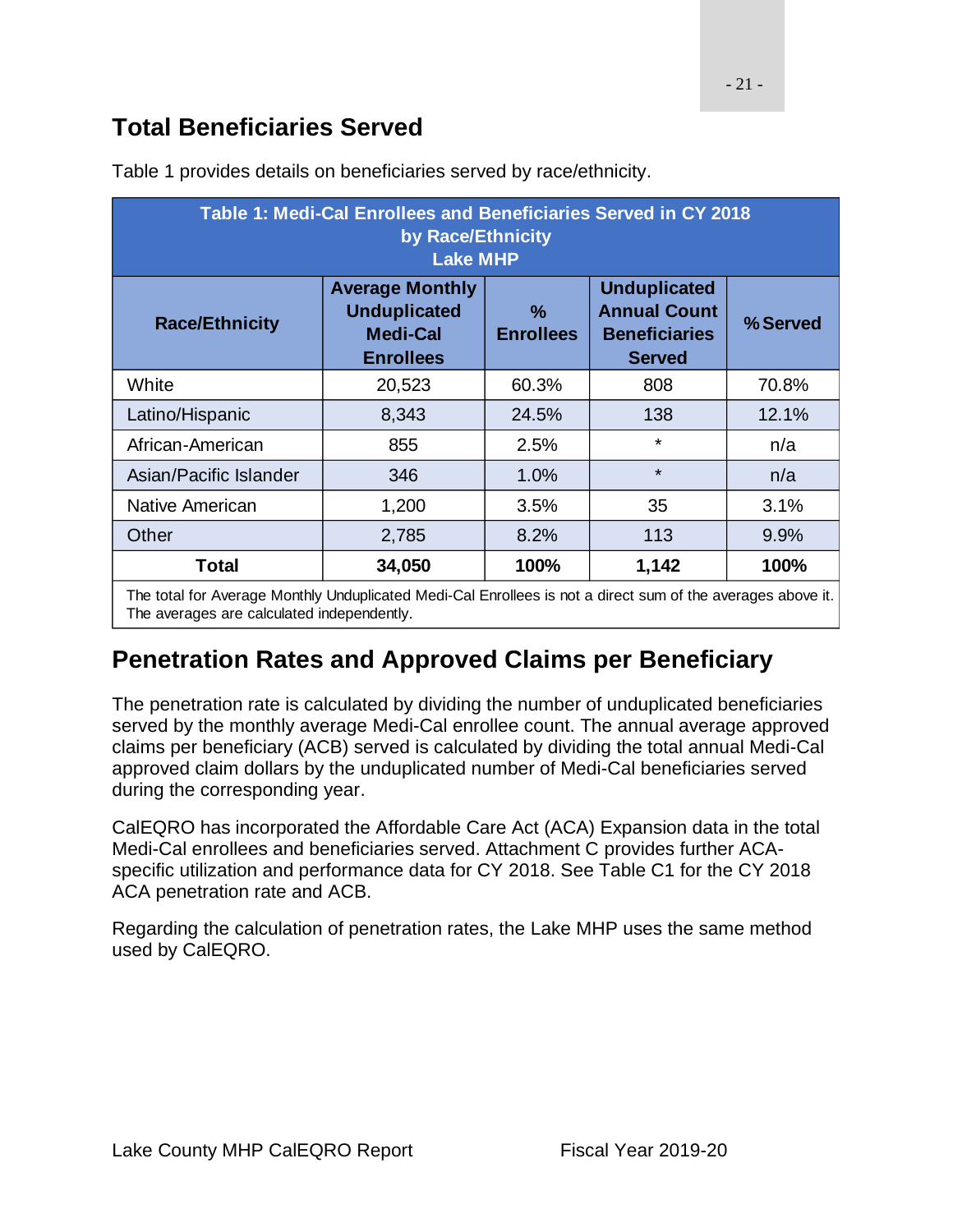## Total Beneficiaries Served

Table 1 provides details on beneficiaries served by race/ethnicity.

**Table 1: Medi-Cal Enrollees and Beneficiaries Served in CY 2018 by Race/Ethnicity Lake MHP**

| Race/Ethnicity | Average Monthly Unduplicated Medi-Cal Enrollees | % Enrollees | Unduplicated Annual Count Beneficiaries Served | % Served |
|---|---|---|---|---|
| White | 20,523 | 60.3% | 808 | 70.8% |
| Latino/Hispanic | 8,343 | 24.5% | 138 | 12.1% |
| African-American | 855 | 2.5% | * | n/a |
| Asian/Pacific Islander | 346 | 1.0% | * | n/a |
| Native American | 1,200 | 3.5% | 35 | 3.1% |
| Other | 2,785 | 8.2% | 113 | 9.9% |
| **Total** | **34,050** | **100%** | **1,142** | **100%** |

The total for Average Monthly Unduplicated Medi-Cal Enrollees is not a direct sum of the averages above it. The averages are calculated independently.

## Penetration Rates and Approved Claims per Beneficiary

The penetration rate is calculated by dividing the number of unduplicated beneficiaries served by the monthly average Medi-Cal enrollee count. The annual average approved claims per beneficiary (ACB) served is calculated by dividing the total annual Medi-Cal approved claim dollars by the unduplicated number of Medi-Cal beneficiaries served during the corresponding year.

CalEQRO has incorporated the Affordable Care Act (ACA) Expansion data in the total Medi-Cal enrollees and beneficiaries served. Attachment C provides further ACA-specific utilization and performance data for CY 2018. See Table C1 for the CY 2018 ACA penetration rate and ACB.

Regarding the calculation of penetration rates, the Lake MHP uses the same method used by CalEQRO.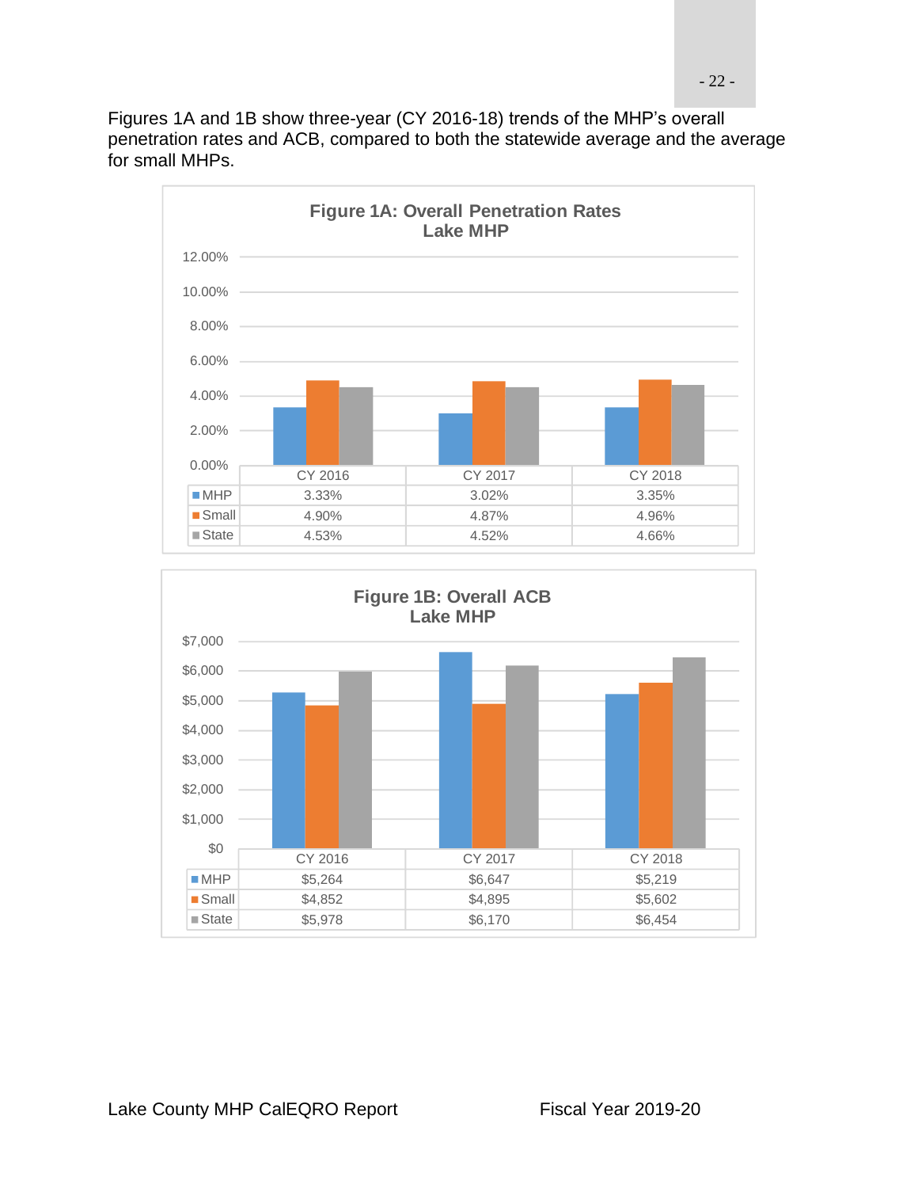Figures 1A and 1B show three-year (CY 2016-18) trends of the MHP's overall penetration rates and ACB, compared to both the statewide average and the average for small MHPs.

**Figure 1A: Overall Penetration Rates**
**Lake MHP**

| | CY 2016 | CY 2017 | CY 2018 |
|---|---|---|---|
| MHP | 3.33% | 3.02% | 3.35% |
| Small | 4.90% | 4.87% | 4.96% |
| State | 4.53% | 4.52% | 4.66% |

**Figure 1B: Overall ACB**
**Lake MHP**

| | CY 2016 | CY 2017 | CY 2018 |
|---|---|---|---|
| MHP | $5,264 | $6,647 | $5,219 |
| Small | $4,852 | $4,895 | $5,602 |
| State | $5,978 | $6,170 | $6,454 |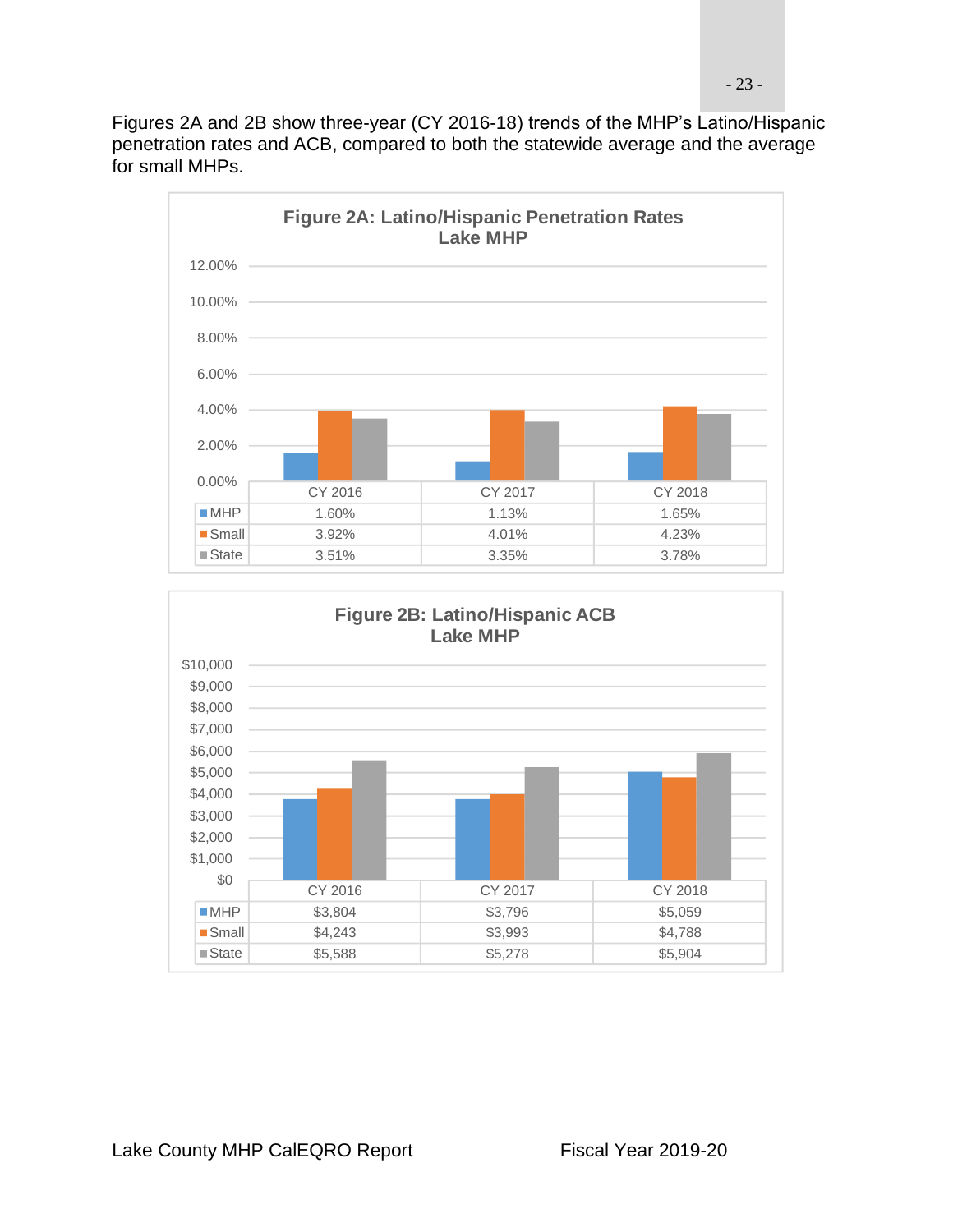Figures 2A and 2B show three-year (CY 2016-18) trends of the MHP's Latino/Hispanic penetration rates and ACB, compared to both the statewide average and the average for small MHPs.

**Figure 2A: Latino/Hispanic Penetration Rates Lake MHP**

| | CY 2016 | CY 2017 | CY 2018 |
|---|---|---|---|
| MHP | 1.60% | 1.13% | 1.65% |
| Small | 3.92% | 4.01% | 4.23% |
| State | 3.51% | 3.35% | 3.78% |

**Figure 2B: Latino/Hispanic ACB Lake MHP**

| | CY 2016 | CY 2017 | CY 2018 |
|---|---|---|---|
| MHP | $3,804 | $3,796 | $5,059 |
| Small | $4,243 | $3,993 | $4,788 |
| State | $5,588 | $5,278 | $5,904 |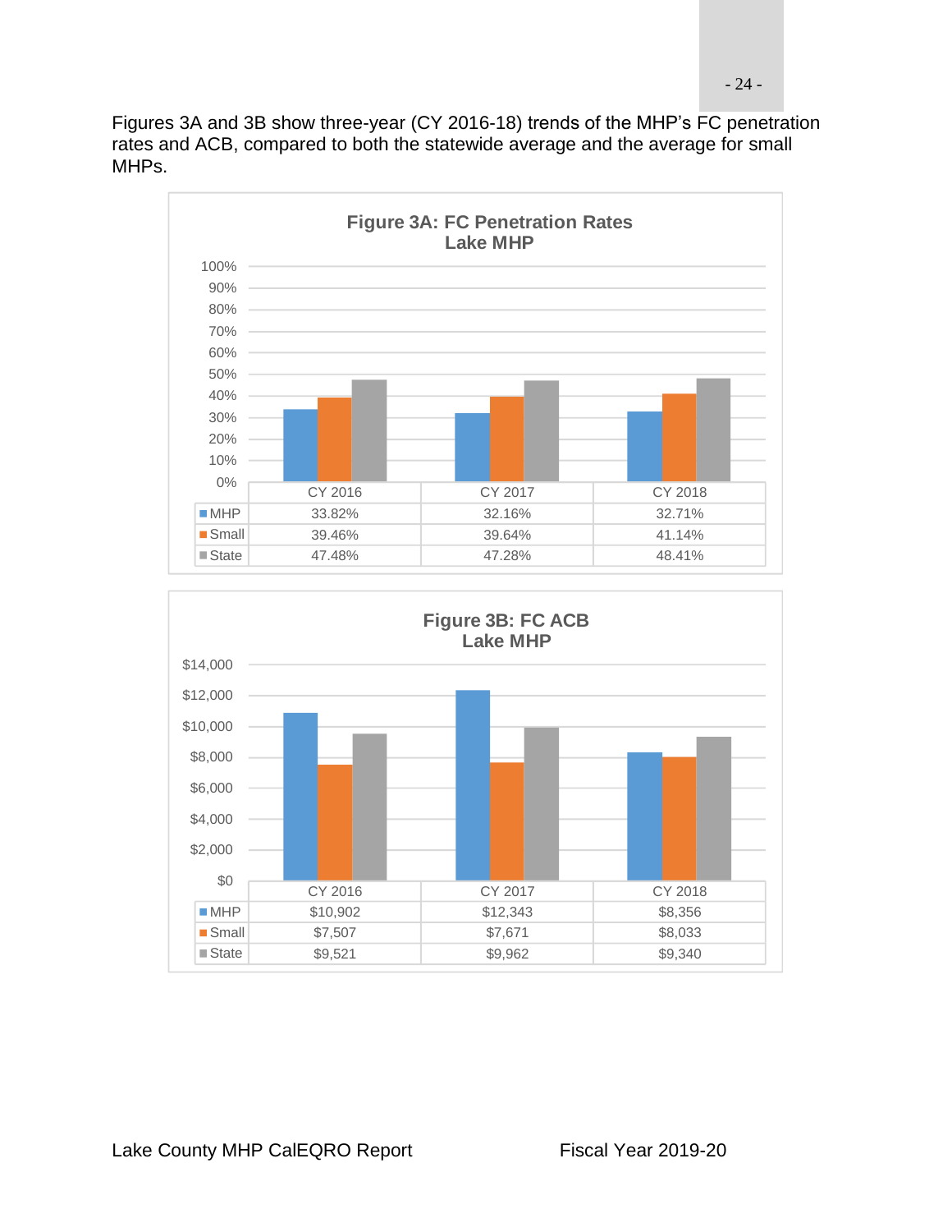Figures 3A and 3B show three-year (CY 2016-18) trends of the MHP's FC penetration rates and ACB, compared to both the statewide average and the average for small MHPs.

**Figure 3A: FC Penetration Rates**
**Lake MHP**

| | CY 2016 | CY 2017 | CY 2018 |
|---|---|---|---|
| MHP | 33.82% | 32.16% | 32.71% |
| Small | 39.46% | 39.64% | 41.14% |
| State | 47.48% | 47.28% | 48.41% |

**Figure 3B: FC ACB**
**Lake MHP**

| | CY 2016 | CY 2017 | CY 2018 |
|---|---|---|---|
| MHP | $10,902 | $12,343 | $8,356 |
| Small | $7,507 | $7,671 | $8,033 |
| State | $9,521 | $9,962 | $9,340 |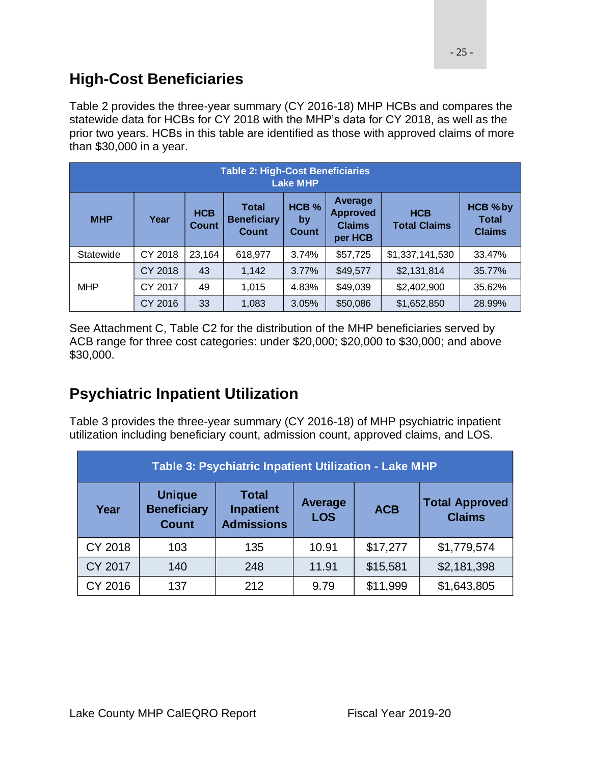## High-Cost Beneficiaries

Table 2 provides the three-year summary (CY 2016-18) MHP HCBs and compares the statewide data for HCBs for CY 2018 with the MHP's data for CY 2018, as well as the prior two years. HCBs in this table are identified as those with approved claims of more than $30,000 in a year.

| Table 2: High-Cost Beneficiaries Lake MHP | | | | | | | |
|---|---|---|---|---|---|---|---|
| **MHP** | **Year** | **HCB Count** | **Total Beneficiary Count** | **HCB % by Count** | **Average Approved Claims per HCB** | **HCB Total Claims** | **HCB % by Total Claims** |
| Statewide | CY 2018 | 23,164 | 618,977 | 3.74% | $57,725 | $1,337,141,530 | 33.47% |
| MHP | CY 2018 | 43 | 1,142 | 3.77% | $49,577 | $2,131,814 | 35.77% |
| | CY 2017 | 49 | 1,015 | 4.83% | $49,039 | $2,402,900 | 35.62% |
| | CY 2016 | 33 | 1,083 | 3.05% | $50,086 | $1,652,850 | 28.99% |

See Attachment C, Table C2 for the distribution of the MHP beneficiaries served by ACB range for three cost categories: under $20,000; $20,000 to $30,000; and above $30,000.

## Psychiatric Inpatient Utilization

Table 3 provides the three-year summary (CY 2016-18) of MHP psychiatric inpatient utilization including beneficiary count, admission count, approved claims, and LOS.

| Table 3: Psychiatric Inpatient Utilization - Lake MHP | | | | | |
|---|---|---|---|---|---|
| **Year** | **Unique Beneficiary Count** | **Total Inpatient Admissions** | **Average LOS** | **ACB** | **Total Approved Claims** |
| CY 2018 | 103 | 135 | 10.91 | $17,277 | $1,779,574 |
| CY 2017 | 140 | 248 | 11.91 | $15,581 | $2,181,398 |
| CY 2016 | 137 | 212 | 9.79 | $11,999 | $1,643,805 |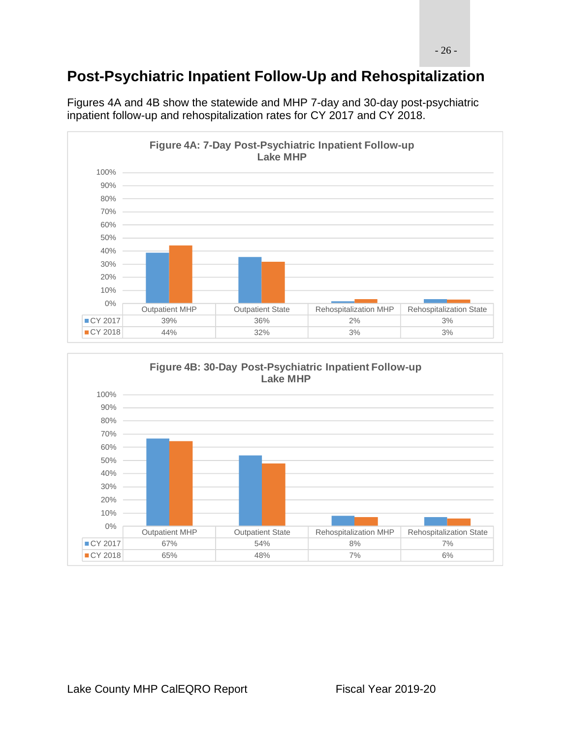## Post-Psychiatric Inpatient Follow-Up and Rehospitalization

Figures 4A and 4B show the statewide and MHP 7-day and 30-day post-psychiatric inpatient follow-up and rehospitalization rates for CY 2017 and CY 2018.

**Figure 4A: 7-Day Post-Psychiatric Inpatient Follow-up Lake MHP**

| | Outpatient MHP | Outpatient State | Rehospitalization MHP | Rehospitalization State |
|---|---|---|---|---|
| CY 2017 | 39% | 36% | 2% | 3% |
| CY 2018 | 44% | 32% | 3% | 3% |

**Figure 4B: 30-Day Post-Psychiatric Inpatient Follow-up Lake MHP**

| | Outpatient MHP | Outpatient State | Rehospitalization MHP | Rehospitalization State |
|---|---|---|---|---|
| CY 2017 | 67% | 54% | 8% | 7% |
| CY 2018 | 65% | 48% | 7% | 6% |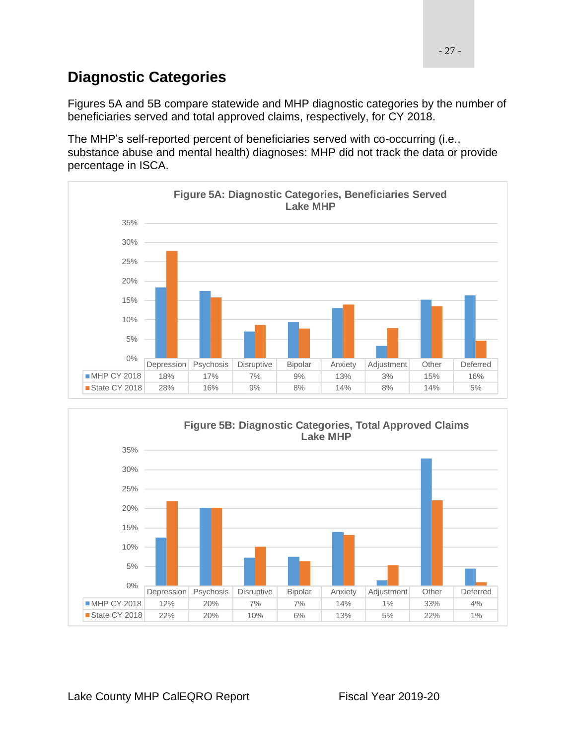## Diagnostic Categories

Figures 5A and 5B compare statewide and MHP diagnostic categories by the number of beneficiaries served and total approved claims, respectively, for CY 2018.

The MHP's self-reported percent of beneficiaries served with co-occurring (i.e., substance abuse and mental health) diagnoses: MHP did not track the data or provide percentage in ISCA.

**Figure 5A: Diagnostic Categories, Beneficiaries Served Lake MHP**

| | Depression | Psychosis | Disruptive | Bipolar | Anxiety | Adjustment | Other | Deferred |
|---|---|---|---|---|---|---|---|---|
| MHP CY 2018 | 18% | 17% | 7% | 9% | 13% | 3% | 15% | 16% |
| State CY 2018 | 28% | 16% | 9% | 8% | 14% | 8% | 14% | 5% |

**Figure 5B: Diagnostic Categories, Total Approved Claims Lake MHP**

| | Depression | Psychosis | Disruptive | Bipolar | Anxiety | Adjustment | Other | Deferred |
|---|---|---|---|---|---|---|---|---|
| MHP CY 2018 | 12% | 20% | 7% | 7% | 14% | 1% | 33% | 4% |
| State CY 2018 | 22% | 20% | 10% | 6% | 13% | 5% | 22% | 1% |

Lake County MHP CalEQRO Report Fiscal Year 2019-20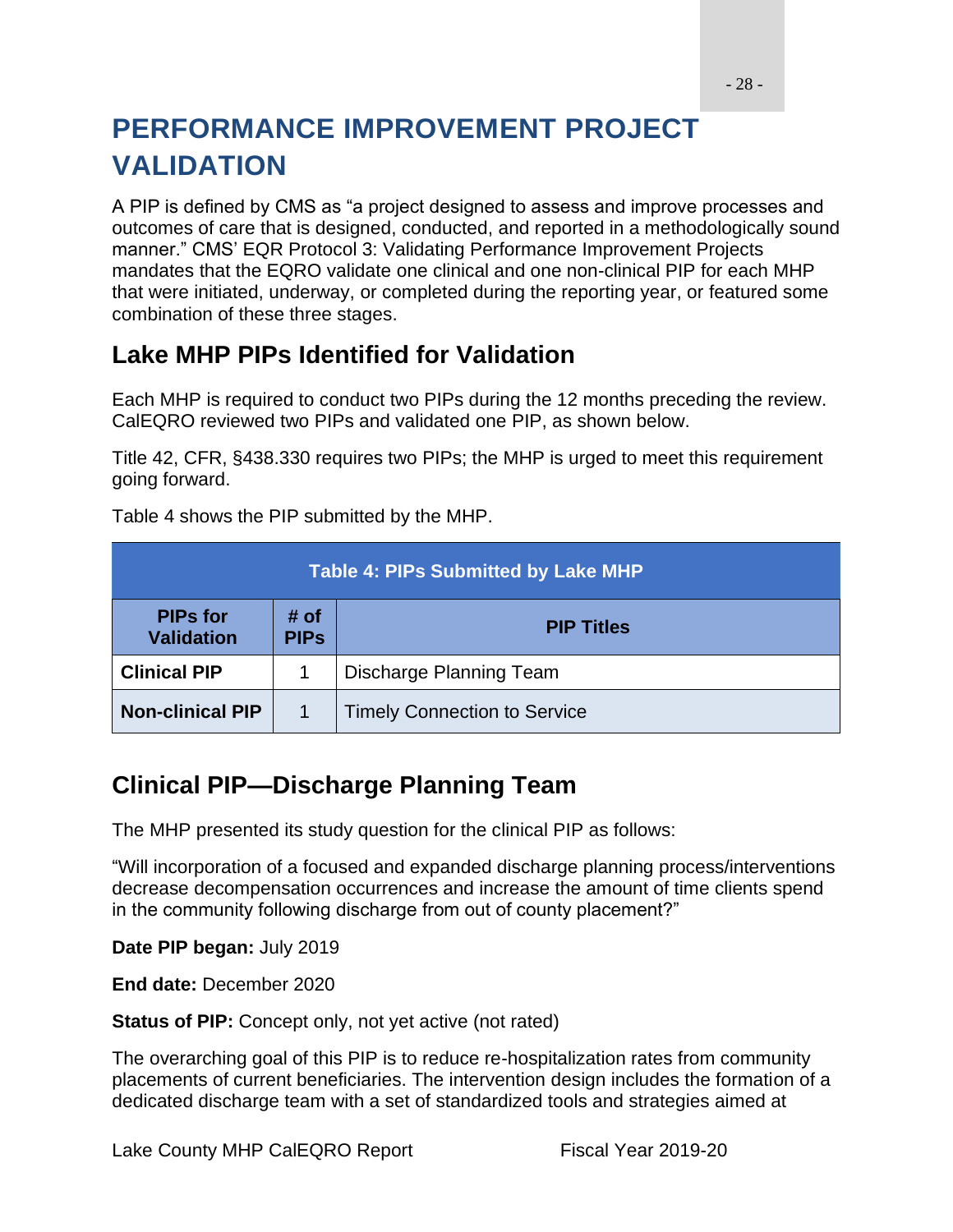# PERFORMANCE IMPROVEMENT PROJECT VALIDATION

A PIP is defined by CMS as "a project designed to assess and improve processes and outcomes of care that is designed, conducted, and reported in a methodologically sound manner." CMS' EQR Protocol 3: Validating Performance Improvement Projects mandates that the EQRO validate one clinical and one non-clinical PIP for each MHP that were initiated, underway, or completed during the reporting year, or featured some combination of these three stages.

## Lake MHP PIPs Identified for Validation

Each MHP is required to conduct two PIPs during the 12 months preceding the review. CalEQRO reviewed two PIPs and validated one PIP, as shown below.

Title 42, CFR, §438.330 requires two PIPs; the MHP is urged to meet this requirement going forward.

Table 4 shows the PIP submitted by the MHP.

**Table 4: PIPs Submitted by Lake MHP**

| PIPs for Validation | # of PIPs | PIP Titles |
|---|---|---|
| **Clinical PIP** | 1 | Discharge Planning Team |
| **Non-clinical PIP** | 1 | Timely Connection to Service |

## Clinical PIP—Discharge Planning Team

The MHP presented its study question for the clinical PIP as follows:

"Will incorporation of a focused and expanded discharge planning process/interventions decrease decompensation occurrences and increase the amount of time clients spend in the community following discharge from out of county placement?"

**Date PIP began:** July 2019

**End date:** December 2020

**Status of PIP:** Concept only, not yet active (not rated)

The overarching goal of this PIP is to reduce re-hospitalization rates from community placements of current beneficiaries. The intervention design includes the formation of a dedicated discharge team with a set of standardized tools and strategies aimed at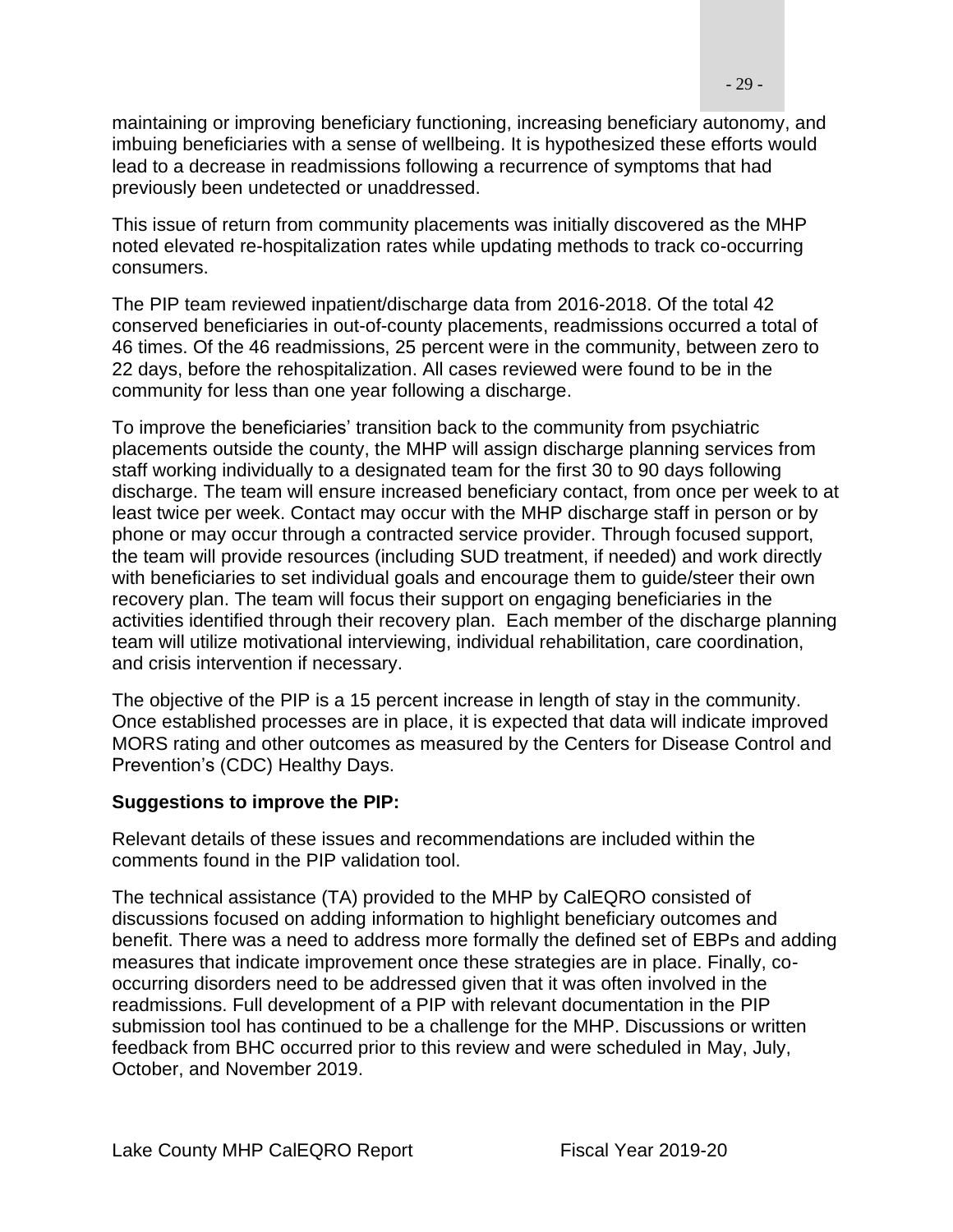maintaining or improving beneficiary functioning, increasing beneficiary autonomy, and imbuing beneficiaries with a sense of wellbeing. It is hypothesized these efforts would lead to a decrease in readmissions following a recurrence of symptoms that had previously been undetected or unaddressed.

This issue of return from community placements was initially discovered as the MHP noted elevated re-hospitalization rates while updating methods to track co-occurring consumers.

The PIP team reviewed inpatient/discharge data from 2016-2018. Of the total 42 conserved beneficiaries in out-of-county placements, readmissions occurred a total of 46 times. Of the 46 readmissions, 25 percent were in the community, between zero to 22 days, before the rehospitalization. All cases reviewed were found to be in the community for less than one year following a discharge.

To improve the beneficiaries' transition back to the community from psychiatric placements outside the county, the MHP will assign discharge planning services from staff working individually to a designated team for the first 30 to 90 days following discharge. The team will ensure increased beneficiary contact, from once per week to at least twice per week. Contact may occur with the MHP discharge staff in person or by phone or may occur through a contracted service provider. Through focused support, the team will provide resources (including SUD treatment, if needed) and work directly with beneficiaries to set individual goals and encourage them to guide/steer their own recovery plan. The team will focus their support on engaging beneficiaries in the activities identified through their recovery plan. Each member of the discharge planning team will utilize motivational interviewing, individual rehabilitation, care coordination, and crisis intervention if necessary.

The objective of the PIP is a 15 percent increase in length of stay in the community. Once established processes are in place, it is expected that data will indicate improved MORS rating and other outcomes as measured by the Centers for Disease Control and Prevention's (CDC) Healthy Days.

**Suggestions to improve the PIP:**

Relevant details of these issues and recommendations are included within the comments found in the PIP validation tool.

The technical assistance (TA) provided to the MHP by CalEQRO consisted of discussions focused on adding information to highlight beneficiary outcomes and benefit. There was a need to address more formally the defined set of EBPs and adding measures that indicate improvement once these strategies are in place. Finally, co-occurring disorders need to be addressed given that it was often involved in the readmissions. Full development of a PIP with relevant documentation in the PIP submission tool has continued to be a challenge for the MHP. Discussions or written feedback from BHC occurred prior to this review and were scheduled in May, July, October, and November 2019.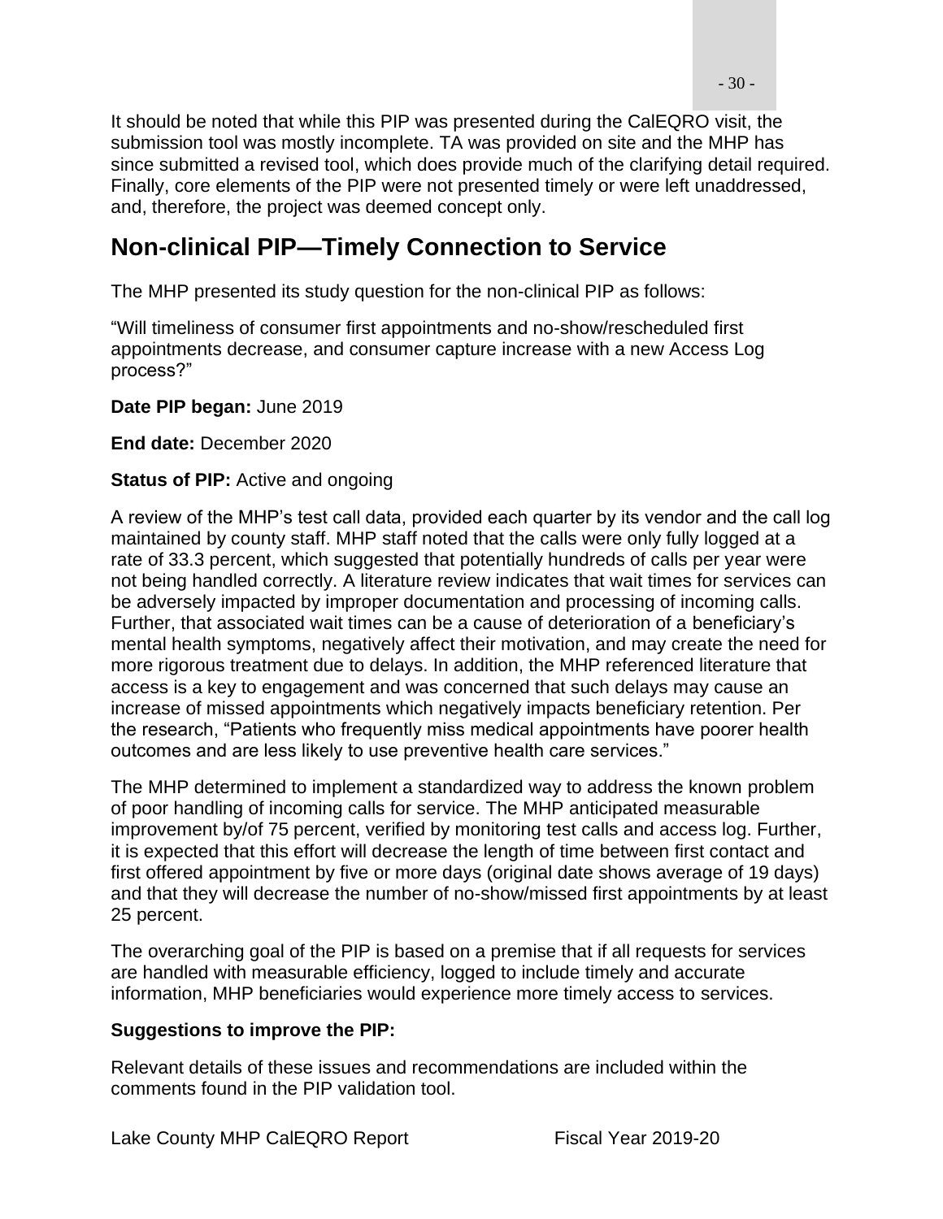It should be noted that while this PIP was presented during the CalEQRO visit, the submission tool was mostly incomplete. TA was provided on site and the MHP has since submitted a revised tool, which does provide much of the clarifying detail required. Finally, core elements of the PIP were not presented timely or were left unaddressed, and, therefore, the project was deemed concept only.

## Non-clinical PIP—Timely Connection to Service

The MHP presented its study question for the non-clinical PIP as follows:

"Will timeliness of consumer first appointments and no-show/rescheduled first appointments decrease, and consumer capture increase with a new Access Log process?"

**Date PIP began:** June 2019

**End date:** December 2020

**Status of PIP:** Active and ongoing

A review of the MHP's test call data, provided each quarter by its vendor and the call log maintained by county staff. MHP staff noted that the calls were only fully logged at a rate of 33.3 percent, which suggested that potentially hundreds of calls per year were not being handled correctly. A literature review indicates that wait times for services can be adversely impacted by improper documentation and processing of incoming calls. Further, that associated wait times can be a cause of deterioration of a beneficiary's mental health symptoms, negatively affect their motivation, and may create the need for more rigorous treatment due to delays. In addition, the MHP referenced literature that access is a key to engagement and was concerned that such delays may cause an increase of missed appointments which negatively impacts beneficiary retention. Per the research, "Patients who frequently miss medical appointments have poorer health outcomes and are less likely to use preventive health care services."

The MHP determined to implement a standardized way to address the known problem of poor handling of incoming calls for service. The MHP anticipated measurable improvement by/of 75 percent, verified by monitoring test calls and access log. Further, it is expected that this effort will decrease the length of time between first contact and first offered appointment by five or more days (original date shows average of 19 days) and that they will decrease the number of no-show/missed first appointments by at least 25 percent.

The overarching goal of the PIP is based on a premise that if all requests for services are handled with measurable efficiency, logged to include timely and accurate information, MHP beneficiaries would experience more timely access to services.

**Suggestions to improve the PIP:**

Relevant details of these issues and recommendations are included within the comments found in the PIP validation tool.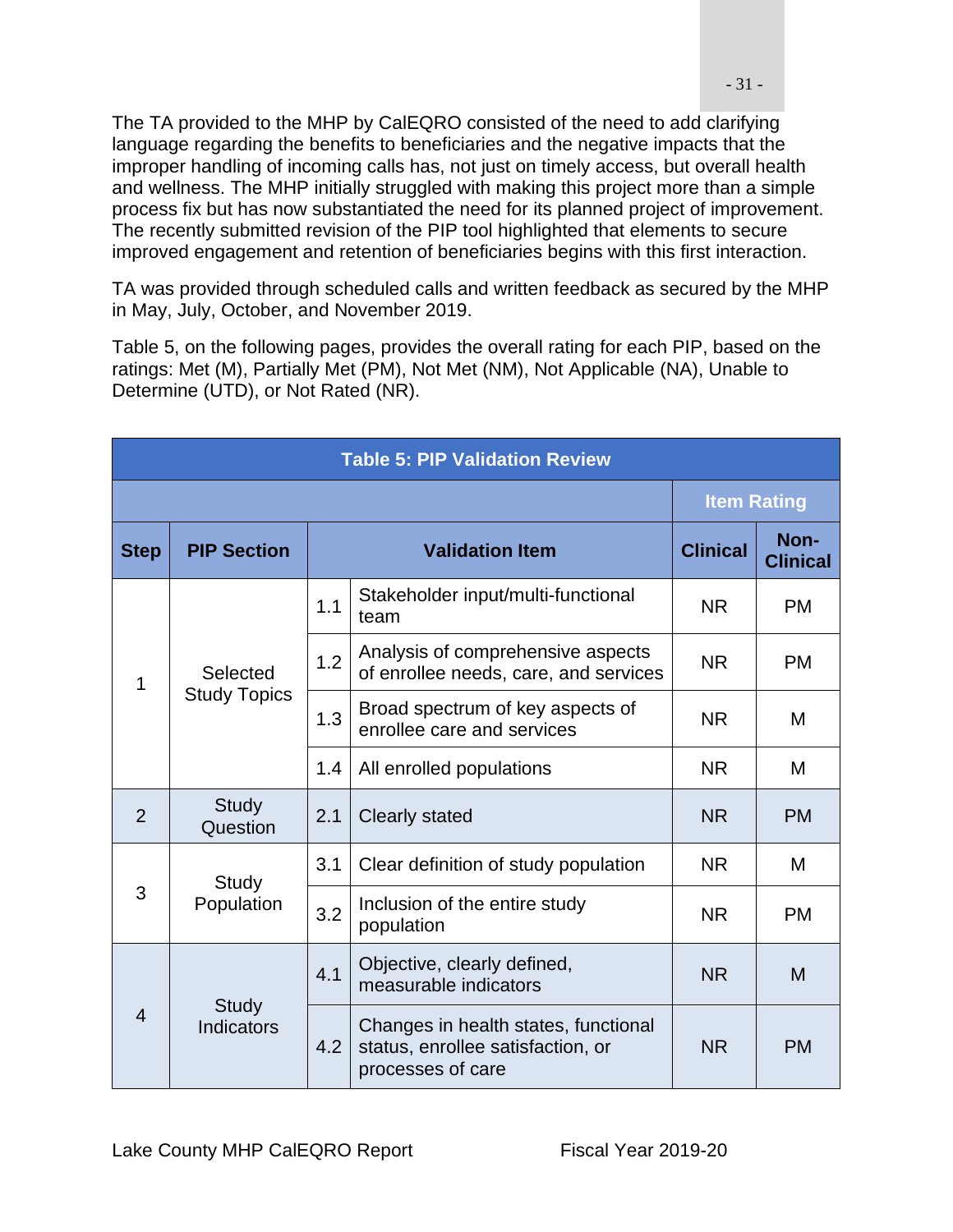The TA provided to the MHP by CalEQRO consisted of the need to add clarifying language regarding the benefits to beneficiaries and the negative impacts that the improper handling of incoming calls has, not just on timely access, but overall health and wellness. The MHP initially struggled with making this project more than a simple process fix but has now substantiated the need for its planned project of improvement. The recently submitted revision of the PIP tool highlighted that elements to secure improved engagement and retention of beneficiaries begins with this first interaction.

TA was provided through scheduled calls and written feedback as secured by the MHP in May, July, October, and November 2019.

Table 5, on the following pages, provides the overall rating for each PIP, based on the ratings: Met (M), Partially Met (PM), Not Met (NM), Not Applicable (NA), Unable to Determine (UTD), or Not Rated (NR).

**Table 5: PIP Validation Review**

| Step | PIP Section | Validation Item | | Item Rating: Clinical | Item Rating: Non-Clinical |
|---|---|---|---|---|---|
| 1 | Selected Study Topics | 1.1 | Stakeholder input/multi-functional team | NR | PM |
| | | 1.2 | Analysis of comprehensive aspects of enrollee needs, care, and services | NR | PM |
| | | 1.3 | Broad spectrum of key aspects of enrollee care and services | NR | M |
| | | 1.4 | All enrolled populations | NR | M |
| 2 | Study Question | 2.1 | Clearly stated | NR | PM |
| 3 | Study Population | 3.1 | Clear definition of study population | NR | M |
| | | 3.2 | Inclusion of the entire study population | NR | PM |
| 4 | Study Indicators | 4.1 | Objective, clearly defined, measurable indicators | NR | M |
| | | 4.2 | Changes in health states, functional status, enrollee satisfaction, or processes of care | NR | PM |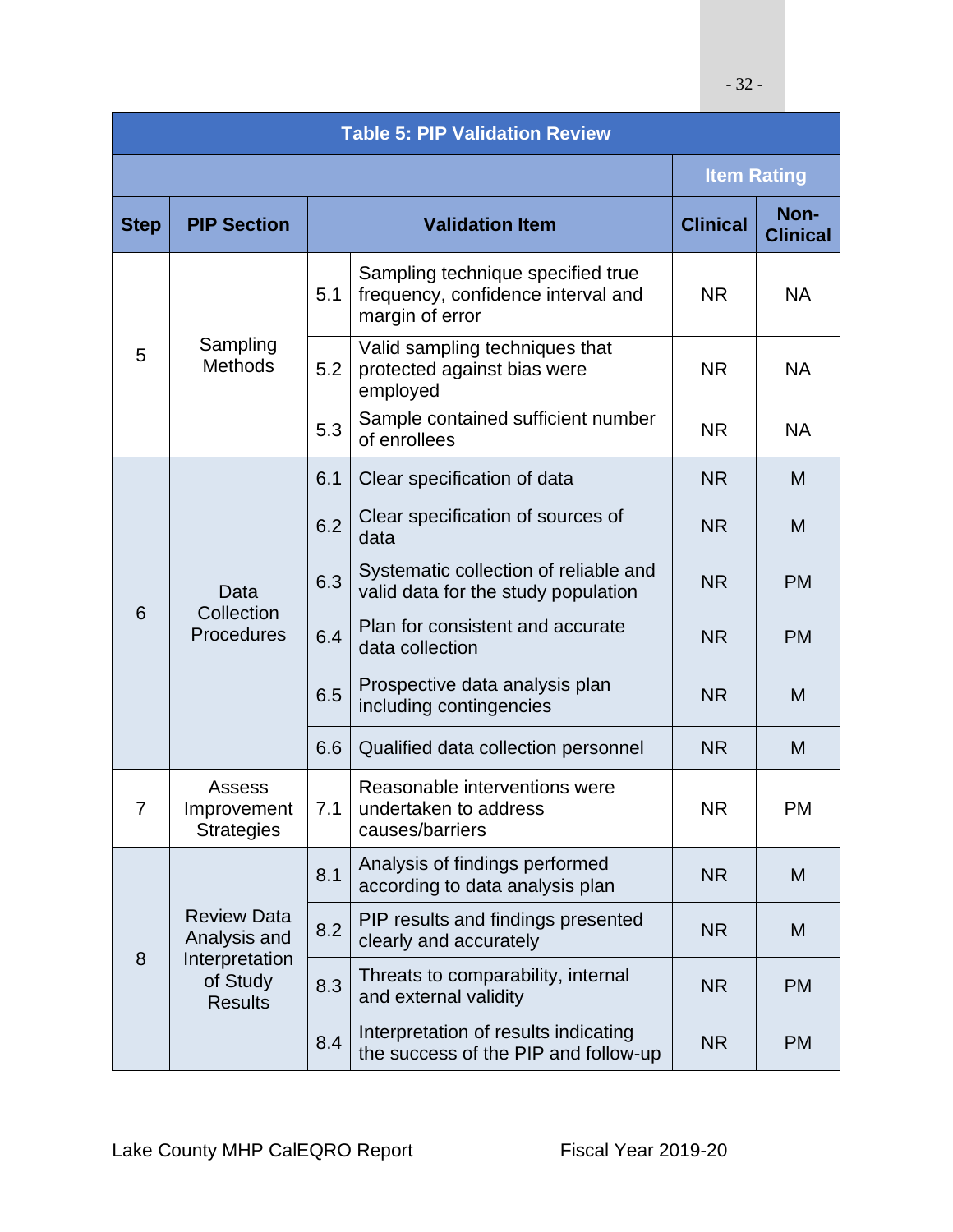| Table 5: PIP Validation Review | | | | | |
|---|---|---|---|---|---|
| | | | | Item Rating | |
| Step | PIP Section | Validation Item | | Clinical | Non-Clinical |
| 5 | Sampling Methods | 5.1 | Sampling technique specified true frequency, confidence interval and margin of error | NR | NA |
| | | 5.2 | Valid sampling techniques that protected against bias were employed | NR | NA |
| | | 5.3 | Sample contained sufficient number of enrollees | NR | NA |
| 6 | Data Collection Procedures | 6.1 | Clear specification of data | NR | M |
| | | 6.2 | Clear specification of sources of data | NR | M |
| | | 6.3 | Systematic collection of reliable and valid data for the study population | NR | PM |
| | | 6.4 | Plan for consistent and accurate data collection | NR | PM |
| | | 6.5 | Prospective data analysis plan including contingencies | NR | M |
| | | 6.6 | Qualified data collection personnel | NR | M |
| 7 | Assess Improvement Strategies | 7.1 | Reasonable interventions were undertaken to address causes/barriers | NR | PM |
| 8 | Review Data Analysis and Interpretation of Study Results | 8.1 | Analysis of findings performed according to data analysis plan | NR | M |
| | | 8.2 | PIP results and findings presented clearly and accurately | NR | M |
| | | 8.3 | Threats to comparability, internal and external validity | NR | PM |
| | | 8.4 | Interpretation of results indicating the success of the PIP and follow-up | NR | PM |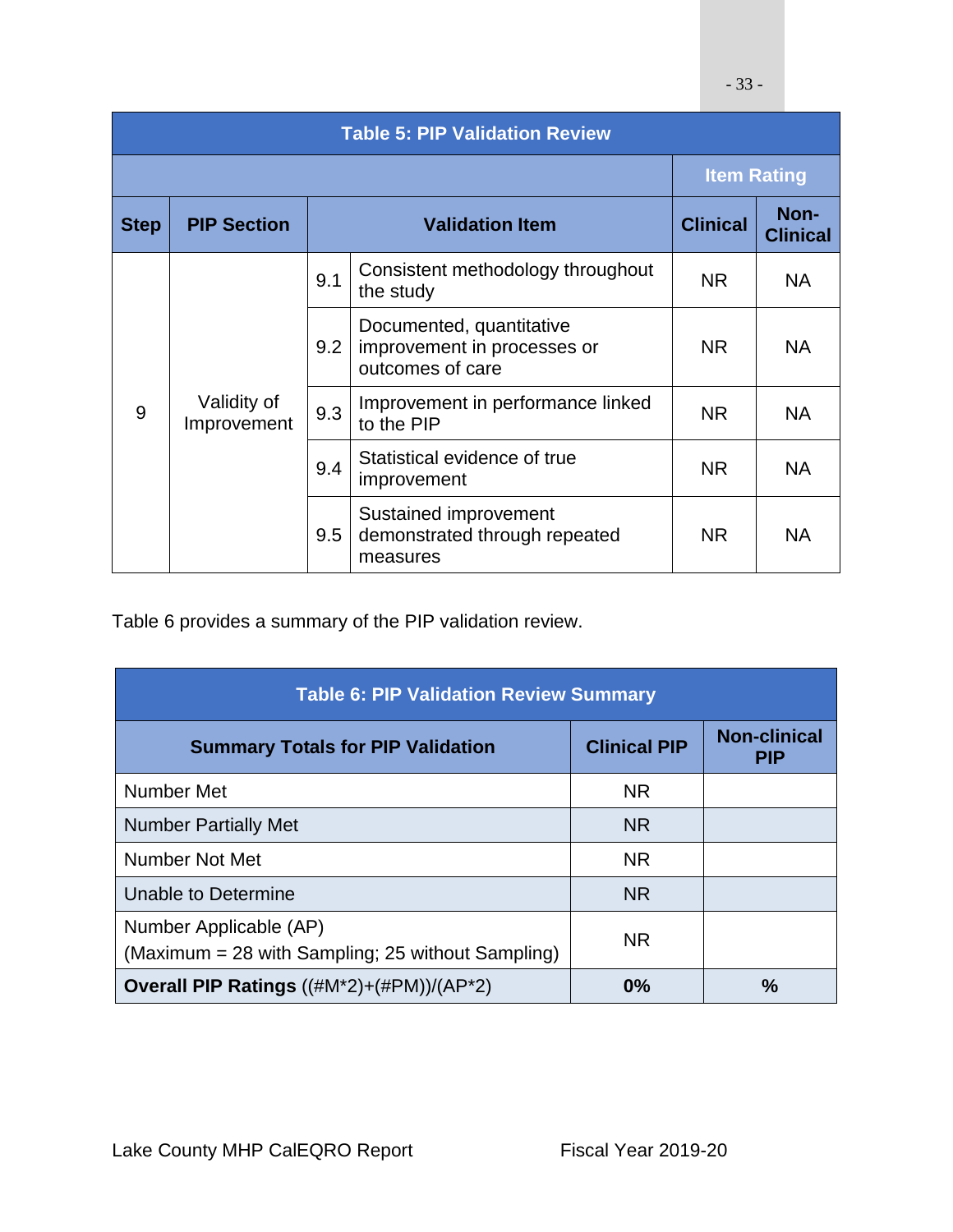| **Table 5: PIP Validation Review** | | | | | |
|---|---|---|---|---|---|
| | | | | **Item Rating** | |
| **Step** | **PIP Section** | **Validation Item** | | **Clinical** | **Non-Clinical** |
| 9 | Validity of Improvement | 9.1 | Consistent methodology throughout the study | NR | NA |
| | | 9.2 | Documented, quantitative improvement in processes or outcomes of care | NR | NA |
| | | 9.3 | Improvement in performance linked to the PIP | NR | NA |
| | | 9.4 | Statistical evidence of true improvement | NR | NA |
| | | 9.5 | Sustained improvement demonstrated through repeated measures | NR | NA |

Table 6 provides a summary of the PIP validation review.

| **Table 6: PIP Validation Review Summary** | | |
|---|---|---|
| **Summary Totals for PIP Validation** | **Clinical PIP** | **Non-clinical PIP** |
| Number Met | NR | |
| Number Partially Met | NR | |
| Number Not Met | NR | |
| Unable to Determine | NR | |
| Number Applicable (AP) (Maximum = 28 with Sampling; 25 without Sampling) | NR | |
| **Overall PIP Ratings** ((#M*2)+(#PM))/(AP*2) | **0%** | **%** |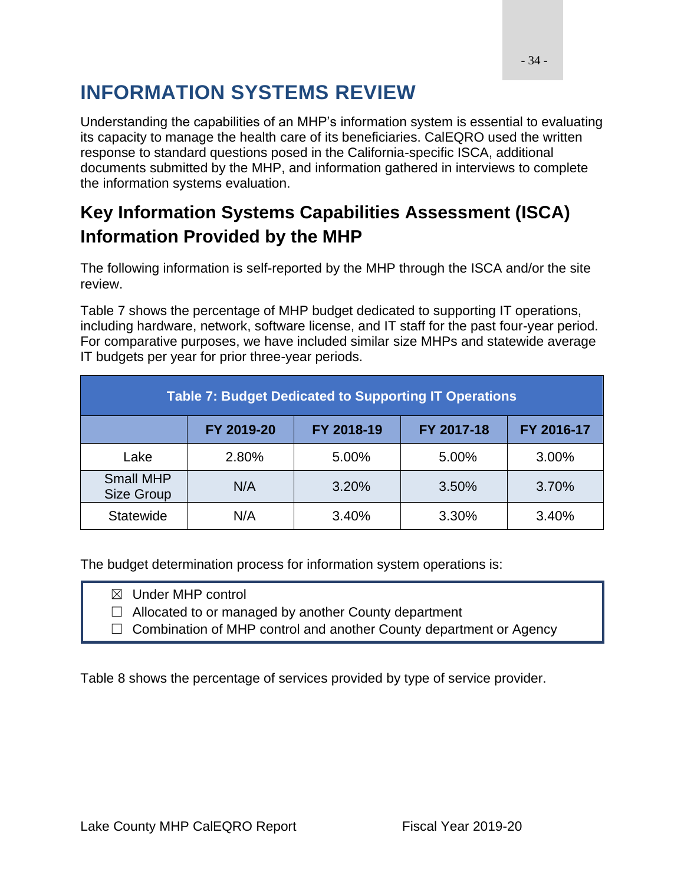# INFORMATION SYSTEMS REVIEW

Understanding the capabilities of an MHP's information system is essential to evaluating its capacity to manage the health care of its beneficiaries. CalEQRO used the written response to standard questions posed in the California-specific ISCA, additional documents submitted by the MHP, and information gathered in interviews to complete the information systems evaluation.

## Key Information Systems Capabilities Assessment (ISCA) Information Provided by the MHP

The following information is self-reported by the MHP through the ISCA and/or the site review.

Table 7 shows the percentage of MHP budget dedicated to supporting IT operations, including hardware, network, software license, and IT staff for the past four-year period. For comparative purposes, we have included similar size MHPs and statewide average IT budgets per year for prior three-year periods.

**Table 7: Budget Dedicated to Supporting IT Operations**

| | FY 2019-20 | FY 2018-19 | FY 2017-18 | FY 2016-17 |
|---|---|---|---|---|
| Lake | 2.80% | 5.00% | 5.00% | 3.00% |
| Small MHP Size Group | N/A | 3.20% | 3.50% | 3.70% |
| Statewide | N/A | 3.40% | 3.30% | 3.40% |

The budget determination process for information system operations is:

- ☒ Under MHP control
- ☐ Allocated to or managed by another County department
- ☐ Combination of MHP control and another County department or Agency

Table 8 shows the percentage of services provided by type of service provider.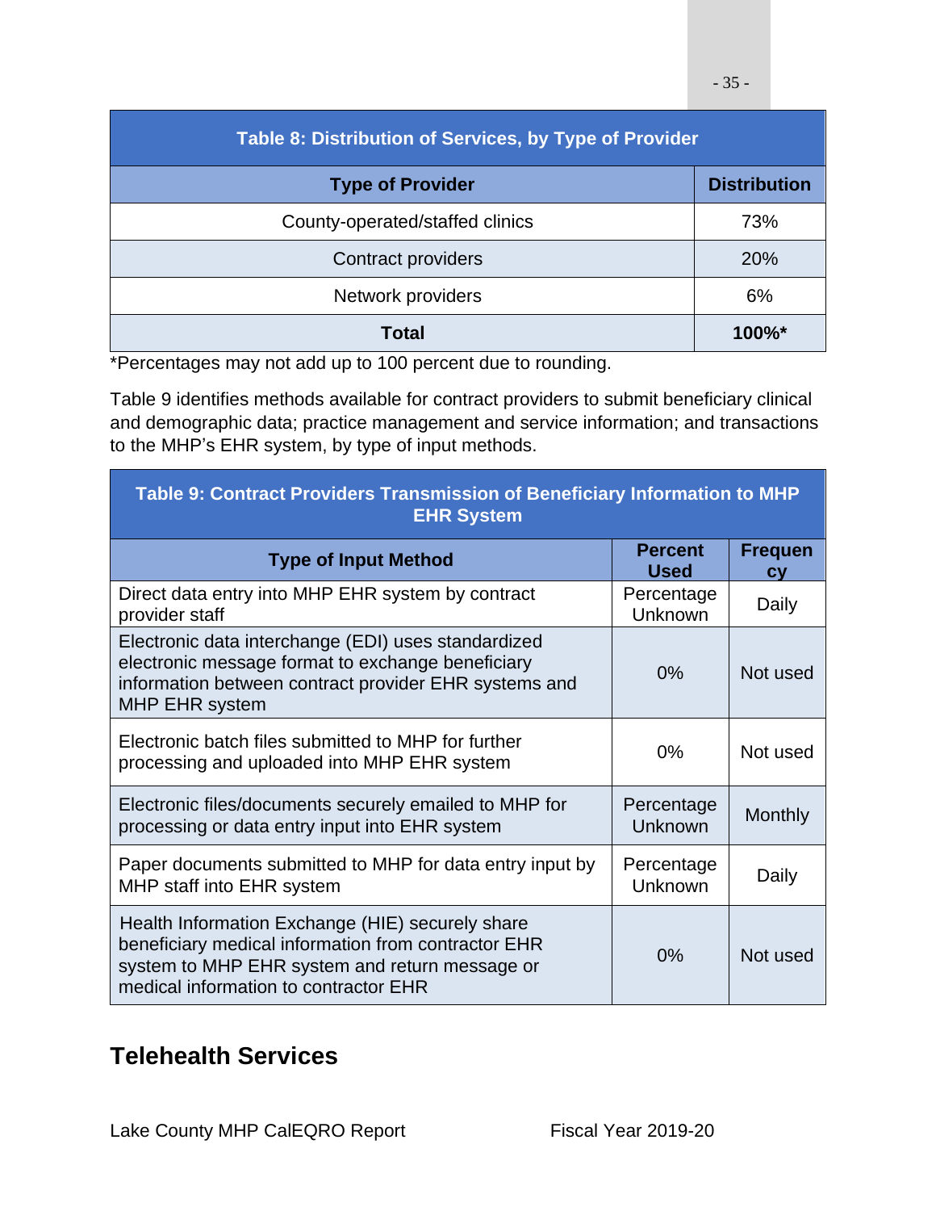| Table 8: Distribution of Services, by Type of Provider | |
|---|---|
| **Type of Provider** | **Distribution** |
| County-operated/staffed clinics | 73% |
| Contract providers | 20% |
| Network providers | 6% |
| **Total** | **100%*** |

*Percentages may not add up to 100 percent due to rounding.

Table 9 identifies methods available for contract providers to submit beneficiary clinical and demographic data; practice management and service information; and transactions to the MHP's EHR system, by type of input methods.

| Table 9: Contract Providers Transmission of Beneficiary Information to MHP EHR System | | |
|---|---|---|
| **Type of Input Method** | **Percent Used** | **Frequency** |
| Direct data entry into MHP EHR system by contract provider staff | Percentage Unknown | Daily |
| Electronic data interchange (EDI) uses standardized electronic message format to exchange beneficiary information between contract provider EHR systems and MHP EHR system | 0% | Not used |
| Electronic batch files submitted to MHP for further processing and uploaded into MHP EHR system | 0% | Not used |
| Electronic files/documents securely emailed to MHP for processing or data entry input into EHR system | Percentage Unknown | Monthly |
| Paper documents submitted to MHP for data entry input by MHP staff into EHR system | Percentage Unknown | Daily |
| Health Information Exchange (HIE) securely share beneficiary medical information from contractor EHR system to MHP EHR system and return message or medical information to contractor EHR | 0% | Not used |

## Telehealth Services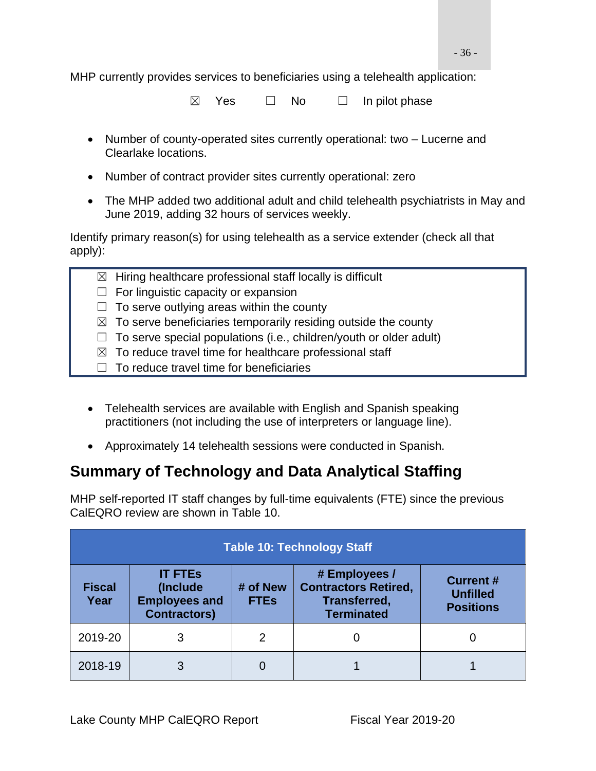MHP currently provides services to beneficiaries using a telehealth application:

☒ Yes ☐ No ☐ In pilot phase

- Number of county-operated sites currently operational: two – Lucerne and Clearlake locations.
- Number of contract provider sites currently operational: zero
- The MHP added two additional adult and child telehealth psychiatrists in May and June 2019, adding 32 hours of services weekly.

Identify primary reason(s) for using telehealth as a service extender (check all that apply):

☒ Hiring healthcare professional staff locally is difficult
☐ For linguistic capacity or expansion
☐ To serve outlying areas within the county
☒ To serve beneficiaries temporarily residing outside the county
☐ To serve special populations (i.e., children/youth or older adult)
☒ To reduce travel time for healthcare professional staff
☐ To reduce travel time for beneficiaries

- Telehealth services are available with English and Spanish speaking practitioners (not including the use of interpreters or language line).
- Approximately 14 telehealth sessions were conducted in Spanish.

## Summary of Technology and Data Analytical Staffing

MHP self-reported IT staff changes by full-time equivalents (FTE) since the previous CalEQRO review are shown in Table 10.

**Table 10: Technology Staff**

| Fiscal Year | IT FTEs (Include Employees and Contractors) | # of New FTEs | # Employees / Contractors Retired, Transferred, Terminated | Current # Unfilled Positions |
|---|---|---|---|---|
| 2019-20 | 3 | 2 | 0 | 0 |
| 2018-19 | 3 | 0 | 1 | 1 |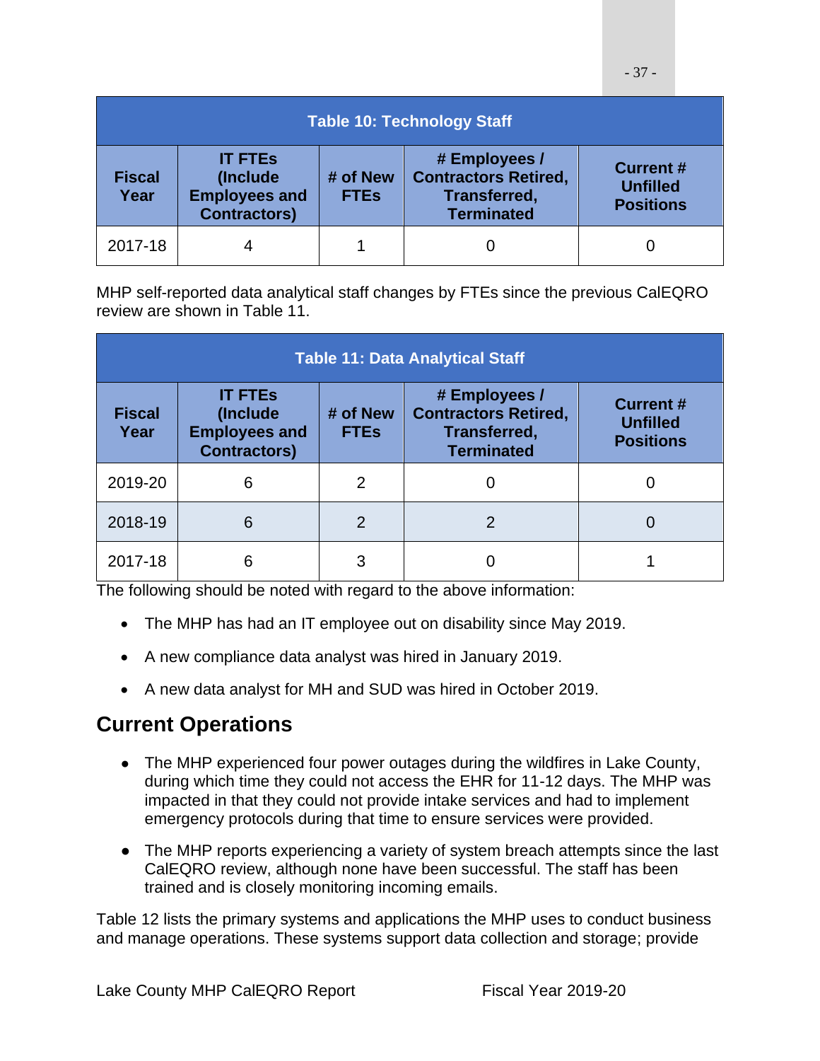| Table 10: Technology Staff | | | | |
|---|---|---|---|---|
| **Fiscal Year** | **IT FTEs (Include Employees and Contractors)** | **# of New FTEs** | **# Employees / Contractors Retired, Transferred, Terminated** | **Current # Unfilled Positions** |
| 2017-18 | 4 | 1 | 0 | 0 |

MHP self-reported data analytical staff changes by FTEs since the previous CalEQRO review are shown in Table 11.

| Table 11: Data Analytical Staff | | | | |
|---|---|---|---|---|
| **Fiscal Year** | **IT FTEs (Include Employees and Contractors)** | **# of New FTEs** | **# Employees / Contractors Retired, Transferred, Terminated** | **Current # Unfilled Positions** |
| 2019-20 | 6 | 2 | 0 | 0 |
| 2018-19 | 6 | 2 | 2 | 0 |
| 2017-18 | 6 | 3 | 0 | 1 |

The following should be noted with regard to the above information:

- The MHP has had an IT employee out on disability since May 2019.
- A new compliance data analyst was hired in January 2019.
- A new data analyst for MH and SUD was hired in October 2019.

## Current Operations

- The MHP experienced four power outages during the wildfires in Lake County, during which time they could not access the EHR for 11-12 days. The MHP was impacted in that they could not provide intake services and had to implement emergency protocols during that time to ensure services were provided.
- The MHP reports experiencing a variety of system breach attempts since the last CalEQRO review, although none have been successful. The staff has been trained and is closely monitoring incoming emails.

Table 12 lists the primary systems and applications the MHP uses to conduct business and manage operations. These systems support data collection and storage; provide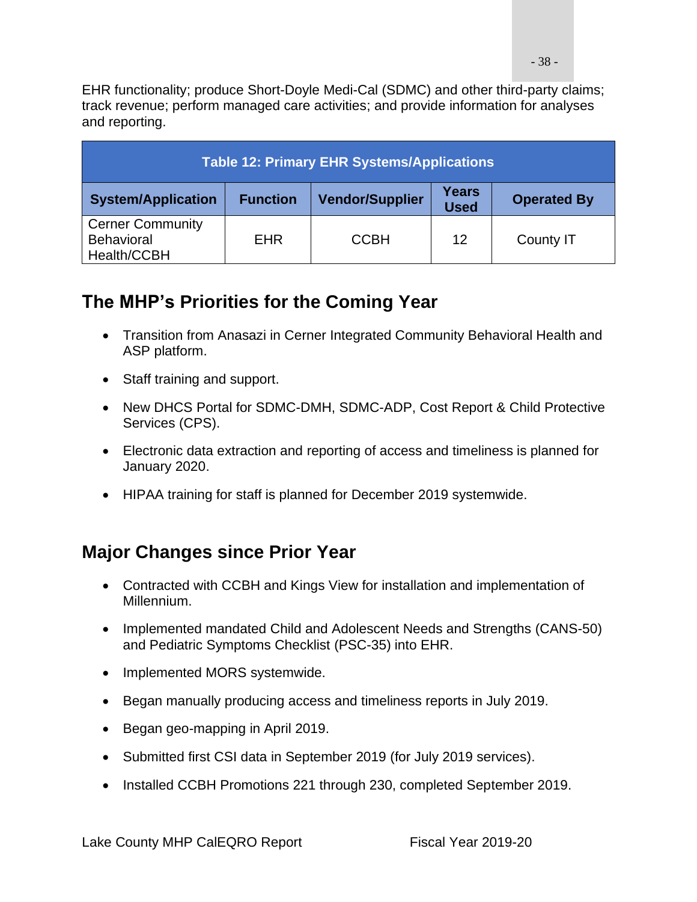EHR functionality; produce Short-Doyle Medi-Cal (SDMC) and other third-party claims; track revenue; perform managed care activities; and provide information for analyses and reporting.

| Table 12: Primary EHR Systems/Applications | | | | |
|---|---|---|---|---|
| **System/Application** | **Function** | **Vendor/Supplier** | **Years Used** | **Operated By** |
| Cerner Community Behavioral Health/CCBH | EHR | CCBH | 12 | County IT |

## The MHP's Priorities for the Coming Year

- Transition from Anasazi in Cerner Integrated Community Behavioral Health and ASP platform.
- Staff training and support.
- New DHCS Portal for SDMC-DMH, SDMC-ADP, Cost Report & Child Protective Services (CPS).
- Electronic data extraction and reporting of access and timeliness is planned for January 2020.
- HIPAA training for staff is planned for December 2019 systemwide.

## Major Changes since Prior Year

- Contracted with CCBH and Kings View for installation and implementation of Millennium.
- Implemented mandated Child and Adolescent Needs and Strengths (CANS-50) and Pediatric Symptoms Checklist (PSC-35) into EHR.
- Implemented MORS systemwide.
- Began manually producing access and timeliness reports in July 2019.
- Began geo-mapping in April 2019.
- Submitted first CSI data in September 2019 (for July 2019 services).
- Installed CCBH Promotions 221 through 230, completed September 2019.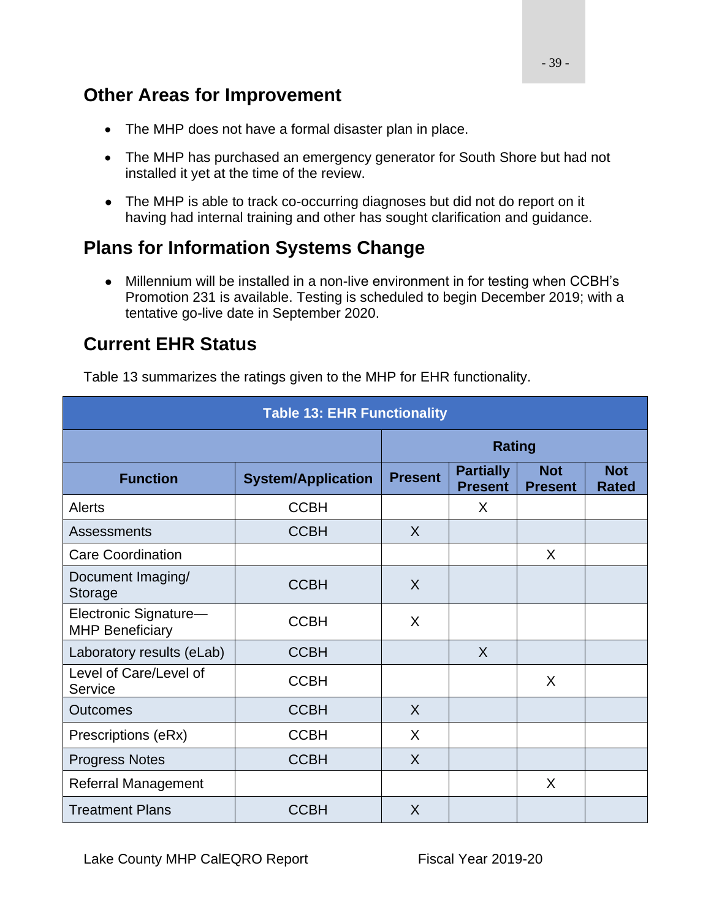## Other Areas for Improvement

- The MHP does not have a formal disaster plan in place.
- The MHP has purchased an emergency generator for South Shore but had not installed it yet at the time of the review.
- The MHP is able to track co-occurring diagnoses but did not do report on it having had internal training and other has sought clarification and guidance.

## Plans for Information Systems Change

- Millennium will be installed in a non-live environment in for testing when CCBH's Promotion 231 is available. Testing is scheduled to begin December 2019; with a tentative go-live date in September 2020.

## Current EHR Status

Table 13 summarizes the ratings given to the MHP for EHR functionality.

**Table 13: EHR Functionality**

| | | Rating | | | |
|---|---|---|---|---|---|
| **Function** | **System/Application** | **Present** | **Partially Present** | **Not Present** | **Not Rated** |
| Alerts | CCBH | | X | | |
| Assessments | CCBH | X | | | |
| Care Coordination | | | | X | |
| Document Imaging/ Storage | CCBH | X | | | |
| Electronic Signature—MHP Beneficiary | CCBH | X | | | |
| Laboratory results (eLab) | CCBH | | X | | |
| Level of Care/Level of Service | CCBH | | | X | |
| Outcomes | CCBH | X | | | |
| Prescriptions (eRx) | CCBH | X | | | |
| Progress Notes | CCBH | X | | | |
| Referral Management | | | | X | |
| Treatment Plans | CCBH | X | | | |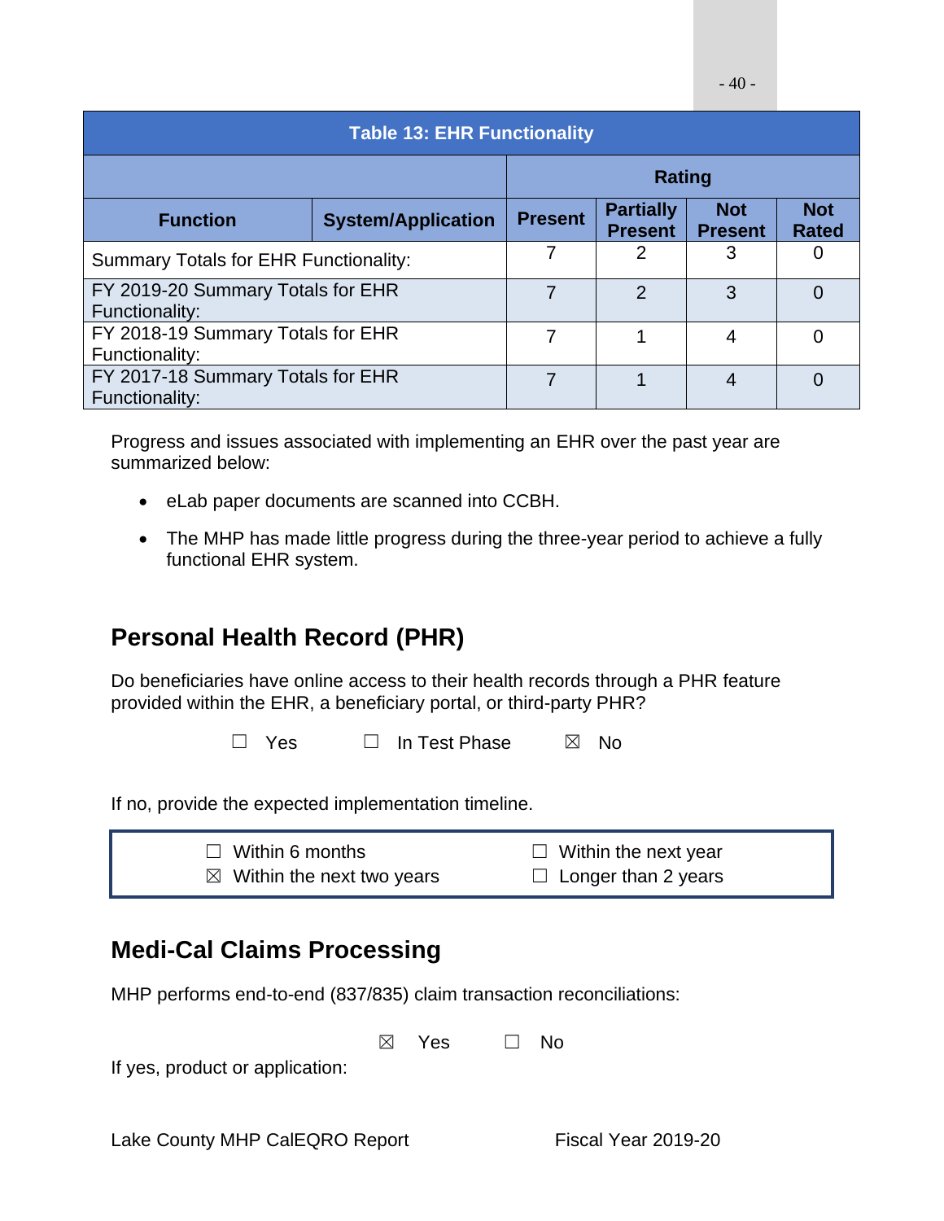| Table 13: EHR Functionality | | | | | |
|---|---|---|---|---|---|
| | | Rating | | | |
| Function | System/Application | Present | Partially Present | Not Present | Not Rated |
| Summary Totals for EHR Functionality: | | 7 | 2 | 3 | 0 |
| FY 2019-20 Summary Totals for EHR Functionality: | | 7 | 2 | 3 | 0 |
| FY 2018-19 Summary Totals for EHR Functionality: | | 7 | 1 | 4 | 0 |
| FY 2017-18 Summary Totals for EHR Functionality: | | 7 | 1 | 4 | 0 |

Progress and issues associated with implementing an EHR over the past year are summarized below:

- eLab paper documents are scanned into CCBH.
- The MHP has made little progress during the three-year period to achieve a fully functional EHR system.

## Personal Health Record (PHR)

Do beneficiaries have online access to their health records through a PHR feature provided within the EHR, a beneficiary portal, or third-party PHR?

☐ Yes ☐ In Test Phase ☒ No

If no, provide the expected implementation timeline.

| | |
|---|---|
| ☐ Within 6 months | ☐ Within the next year |
| ☒ Within the next two years | ☐ Longer than 2 years |

## Medi-Cal Claims Processing

MHP performs end-to-end (837/835) claim transaction reconciliations:

☒ Yes ☐ No

If yes, product or application: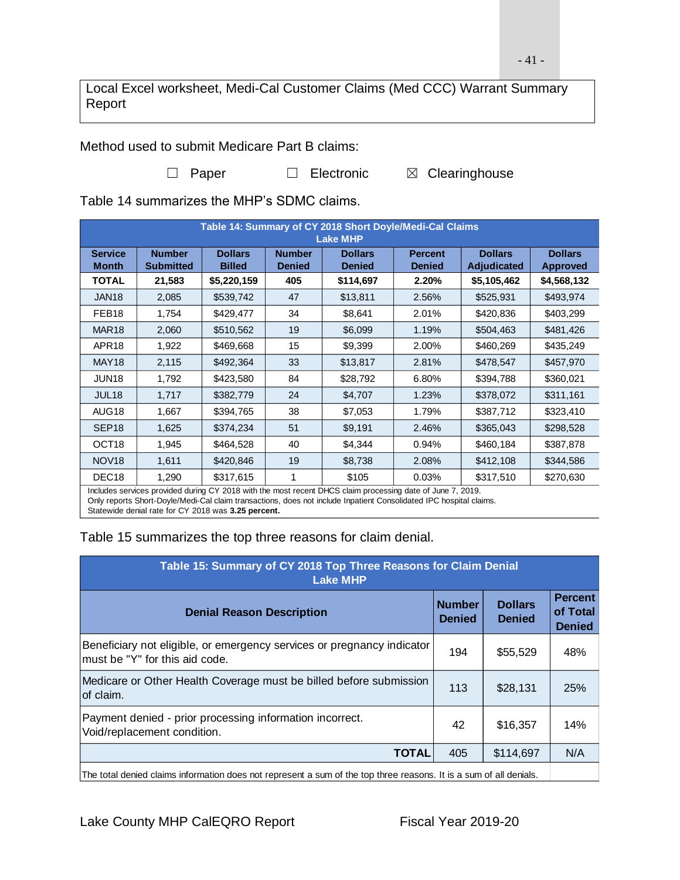Local Excel worksheet, Medi-Cal Customer Claims (Med CCC) Warrant Summary Report

Method used to submit Medicare Part B claims:

☐ Paper ☐ Electronic ☒ Clearinghouse

Table 14 summarizes the MHP's SDMC claims.

| Table 14: Summary of CY 2018 Short Doyle/Medi-Cal Claims Lake MHP | | | | | | | |
|---|---|---|---|---|---|---|---|
| Service Month | Number Submitted | Dollars Billed | Number Denied | Dollars Denied | Percent Denied | Dollars Adjudicated | Dollars Approved |
| **TOTAL** | **21,583** | **$5,220,159** | **405** | **$114,697** | **2.20%** | **$5,105,462** | **$4,568,132** |
| JAN18 | 2,085 | $539,742 | 47 | $13,811 | 2.56% | $525,931 | $493,974 |
| FEB18 | 1,754 | $429,477 | 34 | $8,641 | 2.01% | $420,836 | $403,299 |
| MAR18 | 2,060 | $510,562 | 19 | $6,099 | 1.19% | $504,463 | $481,426 |
| APR18 | 1,922 | $469,668 | 15 | $9,399 | 2.00% | $460,269 | $435,249 |
| MAY18 | 2,115 | $492,364 | 33 | $13,817 | 2.81% | $478,547 | $457,970 |
| JUN18 | 1,792 | $423,580 | 84 | $28,792 | 6.80% | $394,788 | $360,021 |
| JUL18 | 1,717 | $382,779 | 24 | $4,707 | 1.23% | $378,072 | $311,161 |
| AUG18 | 1,667 | $394,765 | 38 | $7,053 | 1.79% | $387,712 | $323,410 |
| SEP18 | 1,625 | $374,234 | 51 | $9,191 | 2.46% | $365,043 | $298,528 |
| OCT18 | 1,945 | $464,528 | 40 | $4,344 | 0.94% | $460,184 | $387,878 |
| NOV18 | 1,611 | $420,846 | 19 | $8,738 | 2.08% | $412,108 | $344,586 |
| DEC18 | 1,290 | $317,615 | 1 | $105 | 0.03% | $317,510 | $270,630 |

Includes services provided during CY 2018 with the most recent DHCS claim processing date of June 7, 2019.
Only reports Short-Doyle/Medi-Cal claim transactions, does not include Inpatient Consolidated IPC hospital claims.
Statewide denial rate for CY 2018 was **3.25 percent.**

Table 15 summarizes the top three reasons for claim denial.

| Table 15: Summary of CY 2018 Top Three Reasons for Claim Denial Lake MHP | | | |
|---|---|---|---|
| Denial Reason Description | Number Denied | Dollars Denied | Percent of Total Denied |
| Beneficiary not eligible, or emergency services or pregnancy indicator must be "Y" for this aid code. | 194 | $55,529 | 48% |
| Medicare or Other Health Coverage must be billed before submission of claim. | 113 | $28,131 | 25% |
| Payment denied - prior processing information incorrect. Void/replacement condition. | 42 | $16,357 | 14% |
| **TOTAL** | 405 | $114,697 | N/A |

The total denied claims information does not represent a sum of the top three reasons. It is a sum of all denials.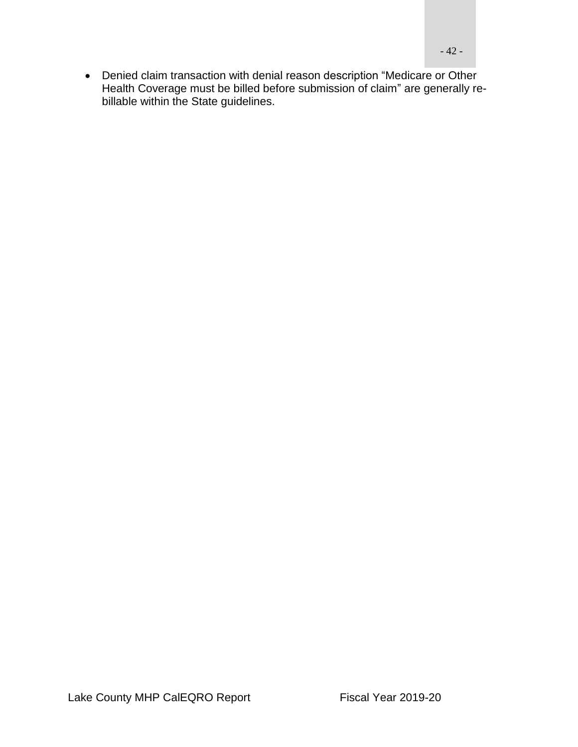- Denied claim transaction with denial reason description “Medicare or Other Health Coverage must be billed before submission of claim” are generally re-billable within the State guidelines.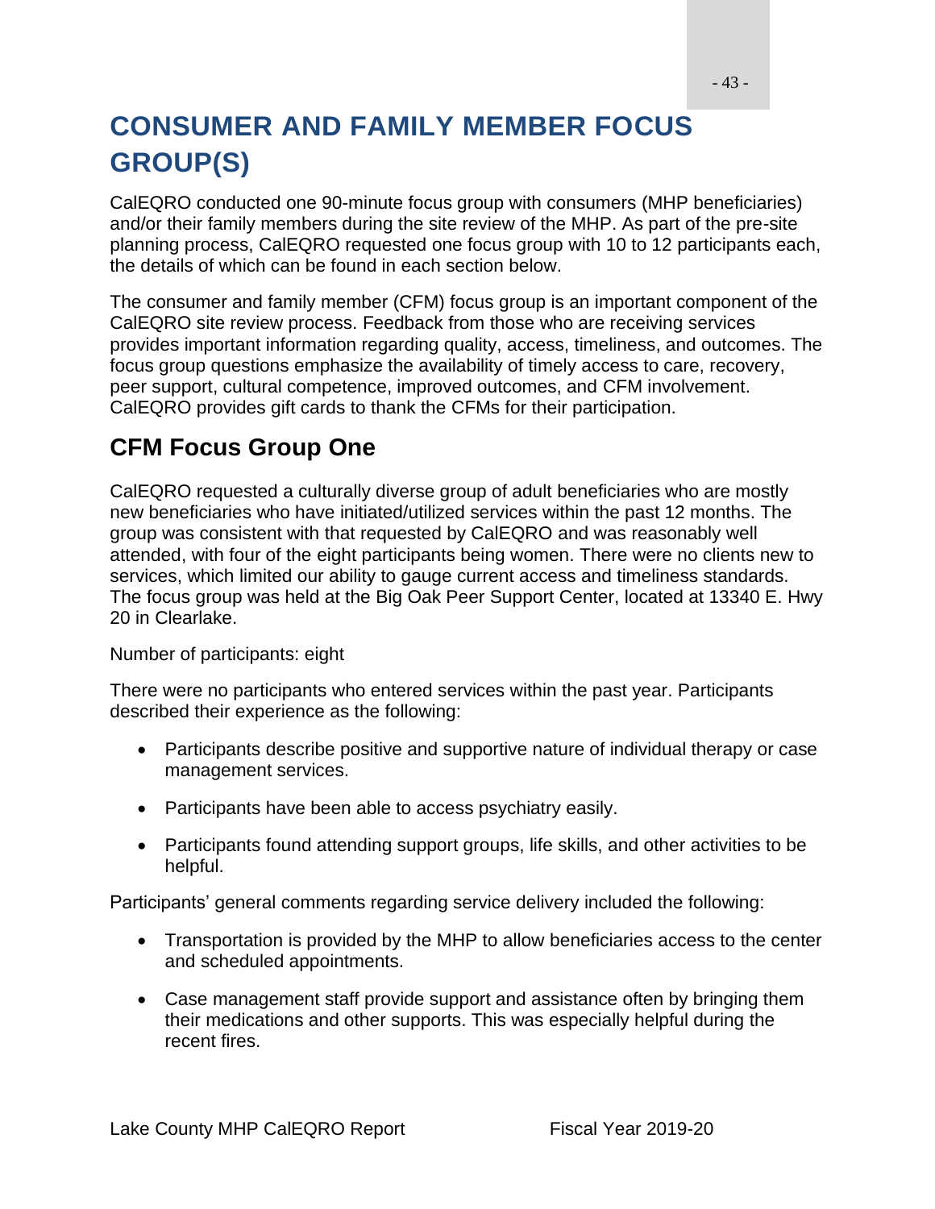# CONSUMER AND FAMILY MEMBER FOCUS GROUP(S)

CalEQRO conducted one 90-minute focus group with consumers (MHP beneficiaries) and/or their family members during the site review of the MHP. As part of the pre-site planning process, CalEQRO requested one focus group with 10 to 12 participants each, the details of which can be found in each section below.

The consumer and family member (CFM) focus group is an important component of the CalEQRO site review process. Feedback from those who are receiving services provides important information regarding quality, access, timeliness, and outcomes. The focus group questions emphasize the availability of timely access to care, recovery, peer support, cultural competence, improved outcomes, and CFM involvement. CalEQRO provides gift cards to thank the CFMs for their participation.

## CFM Focus Group One

CalEQRO requested a culturally diverse group of adult beneficiaries who are mostly new beneficiaries who have initiated/utilized services within the past 12 months. The group was consistent with that requested by CalEQRO and was reasonably well attended, with four of the eight participants being women. There were no clients new to services, which limited our ability to gauge current access and timeliness standards. The focus group was held at the Big Oak Peer Support Center, located at 13340 E. Hwy 20 in Clearlake.

Number of participants: eight

There were no participants who entered services within the past year. Participants described their experience as the following:

- Participants describe positive and supportive nature of individual therapy or case management services.
- Participants have been able to access psychiatry easily.
- Participants found attending support groups, life skills, and other activities to be helpful.

Participants' general comments regarding service delivery included the following:

- Transportation is provided by the MHP to allow beneficiaries access to the center and scheduled appointments.
- Case management staff provide support and assistance often by bringing them their medications and other supports. This was especially helpful during the recent fires.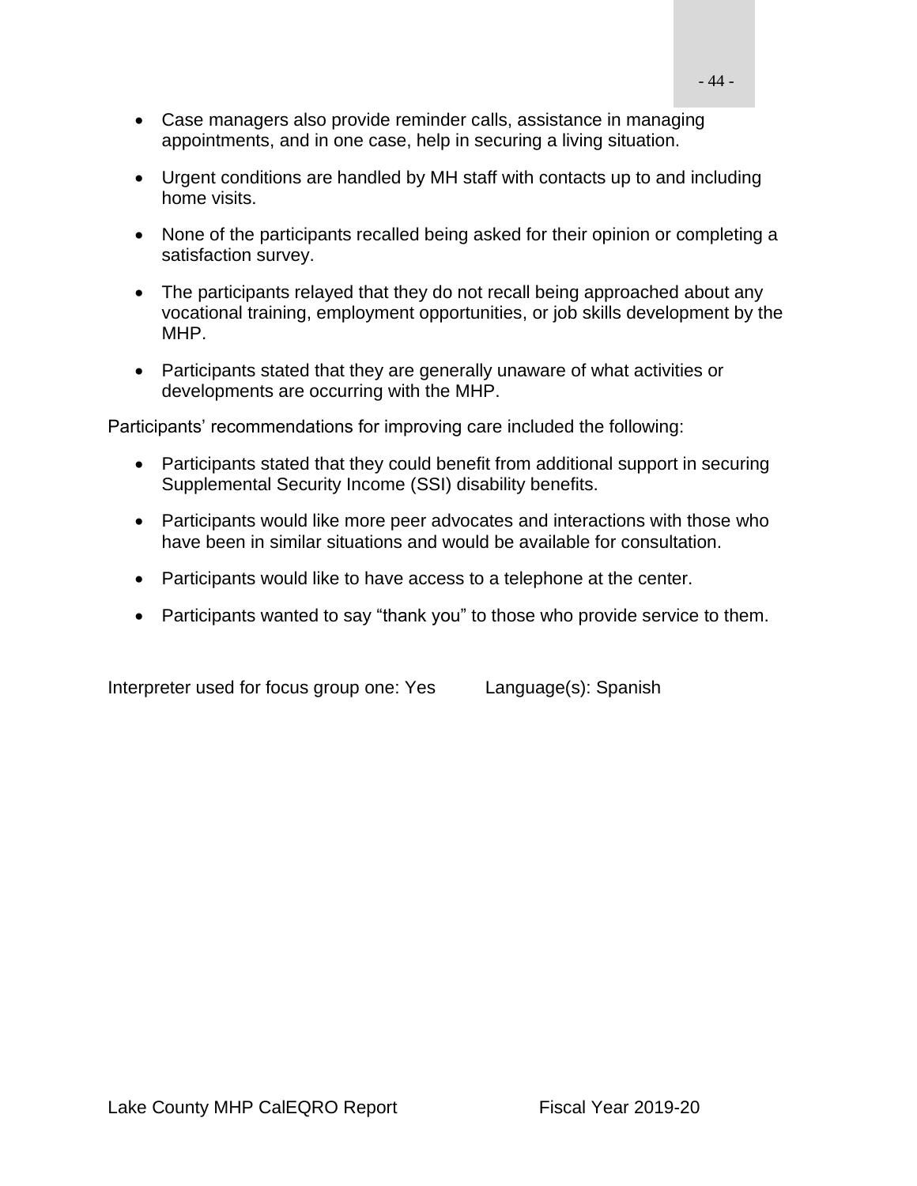- Case managers also provide reminder calls, assistance in managing appointments, and in one case, help in securing a living situation.

- Urgent conditions are handled by MH staff with contacts up to and including home visits.

- None of the participants recalled being asked for their opinion or completing a satisfaction survey.

- The participants relayed that they do not recall being approached about any vocational training, employment opportunities, or job skills development by the MHP.

- Participants stated that they are generally unaware of what activities or developments are occurring with the MHP.

Participants' recommendations for improving care included the following:

- Participants stated that they could benefit from additional support in securing Supplemental Security Income (SSI) disability benefits.

- Participants would like more peer advocates and interactions with those who have been in similar situations and would be available for consultation.

- Participants would like to have access to a telephone at the center.

- Participants wanted to say "thank you" to those who provide service to them.

Interpreter used for focus group one: Yes Language(s): Spanish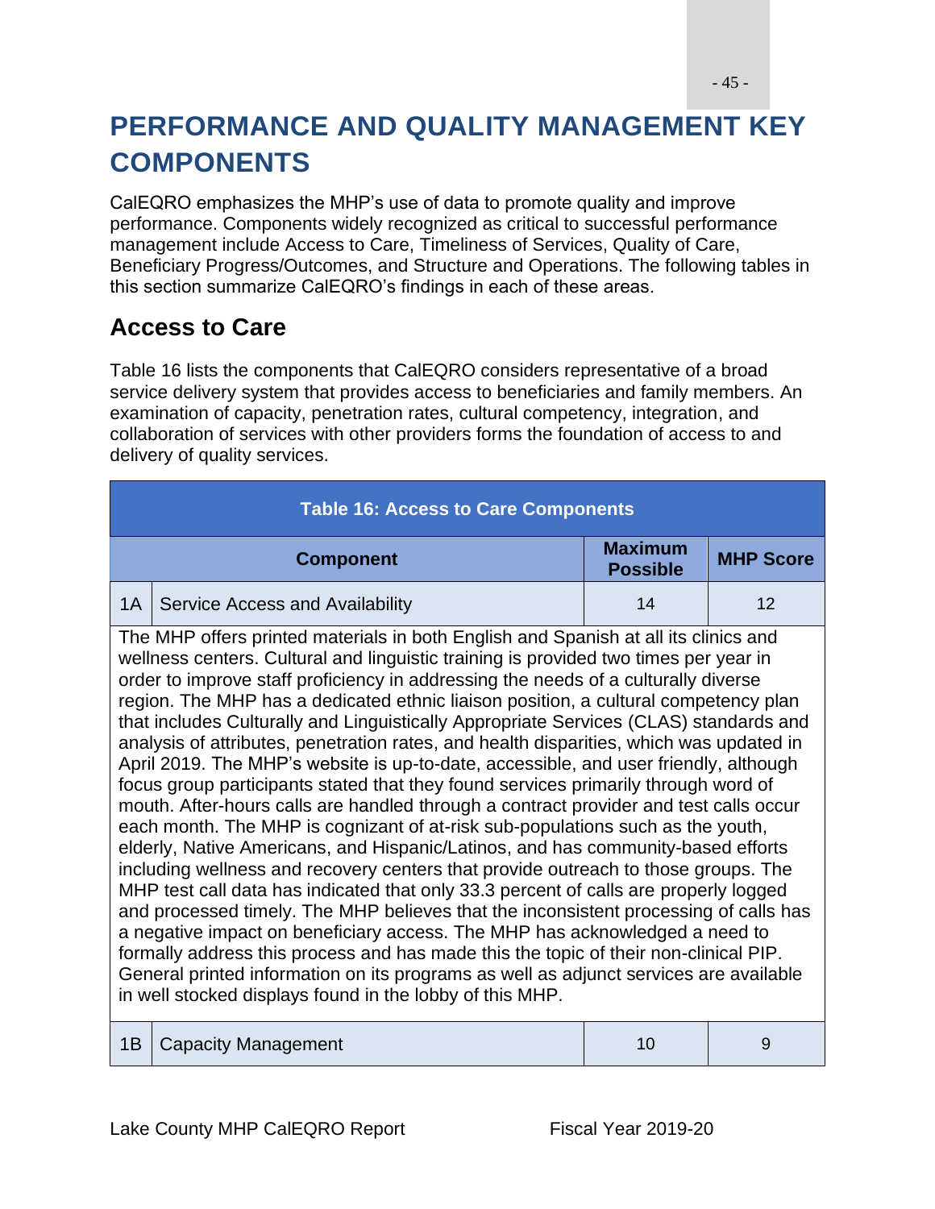# PERFORMANCE AND QUALITY MANAGEMENT KEY COMPONENTS

CalEQRO emphasizes the MHP's use of data to promote quality and improve performance. Components widely recognized as critical to successful performance management include Access to Care, Timeliness of Services, Quality of Care, Beneficiary Progress/Outcomes, and Structure and Operations. The following tables in this section summarize CalEQRO's findings in each of these areas.

## Access to Care

Table 16 lists the components that CalEQRO considers representative of a broad service delivery system that provides access to beneficiaries and family members. An examination of capacity, penetration rates, cultural competency, integration, and collaboration of services with other providers forms the foundation of access to and delivery of quality services.

**Table 16: Access to Care Components**

| | Component | Maximum Possible | MHP Score |
|---|---|---|---|
| 1A | Service Access and Availability | 14 | 12 |
| | The MHP offers printed materials in both English and Spanish at all its clinics and wellness centers. Cultural and linguistic training is provided two times per year in order to improve staff proficiency in addressing the needs of a culturally diverse region. The MHP has a dedicated ethnic liaison position, a cultural competency plan that includes Culturally and Linguistically Appropriate Services (CLAS) standards and analysis of attributes, penetration rates, and health disparities, which was updated in April 2019. The MHP's website is up-to-date, accessible, and user friendly, although focus group participants stated that they found services primarily through word of mouth. After-hours calls are handled through a contract provider and test calls occur each month. The MHP is cognizant of at-risk sub-populations such as the youth, elderly, Native Americans, and Hispanic/Latinos, and has community-based efforts including wellness and recovery centers that provide outreach to those groups. The MHP test call data has indicated that only 33.3 percent of calls are properly logged and processed timely. The MHP believes that the inconsistent processing of calls has a negative impact on beneficiary access. The MHP has acknowledged a need to formally address this process and has made this the topic of their non-clinical PIP. General printed information on its programs as well as adjunct services are available in well stocked displays found in the lobby of this MHP. | | |
| 1B | Capacity Management | 10 | 9 |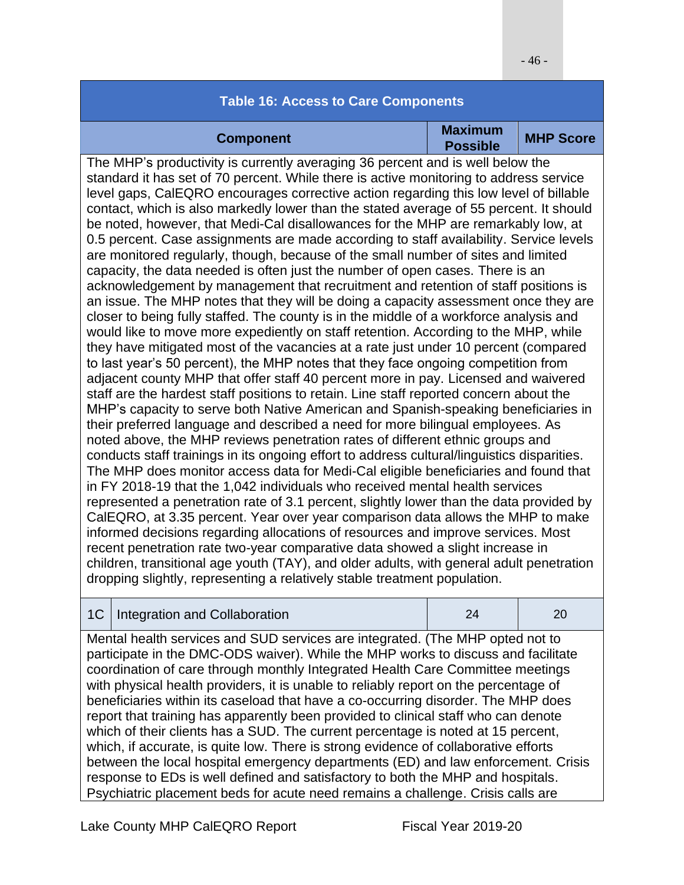| Table 16: Access to Care Components | | | |
|---|---|---|---|
| Component | | Maximum Possible | MHP Score |
| The MHP's productivity is currently averaging 36 percent and is well below the standard it has set of 70 percent. While there is active monitoring to address service level gaps, CalEQRO encourages corrective action regarding this low level of billable contact, which is also markedly lower than the stated average of 55 percent. It should be noted, however, that Medi-Cal disallowances for the MHP are remarkably low, at 0.5 percent. Case assignments are made according to staff availability. Service levels are monitored regularly, though, because of the small number of sites and limited capacity, the data needed is often just the number of open cases. There is an acknowledgement by management that recruitment and retention of staff positions is an issue. The MHP notes that they will be doing a capacity assessment once they are closer to being fully staffed. The county is in the middle of a workforce analysis and would like to move more expediently on staff retention. According to the MHP, while they have mitigated most of the vacancies at a rate just under 10 percent (compared to last year's 50 percent), the MHP notes that they face ongoing competition from adjacent county MHP that offer staff 40 percent more in pay. Licensed and waivered staff are the hardest staff positions to retain. Line staff reported concern about the MHP's capacity to serve both Native American and Spanish-speaking beneficiaries in their preferred language and described a need for more bilingual employees. As noted above, the MHP reviews penetration rates of different ethnic groups and conducts staff trainings in its ongoing effort to address cultural/linguistics disparities. The MHP does monitor access data for Medi-Cal eligible beneficiaries and found that in FY 2018-19 that the 1,042 individuals who received mental health services represented a penetration rate of 3.1 percent, slightly lower than the data provided by CalEQRO, at 3.35 percent. Year over year comparison data allows the MHP to make informed decisions regarding allocations of resources and improve services. Most recent penetration rate two-year comparative data showed a slight increase in children, transitional age youth (TAY), and older adults, with general adult penetration dropping slightly, representing a relatively stable treatment population. | | | |
| 1C | Integration and Collaboration | 24 | 20 |
| Mental health services and SUD services are integrated. (The MHP opted not to participate in the DMC-ODS waiver). While the MHP works to discuss and facilitate coordination of care through monthly Integrated Health Care Committee meetings with physical health providers, it is unable to reliably report on the percentage of beneficiaries within its caseload that have a co-occurring disorder. The MHP does report that training has apparently been provided to clinical staff who can denote which of their clients has a SUD. The current percentage is noted at 15 percent, which, if accurate, is quite low. There is strong evidence of collaborative efforts between the local hospital emergency departments (ED) and law enforcement. Crisis response to EDs is well defined and satisfactory to both the MHP and hospitals. Psychiatric placement beds for acute need remains a challenge. Crisis calls are | | | |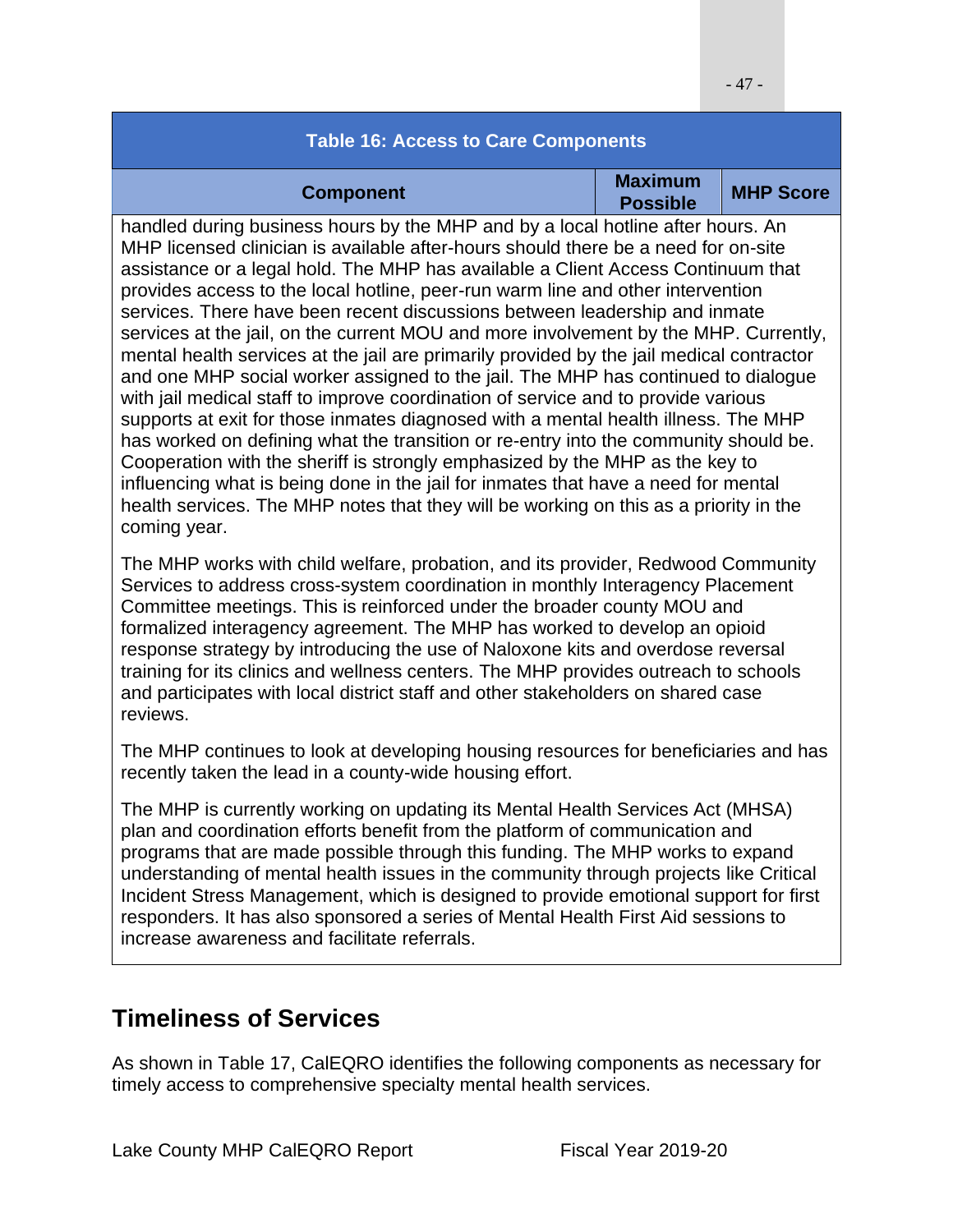| Table 16: Access to Care Components | | |
|---|---|---|
| **Component** | **Maximum Possible** | **MHP Score** |
| handled during business hours by the MHP and by a local hotline after hours. An MHP licensed clinician is available after-hours should there be a need for on-site assistance or a legal hold. The MHP has available a Client Access Continuum that provides access to the local hotline, peer-run warm line and other intervention services. There have been recent discussions between leadership and inmate services at the jail, on the current MOU and more involvement by the MHP. Currently, mental health services at the jail are primarily provided by the jail medical contractor and one MHP social worker assigned to the jail. The MHP has continued to dialogue with jail medical staff to improve coordination of service and to provide various supports at exit for those inmates diagnosed with a mental health illness. The MHP has worked on defining what the transition or re-entry into the community should be. Cooperation with the sheriff is strongly emphasized by the MHP as the key to influencing what is being done in the jail for inmates that have a need for mental health services. The MHP notes that they will be working on this as a priority in the coming year.<br><br>The MHP works with child welfare, probation, and its provider, Redwood Community Services to address cross-system coordination in monthly Interagency Placement Committee meetings. This is reinforced under the broader county MOU and formalized interagency agreement. The MHP has worked to develop an opioid response strategy by introducing the use of Naloxone kits and overdose reversal training for its clinics and wellness centers. The MHP provides outreach to schools and participates with local district staff and other stakeholders on shared case reviews.<br><br>The MHP continues to look at developing housing resources for beneficiaries and has recently taken the lead in a county-wide housing effort.<br><br>The MHP is currently working on updating its Mental Health Services Act (MHSA) plan and coordination efforts benefit from the platform of communication and programs that are made possible through this funding. The MHP works to expand understanding of mental health issues in the community through projects like Critical Incident Stress Management, which is designed to provide emotional support for first responders. It has also sponsored a series of Mental Health First Aid sessions to increase awareness and facilitate referrals. | | |

## Timeliness of Services

As shown in Table 17, CalEQRO identifies the following components as necessary for timely access to comprehensive specialty mental health services.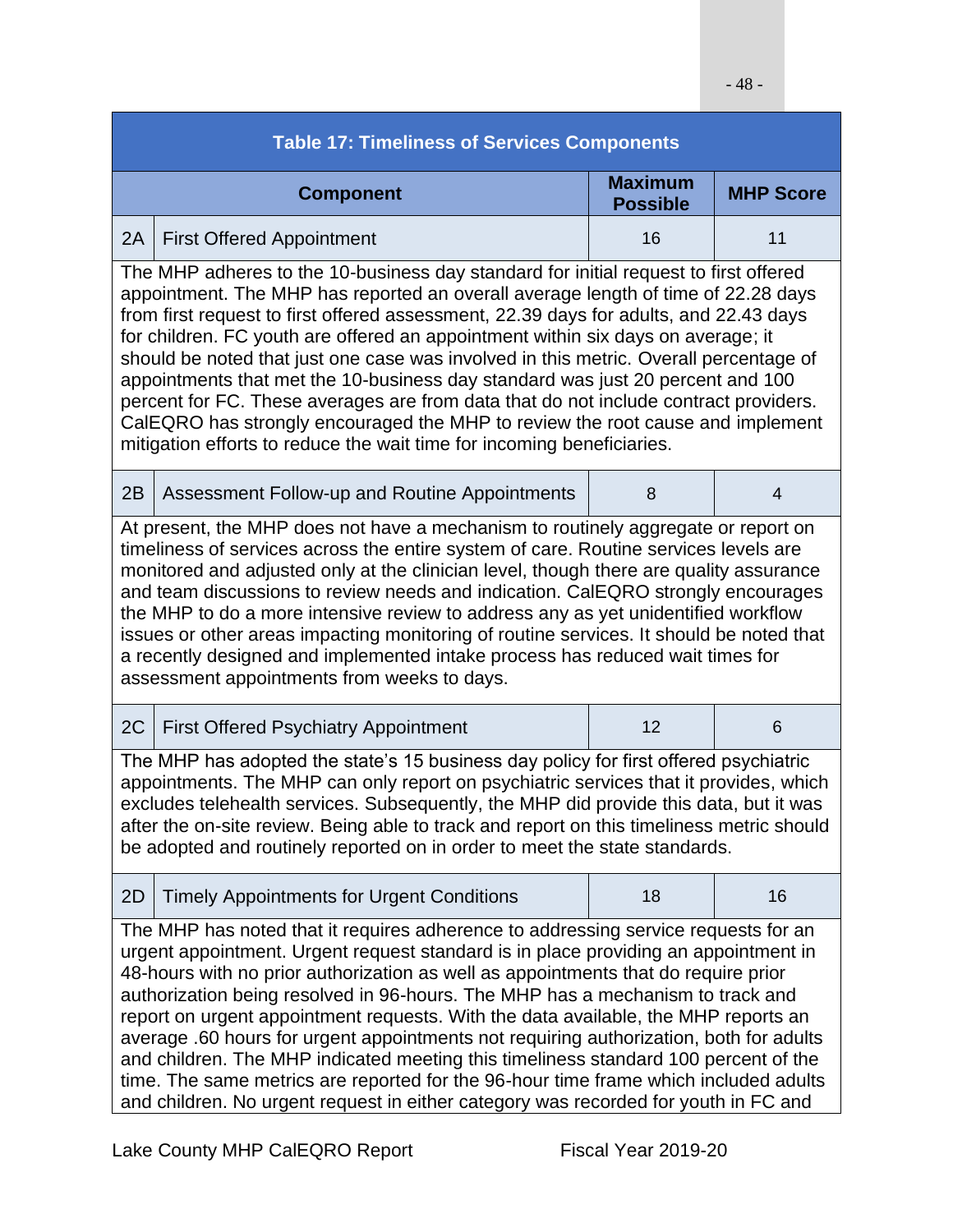| Table 17: Timeliness of Services Components | | | |
|---|---|---|---|
| **Component** | | **Maximum Possible** | **MHP Score** |
| 2A | First Offered Appointment | 16 | 11 |
| The MHP adheres to the 10-business day standard for initial request to first offered appointment. The MHP has reported an overall average length of time of 22.28 days from first request to first offered assessment, 22.39 days for adults, and 22.43 days for children. FC youth are offered an appointment within six days on average; it should be noted that just one case was involved in this metric. Overall percentage of appointments that met the 10-business day standard was just 20 percent and 100 percent for FC. These averages are from data that do not include contract providers. CalEQRO has strongly encouraged the MHP to review the root cause and implement mitigation efforts to reduce the wait time for incoming beneficiaries. | | | |
| 2B | Assessment Follow-up and Routine Appointments | 8 | 4 |
| At present, the MHP does not have a mechanism to routinely aggregate or report on timeliness of services across the entire system of care. Routine services levels are monitored and adjusted only at the clinician level, though there are quality assurance and team discussions to review needs and indication. CalEQRO strongly encourages the MHP to do a more intensive review to address any as yet unidentified workflow issues or other areas impacting monitoring of routine services. It should be noted that a recently designed and implemented intake process has reduced wait times for assessment appointments from weeks to days. | | | |
| 2C | First Offered Psychiatry Appointment | 12 | 6 |
| The MHP has adopted the state's 15 business day policy for first offered psychiatric appointments. The MHP can only report on psychiatric services that it provides, which excludes telehealth services. Subsequently, the MHP did provide this data, but it was after the on-site review. Being able to track and report on this timeliness metric should be adopted and routinely reported on in order to meet the state standards. | | | |
| 2D | Timely Appointments for Urgent Conditions | 18 | 16 |
| The MHP has noted that it requires adherence to addressing service requests for an urgent appointment. Urgent request standard is in place providing an appointment in 48-hours with no prior authorization as well as appointments that do require prior authorization being resolved in 96-hours. The MHP has a mechanism to track and report on urgent appointment requests. With the data available, the MHP reports an average .60 hours for urgent appointments not requiring authorization, both for adults and children. The MHP indicated meeting this timeliness standard 100 percent of the time. The same metrics are reported for the 96-hour time frame which included adults and children. No urgent request in either category was recorded for youth in FC and | | | |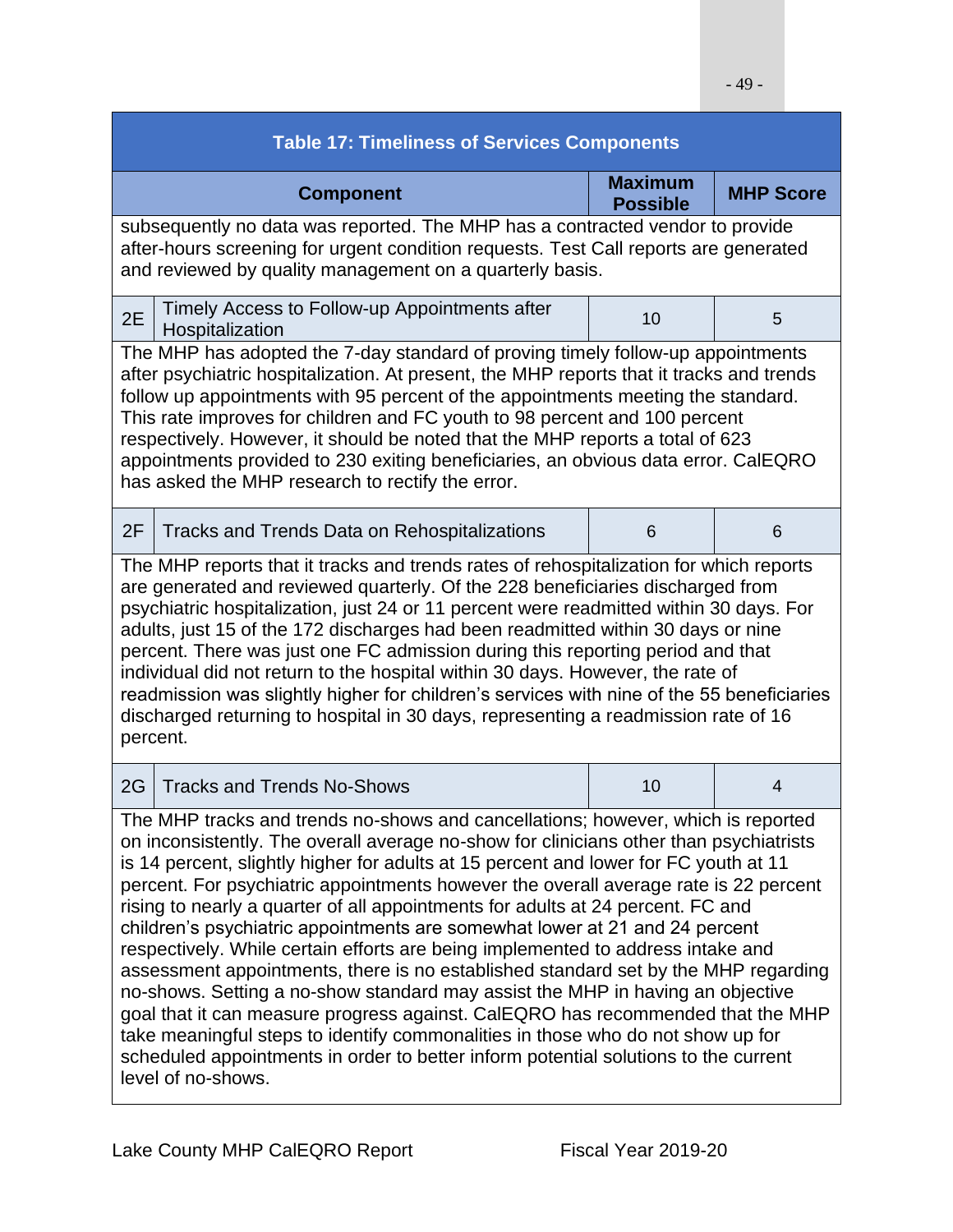| Table 17: Timeliness of Services Components | | | |
|---|---|---|---|
| | Component | Maximum Possible | MHP Score |
| subsequently no data was reported. The MHP has a contracted vendor to provide after-hours screening for urgent condition requests. Test Call reports are generated and reviewed by quality management on a quarterly basis. | | | |
| 2E | Timely Access to Follow-up Appointments after Hospitalization | 10 | 5 |
| The MHP has adopted the 7-day standard of proving timely follow-up appointments after psychiatric hospitalization. At present, the MHP reports that it tracks and trends follow up appointments with 95 percent of the appointments meeting the standard. This rate improves for children and FC youth to 98 percent and 100 percent respectively. However, it should be noted that the MHP reports a total of 623 appointments provided to 230 exiting beneficiaries, an obvious data error. CalEQRO has asked the MHP research to rectify the error. | | | |
| 2F | Tracks and Trends Data on Rehospitalizations | 6 | 6 |
| The MHP reports that it tracks and trends rates of rehospitalization for which reports are generated and reviewed quarterly. Of the 228 beneficiaries discharged from psychiatric hospitalization, just 24 or 11 percent were readmitted within 30 days. For adults, just 15 of the 172 discharges had been readmitted within 30 days or nine percent. There was just one FC admission during this reporting period and that individual did not return to the hospital within 30 days. However, the rate of readmission was slightly higher for children's services with nine of the 55 beneficiaries discharged returning to hospital in 30 days, representing a readmission rate of 16 percent. | | | |
| 2G | Tracks and Trends No-Shows | 10 | 4 |
| The MHP tracks and trends no-shows and cancellations; however, which is reported on inconsistently. The overall average no-show for clinicians other than psychiatrists is 14 percent, slightly higher for adults at 15 percent and lower for FC youth at 11 percent. For psychiatric appointments however the overall average rate is 22 percent rising to nearly a quarter of all appointments for adults at 24 percent. FC and children's psychiatric appointments are somewhat lower at 21 and 24 percent respectively. While certain efforts are being implemented to address intake and assessment appointments, there is no established standard set by the MHP regarding no-shows. Setting a no-show standard may assist the MHP in having an objective goal that it can measure progress against. CalEQRO has recommended that the MHP take meaningful steps to identify commonalities in those who do not show up for scheduled appointments in order to better inform potential solutions to the current level of no-shows. | | | |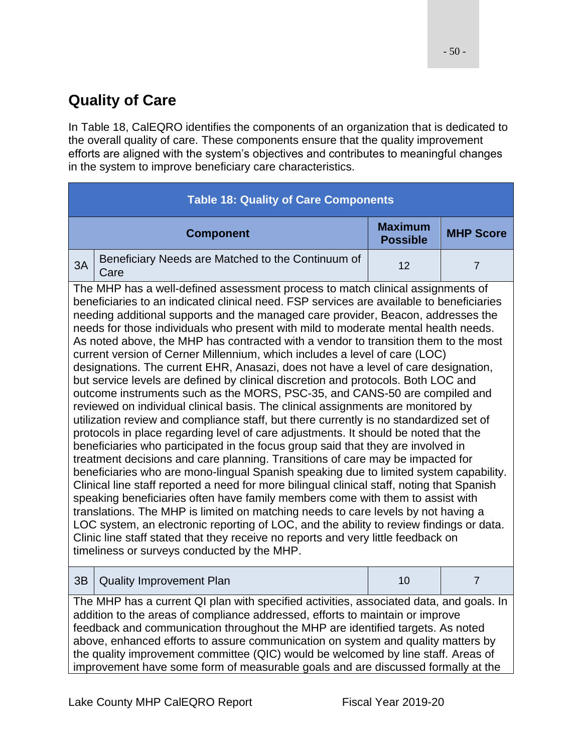## Quality of Care

In Table 18, CalEQRO identifies the components of an organization that is dedicated to the overall quality of care. These components ensure that the quality improvement efforts are aligned with the system's objectives and contributes to meaningful changes in the system to improve beneficiary care characteristics.

**Table 18: Quality of Care Components**

| | Component | Maximum Possible | MHP Score |
|---|---|---|---|
| 3A | Beneficiary Needs are Matched to the Continuum of Care | 12 | 7 |
| | The MHP has a well-defined assessment process to match clinical assignments of beneficiaries to an indicated clinical need. FSP services are available to beneficiaries needing additional supports and the managed care provider, Beacon, addresses the needs for those individuals who present with mild to moderate mental health needs. As noted above, the MHP has contracted with a vendor to transition them to the most current version of Cerner Millennium, which includes a level of care (LOC) designations. The current EHR, Anasazi, does not have a level of care designation, but service levels are defined by clinical discretion and protocols. Both LOC and outcome instruments such as the MORS, PSC-35, and CANS-50 are compiled and reviewed on individual clinical basis. The clinical assignments are monitored by utilization review and compliance staff, but there currently is no standardized set of protocols in place regarding level of care adjustments. It should be noted that the beneficiaries who participated in the focus group said that they are involved in treatment decisions and care planning. Transitions of care may be impacted for beneficiaries who are mono-lingual Spanish speaking due to limited system capability. Clinical line staff reported a need for more bilingual clinical staff, noting that Spanish speaking beneficiaries often have family members come with them to assist with translations. The MHP is limited on matching needs to care levels by not having a LOC system, an electronic reporting of LOC, and the ability to review findings or data. Clinic line staff stated that they receive no reports and very little feedback on timeliness or surveys conducted by the MHP. | | |
| 3B | Quality Improvement Plan | 10 | 7 |
| | The MHP has a current QI plan with specified activities, associated data, and goals. In addition to the areas of compliance addressed, efforts to maintain or improve feedback and communication throughout the MHP are identified targets. As noted above, enhanced efforts to assure communication on system and quality matters by the quality improvement committee (QIC) would be welcomed by line staff. Areas of improvement have some form of measurable goals and are discussed formally at the | | |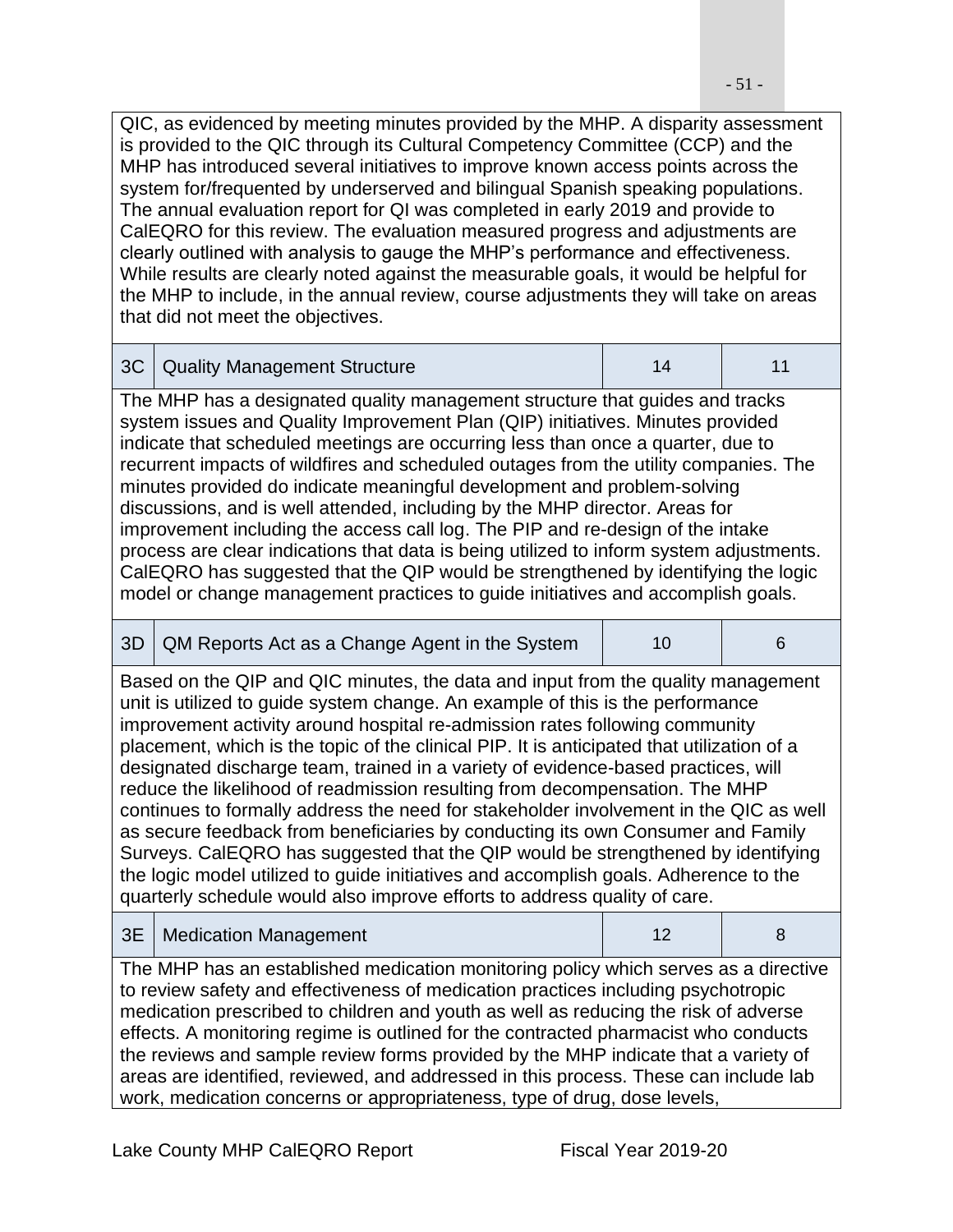| | | | |
|---|---|---|---|
| QIC, as evidenced by meeting minutes provided by the MHP. A disparity assessment is provided to the QIC through its Cultural Competency Committee (CCP) and the MHP has introduced several initiatives to improve known access points across the system for/frequented by underserved and bilingual Spanish speaking populations. The annual evaluation report for QI was completed in early 2019 and provide to CalEQRO for this review. The evaluation measured progress and adjustments are clearly outlined with analysis to gauge the MHP's performance and effectiveness. While results are clearly noted against the measurable goals, it would be helpful for the MHP to include, in the annual review, course adjustments they will take on areas that did not meet the objectives. | | | |
| 3C | Quality Management Structure | 14 | 11 |
| The MHP has a designated quality management structure that guides and tracks system issues and Quality Improvement Plan (QIP) initiatives. Minutes provided indicate that scheduled meetings are occurring less than once a quarter, due to recurrent impacts of wildfires and scheduled outages from the utility companies. The minutes provided do indicate meaningful development and problem-solving discussions, and is well attended, including by the MHP director. Areas for improvement including the access call log. The PIP and re-design of the intake process are clear indications that data is being utilized to inform system adjustments. CalEQRO has suggested that the QIP would be strengthened by identifying the logic model or change management practices to guide initiatives and accomplish goals. | | | |
| 3D | QM Reports Act as a Change Agent in the System | 10 | 6 |
| Based on the QIP and QIC minutes, the data and input from the quality management unit is utilized to guide system change. An example of this is the performance improvement activity around hospital re-admission rates following community placement, which is the topic of the clinical PIP. It is anticipated that utilization of a designated discharge team, trained in a variety of evidence-based practices, will reduce the likelihood of readmission resulting from decompensation. The MHP continues to formally address the need for stakeholder involvement in the QIC as well as secure feedback from beneficiaries by conducting its own Consumer and Family Surveys. CalEQRO has suggested that the QIP would be strengthened by identifying the logic model utilized to guide initiatives and accomplish goals. Adherence to the quarterly schedule would also improve efforts to address quality of care. | | | |
| 3E | Medication Management | 12 | 8 |
| The MHP has an established medication monitoring policy which serves as a directive to review safety and effectiveness of medication practices including psychotropic medication prescribed to children and youth as well as reducing the risk of adverse effects. A monitoring regime is outlined for the contracted pharmacist who conducts the reviews and sample review forms provided by the MHP indicate that a variety of areas are identified, reviewed, and addressed in this process. These can include lab work, medication concerns or appropriateness, type of drug, dose levels, | | | |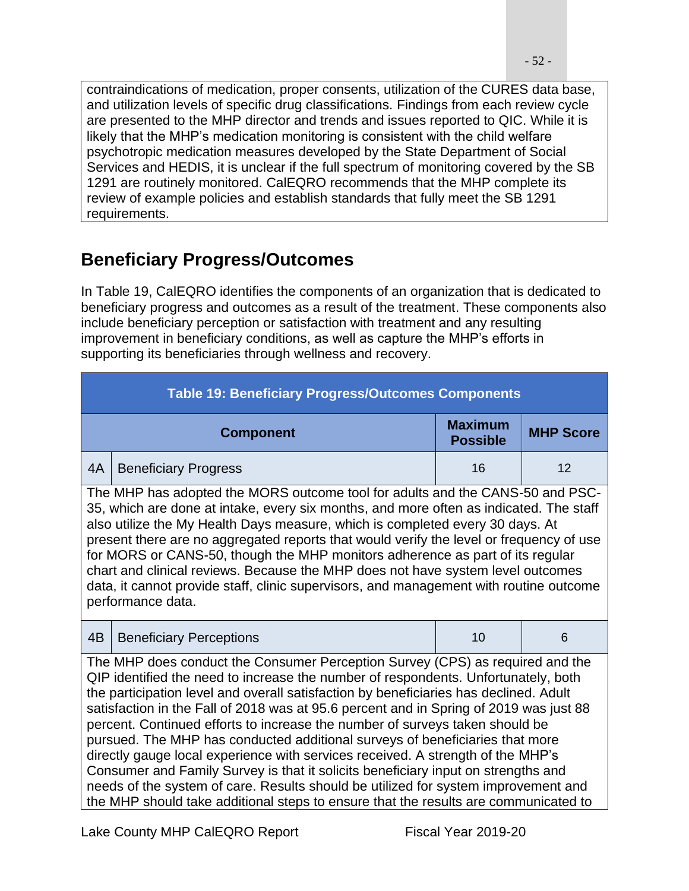contraindications of medication, proper consents, utilization of the CURES data base, and utilization levels of specific drug classifications. Findings from each review cycle are presented to the MHP director and trends and issues reported to QIC. While it is likely that the MHP's medication monitoring is consistent with the child welfare psychotropic medication measures developed by the State Department of Social Services and HEDIS, it is unclear if the full spectrum of monitoring covered by the SB 1291 are routinely monitored. CalEQRO recommends that the MHP complete its review of example policies and establish standards that fully meet the SB 1291 requirements.

## Beneficiary Progress/Outcomes

In Table 19, CalEQRO identifies the components of an organization that is dedicated to beneficiary progress and outcomes as a result of the treatment. These components also include beneficiary perception or satisfaction with treatment and any resulting improvement in beneficiary conditions, as well as capture the MHP's efforts in supporting its beneficiaries through wellness and recovery.

**Table 19: Beneficiary Progress/Outcomes Components**

| | Component | Maximum Possible | MHP Score |
|---|---|---|---|
| 4A | Beneficiary Progress | 16 | 12 |
| The MHP has adopted the MORS outcome tool for adults and the CANS-50 and PSC-35, which are done at intake, every six months, and more often as indicated. The staff also utilize the My Health Days measure, which is completed every 30 days. At present there are no aggregated reports that would verify the level or frequency of use for MORS or CANS-50, though the MHP monitors adherence as part of its regular chart and clinical reviews. Because the MHP does not have system level outcomes data, it cannot provide staff, clinic supervisors, and management with routine outcome performance data. | | | |
| 4B | Beneficiary Perceptions | 10 | 6 |
| The MHP does conduct the Consumer Perception Survey (CPS) as required and the QIP identified the need to increase the number of respondents. Unfortunately, both the participation level and overall satisfaction by beneficiaries has declined. Adult satisfaction in the Fall of 2018 was at 95.6 percent and in Spring of 2019 was just 88 percent. Continued efforts to increase the number of surveys taken should be pursued. The MHP has conducted additional surveys of beneficiaries that more directly gauge local experience with services received. A strength of the MHP's Consumer and Family Survey is that it solicits beneficiary input on strengths and needs of the system of care. Results should be utilized for system improvement and the MHP should take additional steps to ensure that the results are communicated to | | | |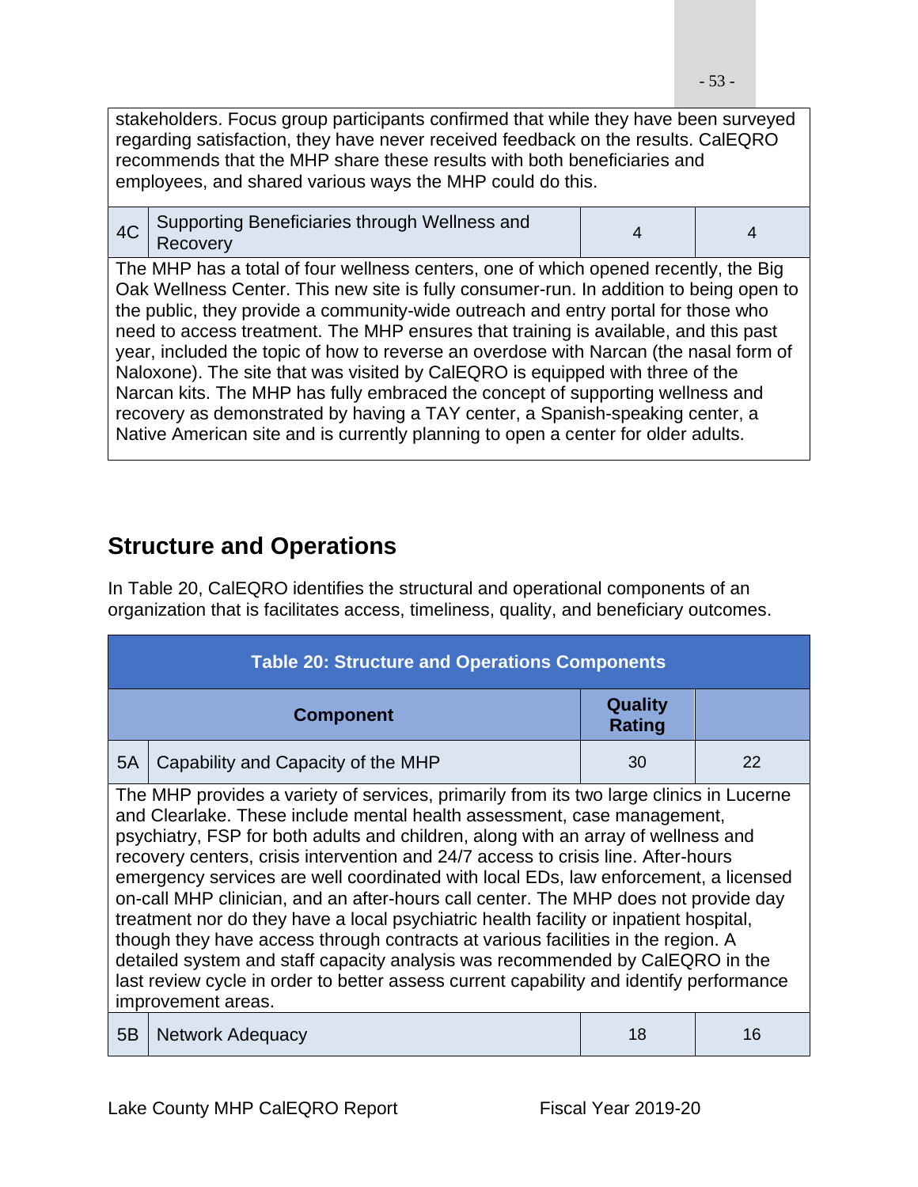| | | | |
|---|---|---|---|
| stakeholders. Focus group participants confirmed that while they have been surveyed regarding satisfaction, they have never received feedback on the results. CalEQRO recommends that the MHP share these results with both beneficiaries and employees, and shared various ways the MHP could do this. | | | |
| 4C | Supporting Beneficiaries through Wellness and Recovery | 4 | 4 |
| The MHP has a total of four wellness centers, one of which opened recently, the Big Oak Wellness Center. This new site is fully consumer-run. In addition to being open to the public, they provide a community-wide outreach and entry portal for those who need to access treatment. The MHP ensures that training is available, and this past year, included the topic of how to reverse an overdose with Narcan (the nasal form of Naloxone). The site that was visited by CalEQRO is equipped with three of the Narcan kits. The MHP has fully embraced the concept of supporting wellness and recovery as demonstrated by having a TAY center, a Spanish-speaking center, a Native American site and is currently planning to open a center for older adults. | | | |

## Structure and Operations

In Table 20, CalEQRO identifies the structural and operational components of an organization that is facilitates access, timeliness, quality, and beneficiary outcomes.

**Table 20: Structure and Operations Components**

| | Component | Quality Rating | |
|---|---|---|---|
| 5A | Capability and Capacity of the MHP | 30 | 22 |
| The MHP provides a variety of services, primarily from its two large clinics in Lucerne and Clearlake. These include mental health assessment, case management, psychiatry, FSP for both adults and children, along with an array of wellness and recovery centers, crisis intervention and 24/7 access to crisis line. After-hours emergency services are well coordinated with local EDs, law enforcement, a licensed on-call MHP clinician, and an after-hours call center. The MHP does not provide day treatment nor do they have a local psychiatric health facility or inpatient hospital, though they have access through contracts at various facilities in the region. A detailed system and staff capacity analysis was recommended by CalEQRO in the last review cycle in order to better assess current capability and identify performance improvement areas. | | | |
| 5B | Network Adequacy | 18 | 16 |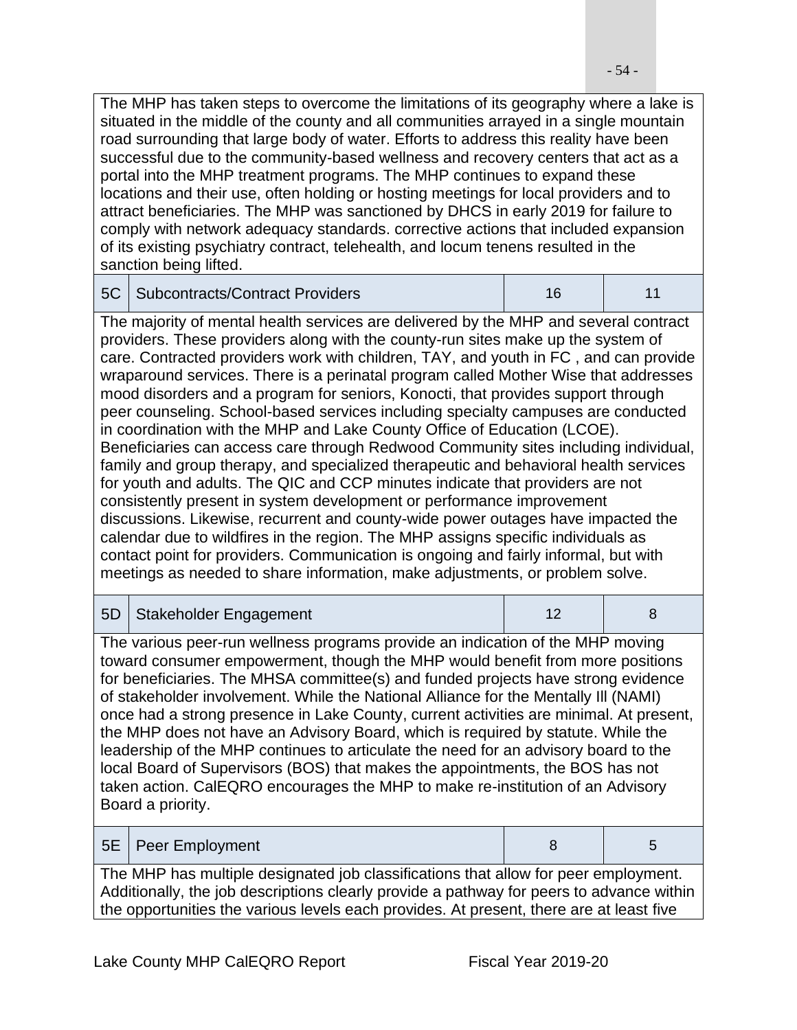| | | | |
|---|---|---|---|
| The MHP has taken steps to overcome the limitations of its geography where a lake is situated in the middle of the county and all communities arrayed in a single mountain road surrounding that large body of water. Efforts to address this reality have been successful due to the community-based wellness and recovery centers that act as a portal into the MHP treatment programs. The MHP continues to expand these locations and their use, often holding or hosting meetings for local providers and to attract beneficiaries. The MHP was sanctioned by DHCS in early 2019 for failure to comply with network adequacy standards. corrective actions that included expansion of its existing psychiatry contract, telehealth, and locum tenens resulted in the sanction being lifted. | | | |
| 5C | Subcontracts/Contract Providers | 16 | 11 |
| The majority of mental health services are delivered by the MHP and several contract providers. These providers along with the county-run sites make up the system of care. Contracted providers work with children, TAY, and youth in FC , and can provide wraparound services. There is a perinatal program called Mother Wise that addresses mood disorders and a program for seniors, Konocti, that provides support through peer counseling. School-based services including specialty campuses are conducted in coordination with the MHP and Lake County Office of Education (LCOE). Beneficiaries can access care through Redwood Community sites including individual, family and group therapy, and specialized therapeutic and behavioral health services for youth and adults. The QIC and CCP minutes indicate that providers are not consistently present in system development or performance improvement discussions. Likewise, recurrent and county-wide power outages have impacted the calendar due to wildfires in the region. The MHP assigns specific individuals as contact point for providers. Communication is ongoing and fairly informal, but with meetings as needed to share information, make adjustments, or problem solve. | | | |
| 5D | Stakeholder Engagement | 12 | 8 |
| The various peer-run wellness programs provide an indication of the MHP moving toward consumer empowerment, though the MHP would benefit from more positions for beneficiaries. The MHSA committee(s) and funded projects have strong evidence of stakeholder involvement. While the National Alliance for the Mentally Ill (NAMI) once had a strong presence in Lake County, current activities are minimal. At present, the MHP does not have an Advisory Board, which is required by statute. While the leadership of the MHP continues to articulate the need for an advisory board to the local Board of Supervisors (BOS) that makes the appointments, the BOS has not taken action. CalEQRO encourages the MHP to make re-institution of an Advisory Board a priority. | | | |
| 5E | Peer Employment | 8 | 5 |
| The MHP has multiple designated job classifications that allow for peer employment. Additionally, the job descriptions clearly provide a pathway for peers to advance within the opportunities the various levels each provides. At present, there are at least five | | | |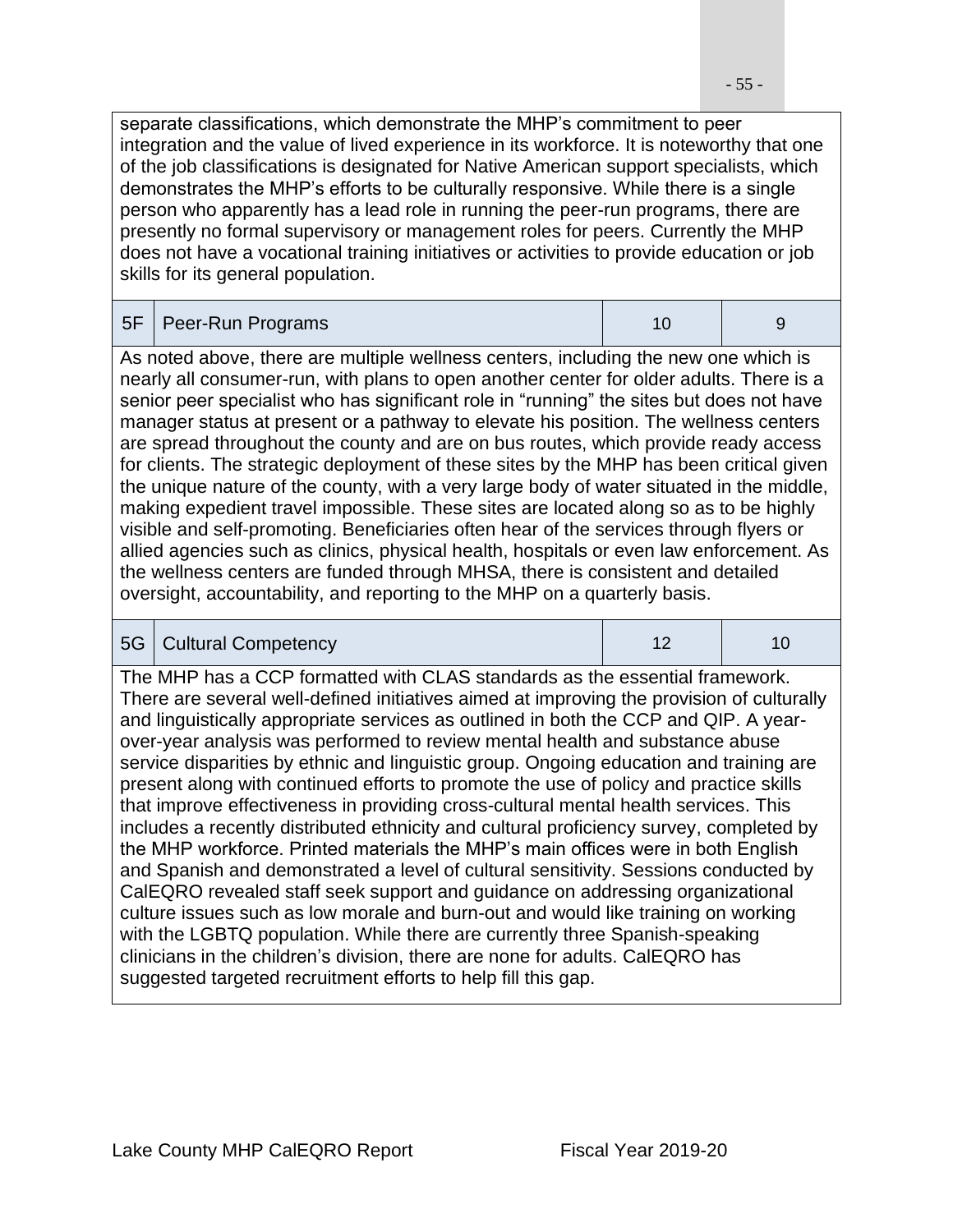separate classifications, which demonstrate the MHP's commitment to peer integration and the value of lived experience in its workforce. It is noteworthy that one of the job classifications is designated for Native American support specialists, which demonstrates the MHP's efforts to be culturally responsive. While there is a single person who apparently has a lead role in running the peer-run programs, there are presently no formal supervisory or management roles for peers. Currently the MHP does not have a vocational training initiatives or activities to provide education or job skills for its general population.

| 5F | Peer-Run Programs | 10 | 9 |
|---|---|---|---|

As noted above, there are multiple wellness centers, including the new one which is nearly all consumer-run, with plans to open another center for older adults. There is a senior peer specialist who has significant role in "running" the sites but does not have manager status at present or a pathway to elevate his position. The wellness centers are spread throughout the county and are on bus routes, which provide ready access for clients. The strategic deployment of these sites by the MHP has been critical given the unique nature of the county, with a very large body of water situated in the middle, making expedient travel impossible. These sites are located along so as to be highly visible and self-promoting. Beneficiaries often hear of the services through flyers or allied agencies such as clinics, physical health, hospitals or even law enforcement. As the wellness centers are funded through MHSA, there is consistent and detailed oversight, accountability, and reporting to the MHP on a quarterly basis.

| 5G | Cultural Competency | 12 | 10 |
|---|---|---|---|

The MHP has a CCP formatted with CLAS standards as the essential framework. There are several well-defined initiatives aimed at improving the provision of culturally and linguistically appropriate services as outlined in both the CCP and QIP. A year-over-year analysis was performed to review mental health and substance abuse service disparities by ethnic and linguistic group. Ongoing education and training are present along with continued efforts to promote the use of policy and practice skills that improve effectiveness in providing cross-cultural mental health services. This includes a recently distributed ethnicity and cultural proficiency survey, completed by the MHP workforce. Printed materials the MHP's main offices were in both English and Spanish and demonstrated a level of cultural sensitivity. Sessions conducted by CalEQRO revealed staff seek support and guidance on addressing organizational culture issues such as low morale and burn-out and would like training on working with the LGBTQ population. While there are currently three Spanish-speaking clinicians in the children's division, there are none for adults. CalEQRO has suggested targeted recruitment efforts to help fill this gap.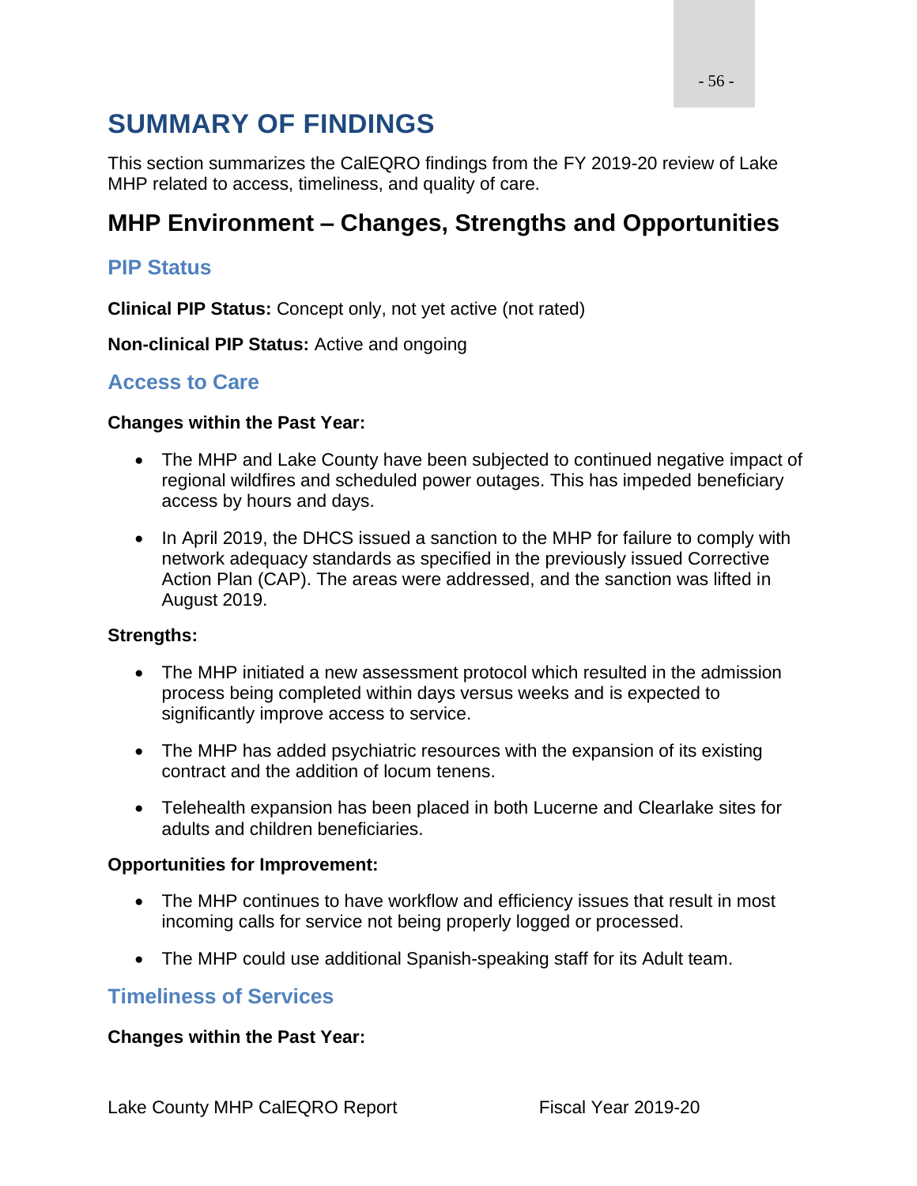# SUMMARY OF FINDINGS

This section summarizes the CalEQRO findings from the FY 2019-20 review of Lake MHP related to access, timeliness, and quality of care.

## MHP Environment – Changes, Strengths and Opportunities

### PIP Status

**Clinical PIP Status:** Concept only, not yet active (not rated)

**Non-clinical PIP Status:** Active and ongoing

### Access to Care

**Changes within the Past Year:**

- The MHP and Lake County have been subjected to continued negative impact of regional wildfires and scheduled power outages. This has impeded beneficiary access by hours and days.
- In April 2019, the DHCS issued a sanction to the MHP for failure to comply with network adequacy standards as specified in the previously issued Corrective Action Plan (CAP). The areas were addressed, and the sanction was lifted in August 2019.

**Strengths:**

- The MHP initiated a new assessment protocol which resulted in the admission process being completed within days versus weeks and is expected to significantly improve access to service.
- The MHP has added psychiatric resources with the expansion of its existing contract and the addition of locum tenens.
- Telehealth expansion has been placed in both Lucerne and Clearlake sites for adults and children beneficiaries.

**Opportunities for Improvement:**

- The MHP continues to have workflow and efficiency issues that result in most incoming calls for service not being properly logged or processed.
- The MHP could use additional Spanish-speaking staff for its Adult team.

### Timeliness of Services

**Changes within the Past Year:**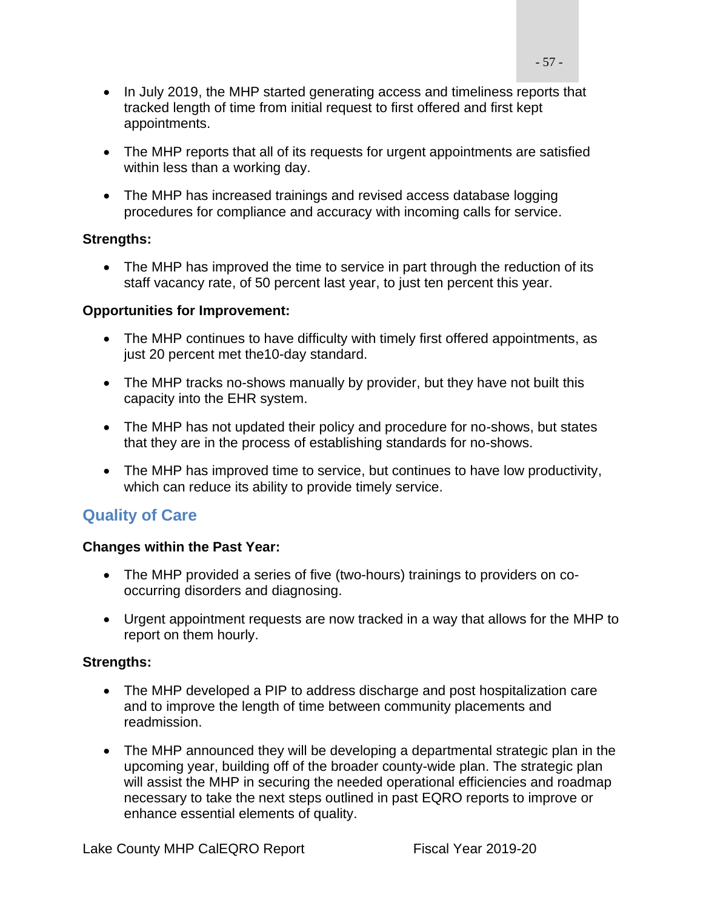- In July 2019, the MHP started generating access and timeliness reports that tracked length of time from initial request to first offered and first kept appointments.

- The MHP reports that all of its requests for urgent appointments are satisfied within less than a working day.

- The MHP has increased trainings and revised access database logging procedures for compliance and accuracy with incoming calls for service.

**Strengths:**

- The MHP has improved the time to service in part through the reduction of its staff vacancy rate, of 50 percent last year, to just ten percent this year.

**Opportunities for Improvement:**

- The MHP continues to have difficulty with timely first offered appointments, as just 20 percent met the10-day standard.

- The MHP tracks no-shows manually by provider, but they have not built this capacity into the EHR system.

- The MHP has not updated their policy and procedure for no-shows, but states that they are in the process of establishing standards for no-shows.

- The MHP has improved time to service, but continues to have low productivity, which can reduce its ability to provide timely service.

## Quality of Care

**Changes within the Past Year:**

- The MHP provided a series of five (two-hours) trainings to providers on co-occurring disorders and diagnosing.

- Urgent appointment requests are now tracked in a way that allows for the MHP to report on them hourly.

**Strengths:**

- The MHP developed a PIP to address discharge and post hospitalization care and to improve the length of time between community placements and readmission.

- The MHP announced they will be developing a departmental strategic plan in the upcoming year, building off of the broader county-wide plan. The strategic plan will assist the MHP in securing the needed operational efficiencies and roadmap necessary to take the next steps outlined in past EQRO reports to improve or enhance essential elements of quality.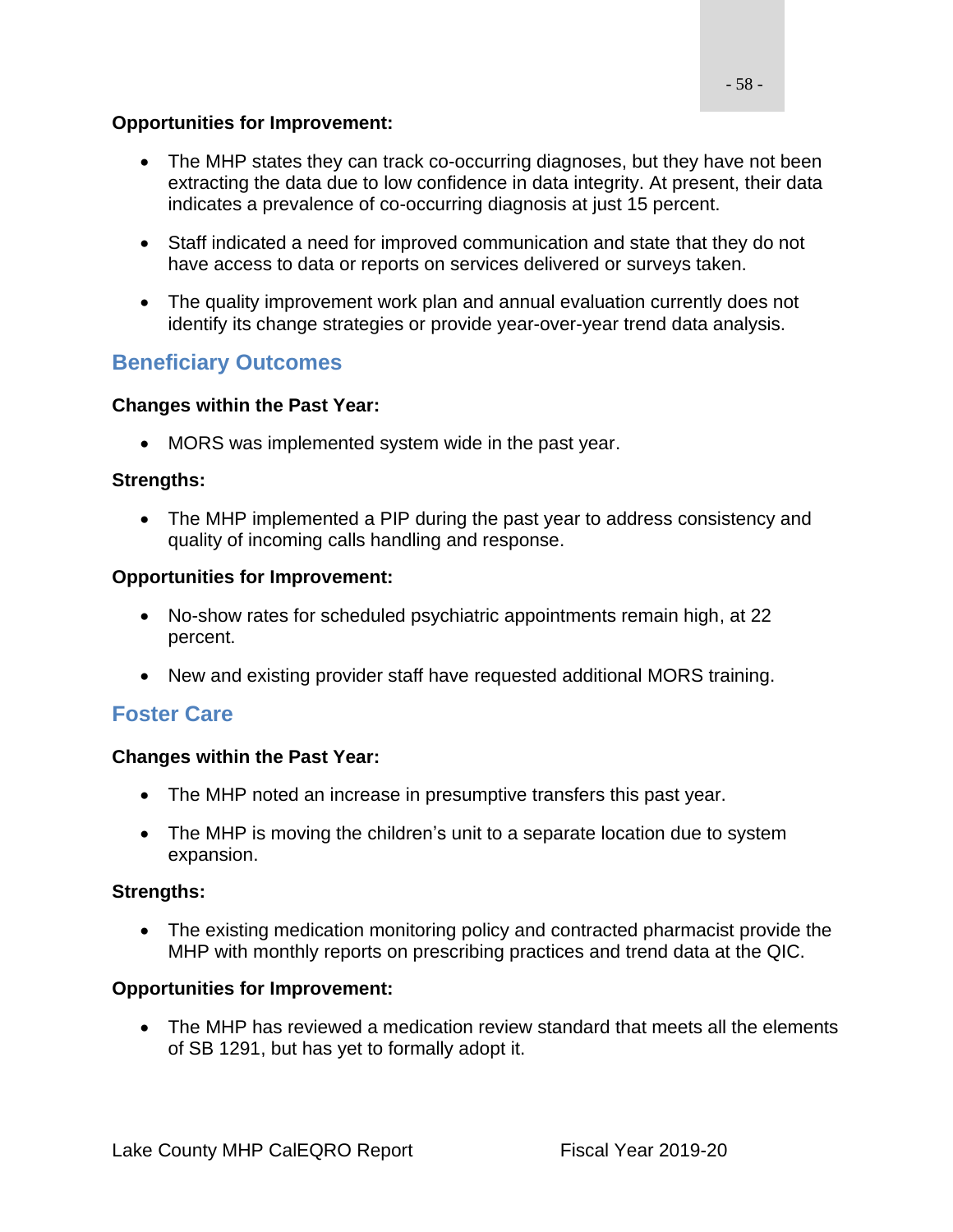**Opportunities for Improvement:**

- The MHP states they can track co-occurring diagnoses, but they have not been extracting the data due to low confidence in data integrity. At present, their data indicates a prevalence of co-occurring diagnosis at just 15 percent.
- Staff indicated a need for improved communication and state that they do not have access to data or reports on services delivered or surveys taken.
- The quality improvement work plan and annual evaluation currently does not identify its change strategies or provide year-over-year trend data analysis.

## Beneficiary Outcomes

**Changes within the Past Year:**

- MORS was implemented system wide in the past year.

**Strengths:**

- The MHP implemented a PIP during the past year to address consistency and quality of incoming calls handling and response.

**Opportunities for Improvement:**

- No-show rates for scheduled psychiatric appointments remain high, at 22 percent.
- New and existing provider staff have requested additional MORS training.

## Foster Care

**Changes within the Past Year:**

- The MHP noted an increase in presumptive transfers this past year.
- The MHP is moving the children's unit to a separate location due to system expansion.

**Strengths:**

- The existing medication monitoring policy and contracted pharmacist provide the MHP with monthly reports on prescribing practices and trend data at the QIC.

**Opportunities for Improvement:**

- The MHP has reviewed a medication review standard that meets all the elements of SB 1291, but has yet to formally adopt it.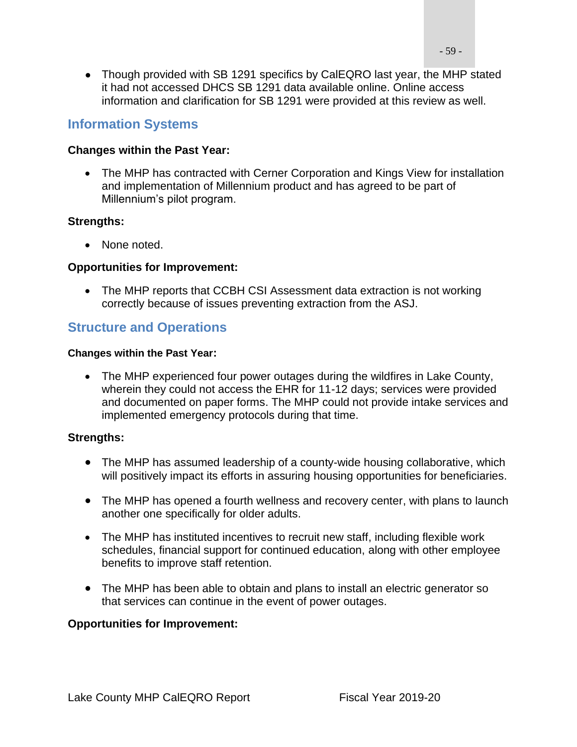- Though provided with SB 1291 specifics by CalEQRO last year, the MHP stated it had not accessed DHCS SB 1291 data available online. Online access information and clarification for SB 1291 were provided at this review as well.

## Information Systems

**Changes within the Past Year:**

- The MHP has contracted with Cerner Corporation and Kings View for installation and implementation of Millennium product and has agreed to be part of Millennium's pilot program.

**Strengths:**

- None noted.

**Opportunities for Improvement:**

- The MHP reports that CCBH CSI Assessment data extraction is not working correctly because of issues preventing extraction from the ASJ.

## Structure and Operations

**Changes within the Past Year:**

- The MHP experienced four power outages during the wildfires in Lake County, wherein they could not access the EHR for 11-12 days; services were provided and documented on paper forms. The MHP could not provide intake services and implemented emergency protocols during that time.

**Strengths:**

- The MHP has assumed leadership of a county-wide housing collaborative, which will positively impact its efforts in assuring housing opportunities for beneficiaries.
- The MHP has opened a fourth wellness and recovery center, with plans to launch another one specifically for older adults.
- The MHP has instituted incentives to recruit new staff, including flexible work schedules, financial support for continued education, along with other employee benefits to improve staff retention.
- The MHP has been able to obtain and plans to install an electric generator so that services can continue in the event of power outages.

**Opportunities for Improvement:**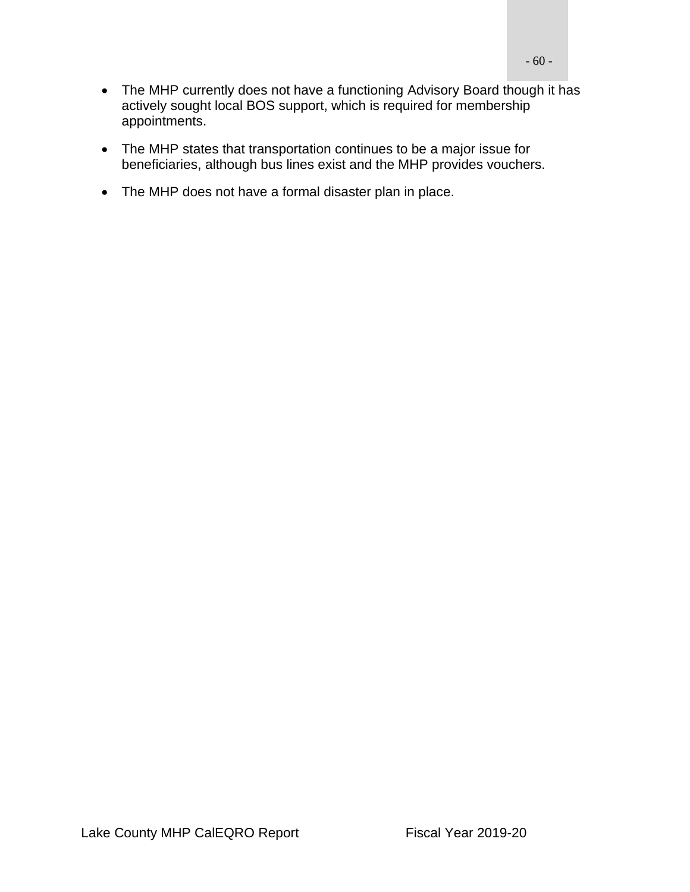- The MHP currently does not have a functioning Advisory Board though it has actively sought local BOS support, which is required for membership appointments.
- The MHP states that transportation continues to be a major issue for beneficiaries, although bus lines exist and the MHP provides vouchers.
- The MHP does not have a formal disaster plan in place.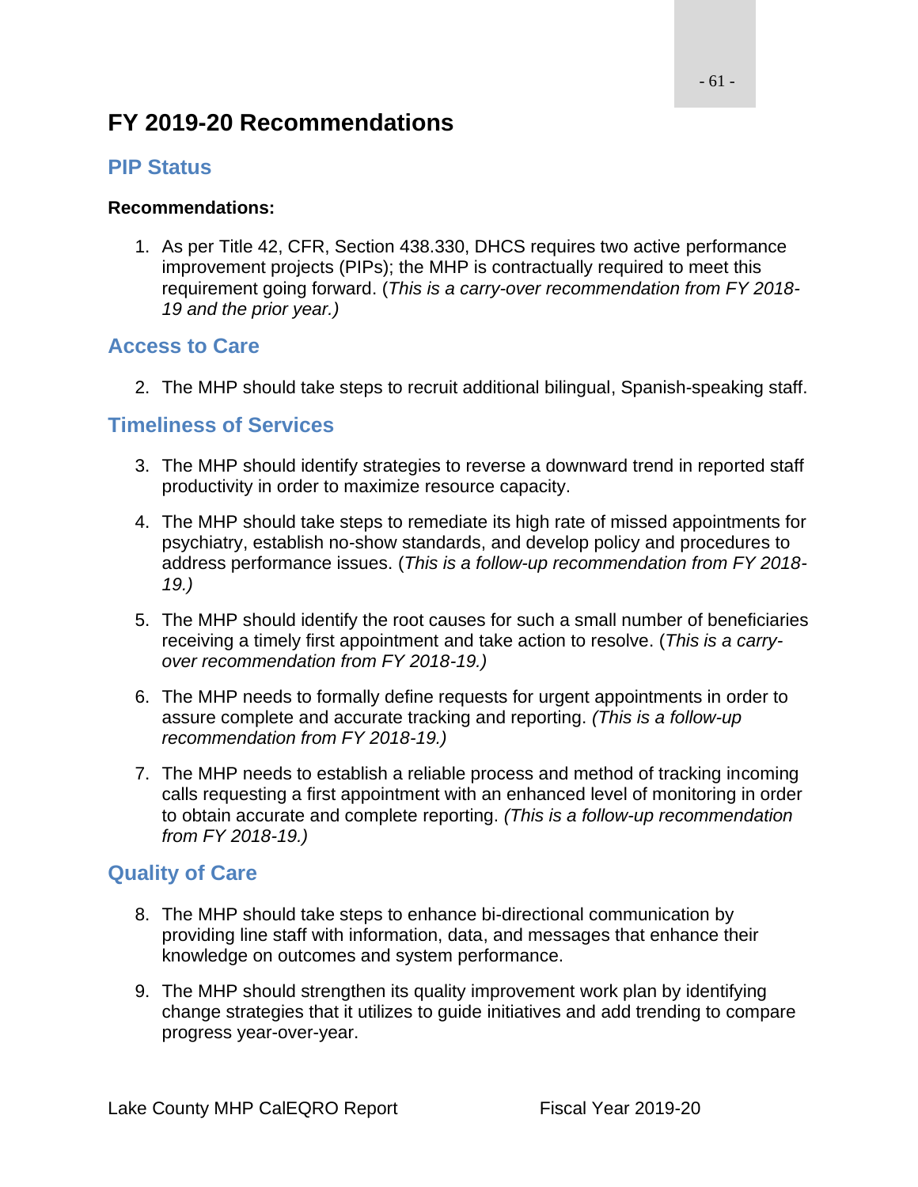# FY 2019-20 Recommendations

## PIP Status

**Recommendations:**

1. As per Title 42, CFR, Section 438.330, DHCS requires two active performance improvement projects (PIPs); the MHP is contractually required to meet this requirement going forward. (*This is a carry-over recommendation from FY 2018-19 and the prior year.)*

## Access to Care

2. The MHP should take steps to recruit additional bilingual, Spanish-speaking staff.

## Timeliness of Services

3. The MHP should identify strategies to reverse a downward trend in reported staff productivity in order to maximize resource capacity.

4. The MHP should take steps to remediate its high rate of missed appointments for psychiatry, establish no-show standards, and develop policy and procedures to address performance issues. (*This is a follow-up recommendation from FY 2018-19.)*

5. The MHP should identify the root causes for such a small number of beneficiaries receiving a timely first appointment and take action to resolve. (*This is a carry-over recommendation from FY 2018-19.)*

6. The MHP needs to formally define requests for urgent appointments in order to assure complete and accurate tracking and reporting. *(This is a follow-up recommendation from FY 2018-19.)*

7. The MHP needs to establish a reliable process and method of tracking incoming calls requesting a first appointment with an enhanced level of monitoring in order to obtain accurate and complete reporting. *(This is a follow-up recommendation from FY 2018-19.)*

## Quality of Care

8. The MHP should take steps to enhance bi-directional communication by providing line staff with information, data, and messages that enhance their knowledge on outcomes and system performance.

9. The MHP should strengthen its quality improvement work plan by identifying change strategies that it utilizes to guide initiatives and add trending to compare progress year-over-year.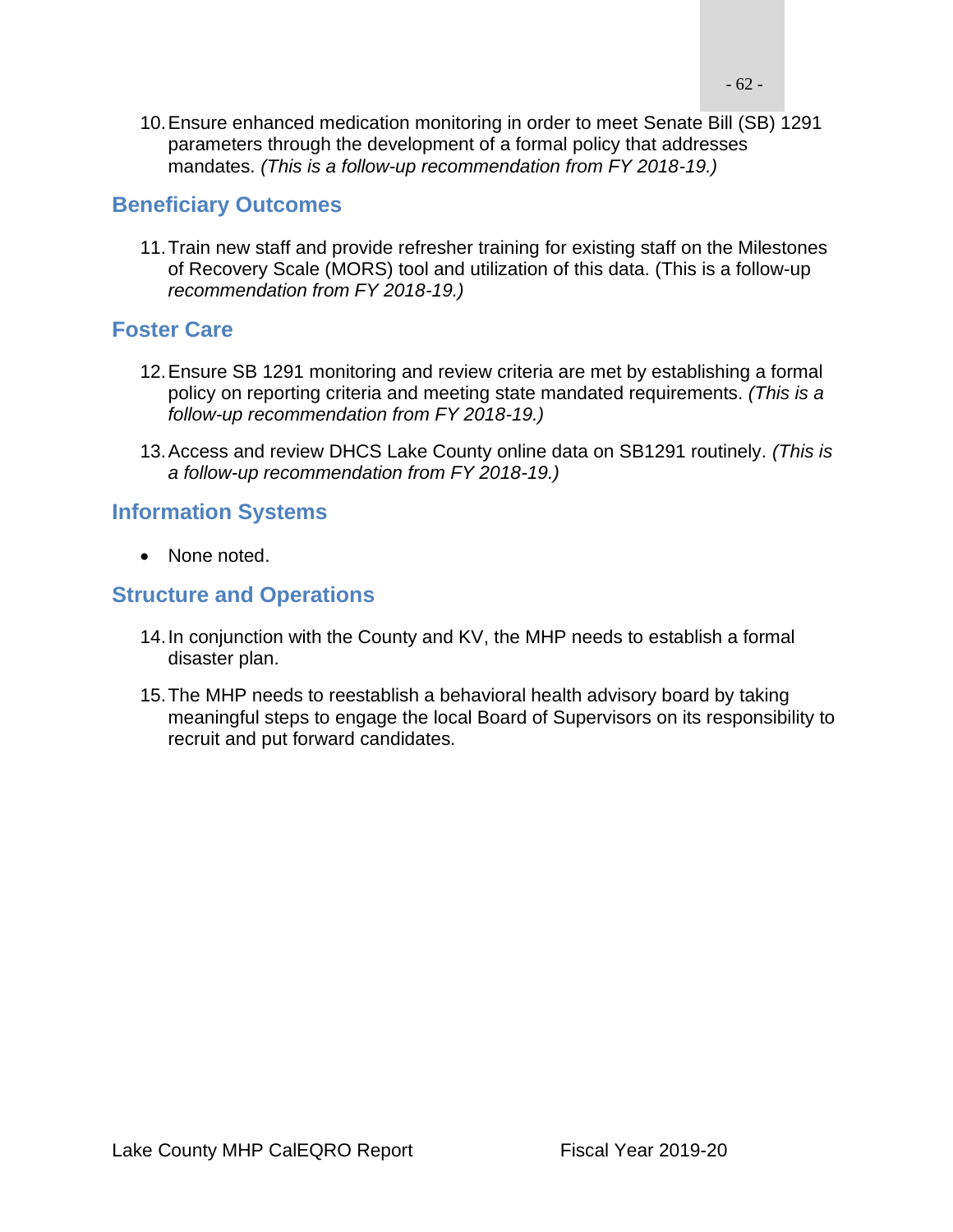10. Ensure enhanced medication monitoring in order to meet Senate Bill (SB) 1291 parameters through the development of a formal policy that addresses mandates. *(This is a follow-up recommendation from FY 2018-19.)*

## Beneficiary Outcomes

11. Train new staff and provide refresher training for existing staff on the Milestones of Recovery Scale (MORS) tool and utilization of this data. (This is a follow-up *recommendation from FY 2018-19.)*

## Foster Care

12. Ensure SB 1291 monitoring and review criteria are met by establishing a formal policy on reporting criteria and meeting state mandated requirements. *(This is a follow-up recommendation from FY 2018-19.)*

13. Access and review DHCS Lake County online data on SB1291 routinely. *(This is a follow-up recommendation from FY 2018-19.)*

## Information Systems

- None noted.

## Structure and Operations

14. In conjunction with the County and KV, the MHP needs to establish a formal disaster plan.

15. The MHP needs to reestablish a behavioral health advisory board by taking meaningful steps to engage the local Board of Supervisors on its responsibility to recruit and put forward candidates.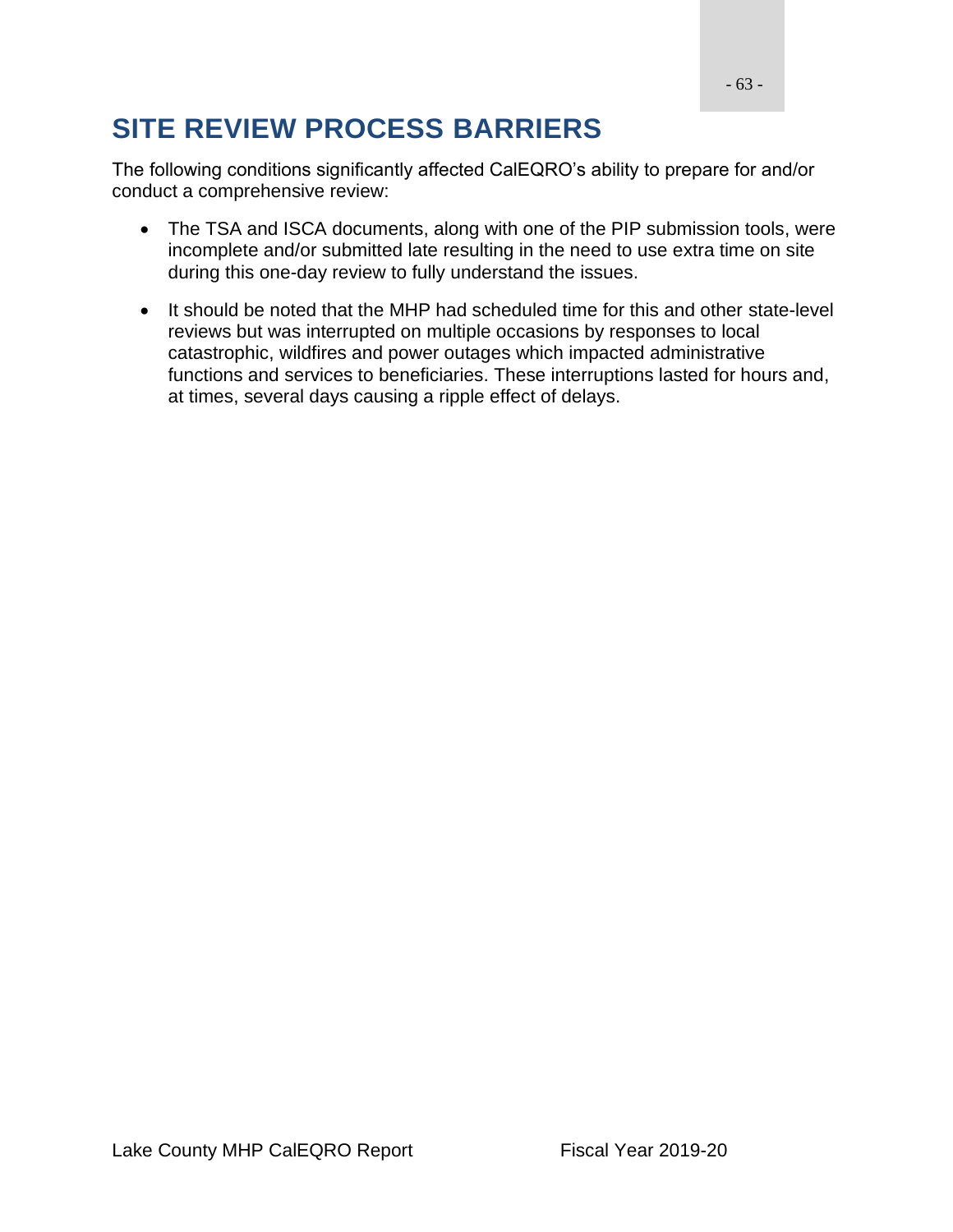# SITE REVIEW PROCESS BARRIERS

The following conditions significantly affected CalEQRO's ability to prepare for and/or conduct a comprehensive review:

- The TSA and ISCA documents, along with one of the PIP submission tools, were incomplete and/or submitted late resulting in the need to use extra time on site during this one-day review to fully understand the issues.

- It should be noted that the MHP had scheduled time for this and other state-level reviews but was interrupted on multiple occasions by responses to local catastrophic, wildfires and power outages which impacted administrative functions and services to beneficiaries. These interruptions lasted for hours and, at times, several days causing a ripple effect of delays.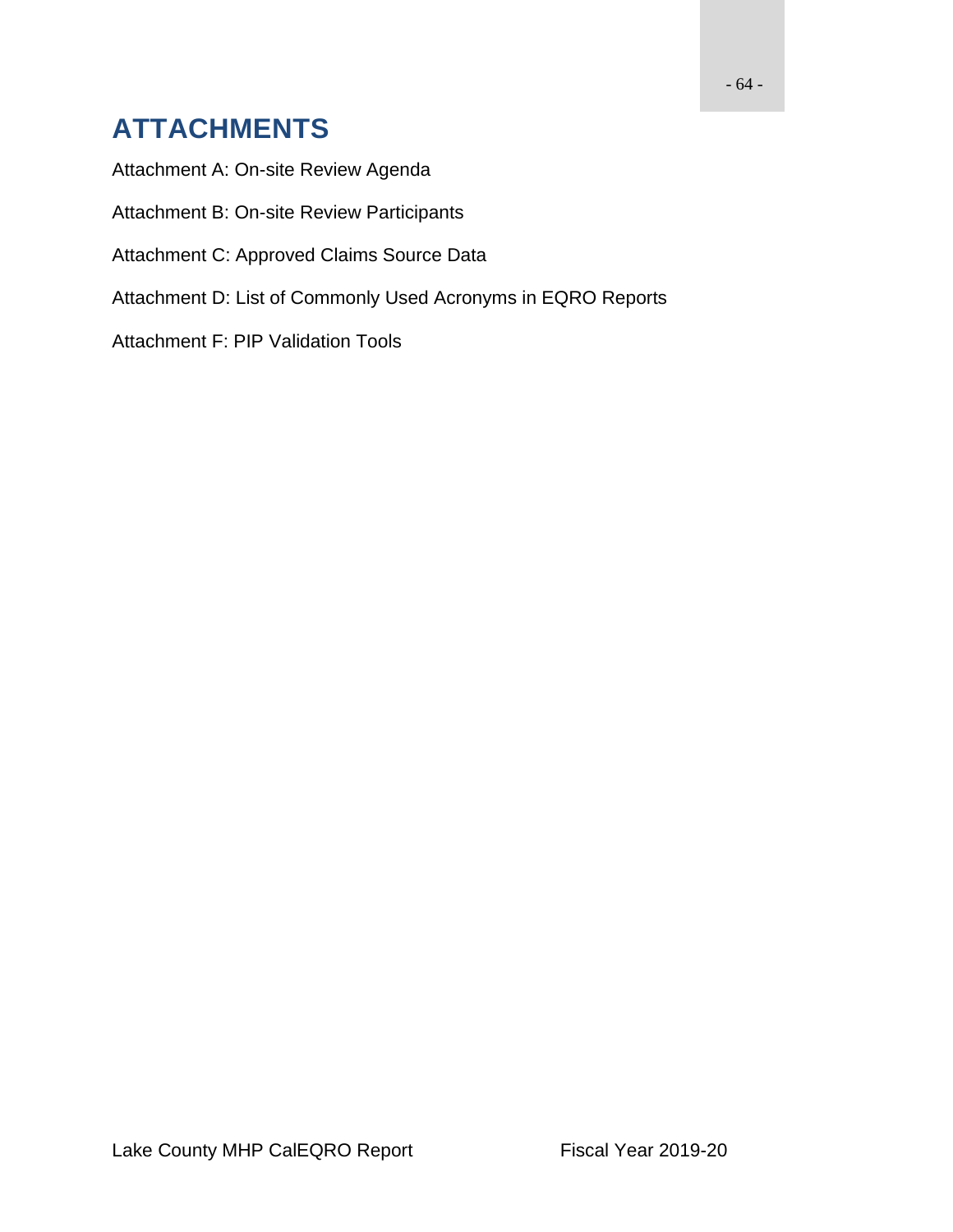# ATTACHMENTS

Attachment A: On-site Review Agenda

Attachment B: On-site Review Participants

Attachment C: Approved Claims Source Data

Attachment D: List of Commonly Used Acronyms in EQRO Reports

Attachment F: PIP Validation Tools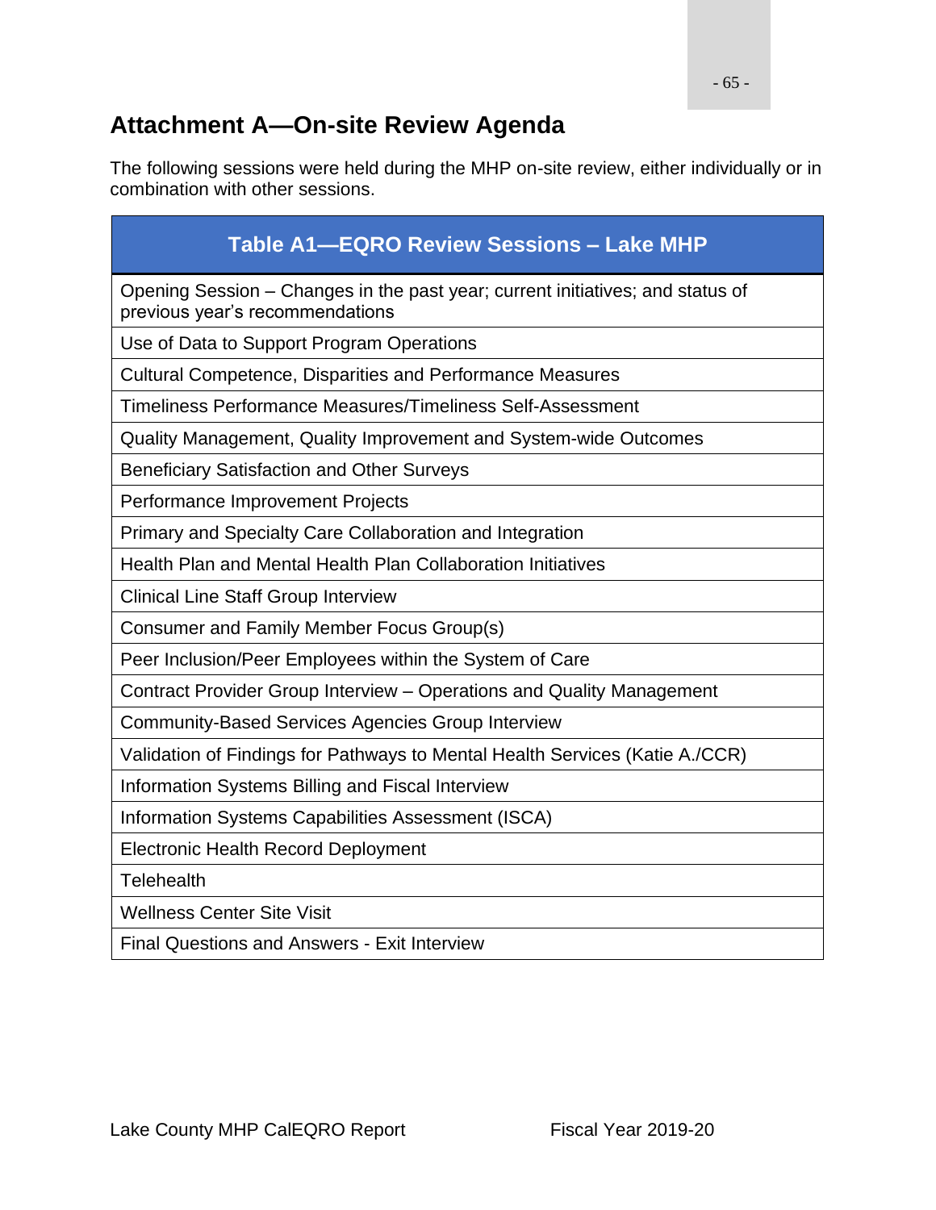## Attachment A—On-site Review Agenda

The following sessions were held during the MHP on-site review, either individually or in combination with other sessions.

| Table A1—EQRO Review Sessions – Lake MHP |
|---|
| Opening Session – Changes in the past year; current initiatives; and status of previous year's recommendations |
| Use of Data to Support Program Operations |
| Cultural Competence, Disparities and Performance Measures |
| Timeliness Performance Measures/Timeliness Self-Assessment |
| Quality Management, Quality Improvement and System-wide Outcomes |
| Beneficiary Satisfaction and Other Surveys |
| Performance Improvement Projects |
| Primary and Specialty Care Collaboration and Integration |
| Health Plan and Mental Health Plan Collaboration Initiatives |
| Clinical Line Staff Group Interview |
| Consumer and Family Member Focus Group(s) |
| Peer Inclusion/Peer Employees within the System of Care |
| Contract Provider Group Interview – Operations and Quality Management |
| Community-Based Services Agencies Group Interview |
| Validation of Findings for Pathways to Mental Health Services (Katie A./CCR) |
| Information Systems Billing and Fiscal Interview |
| Information Systems Capabilities Assessment (ISCA) |
| Electronic Health Record Deployment |
| Telehealth |
| Wellness Center Site Visit |
| Final Questions and Answers - Exit Interview |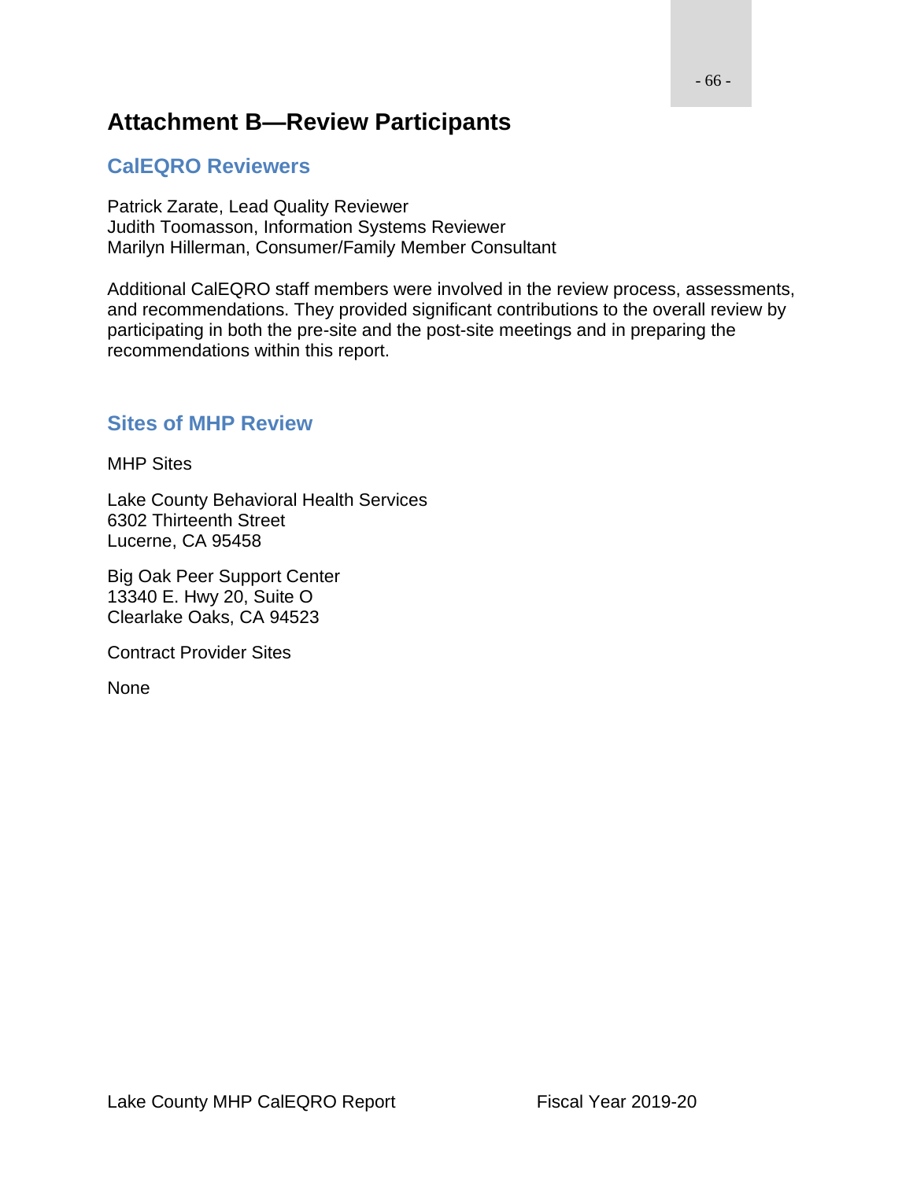# Attachment B—Review Participants

## CalEQRO Reviewers

Patrick Zarate, Lead Quality Reviewer
Judith Toomasson, Information Systems Reviewer
Marilyn Hillerman, Consumer/Family Member Consultant

Additional CalEQRO staff members were involved in the review process, assessments, and recommendations. They provided significant contributions to the overall review by participating in both the pre-site and the post-site meetings and in preparing the recommendations within this report.

## Sites of MHP Review

MHP Sites

Lake County Behavioral Health Services
6302 Thirteenth Street
Lucerne, CA 95458

Big Oak Peer Support Center
13340 E. Hwy 20, Suite O
Clearlake Oaks, CA 94523

Contract Provider Sites

None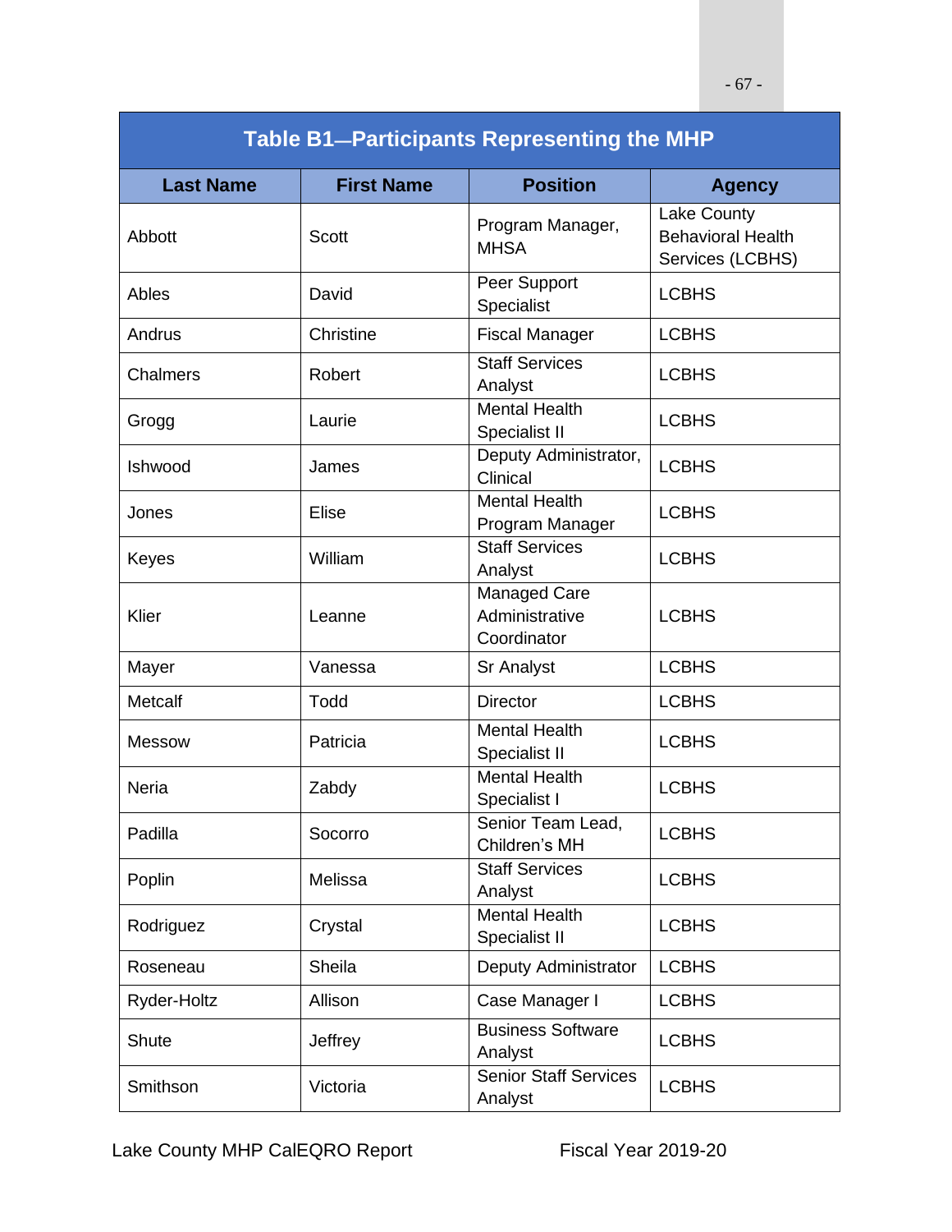| Table B1—Participants Representing the MHP | | | |
|---|---|---|---|
| **Last Name** | **First Name** | **Position** | **Agency** |
| Abbott | Scott | Program Manager, MHSA | Lake County Behavioral Health Services (LCBHS) |
| Ables | David | Peer Support Specialist | LCBHS |
| Andrus | Christine | Fiscal Manager | LCBHS |
| Chalmers | Robert | Staff Services Analyst | LCBHS |
| Grogg | Laurie | Mental Health Specialist II | LCBHS |
| Ishwood | James | Deputy Administrator, Clinical | LCBHS |
| Jones | Elise | Mental Health Program Manager | LCBHS |
| Keyes | William | Staff Services Analyst | LCBHS |
| Klier | Leanne | Managed Care Administrative Coordinator | LCBHS |
| Mayer | Vanessa | Sr Analyst | LCBHS |
| Metcalf | Todd | Director | LCBHS |
| Messow | Patricia | Mental Health Specialist II | LCBHS |
| Neria | Zabdy | Mental Health Specialist I | LCBHS |
| Padilla | Socorro | Senior Team Lead, Children's MH | LCBHS |
| Poplin | Melissa | Staff Services Analyst | LCBHS |
| Rodriguez | Crystal | Mental Health Specialist II | LCBHS |
| Roseneau | Sheila | Deputy Administrator | LCBHS |
| Ryder-Holtz | Allison | Case Manager I | LCBHS |
| Shute | Jeffrey | Business Software Analyst | LCBHS |
| Smithson | Victoria | Senior Staff Services Analyst | LCBHS |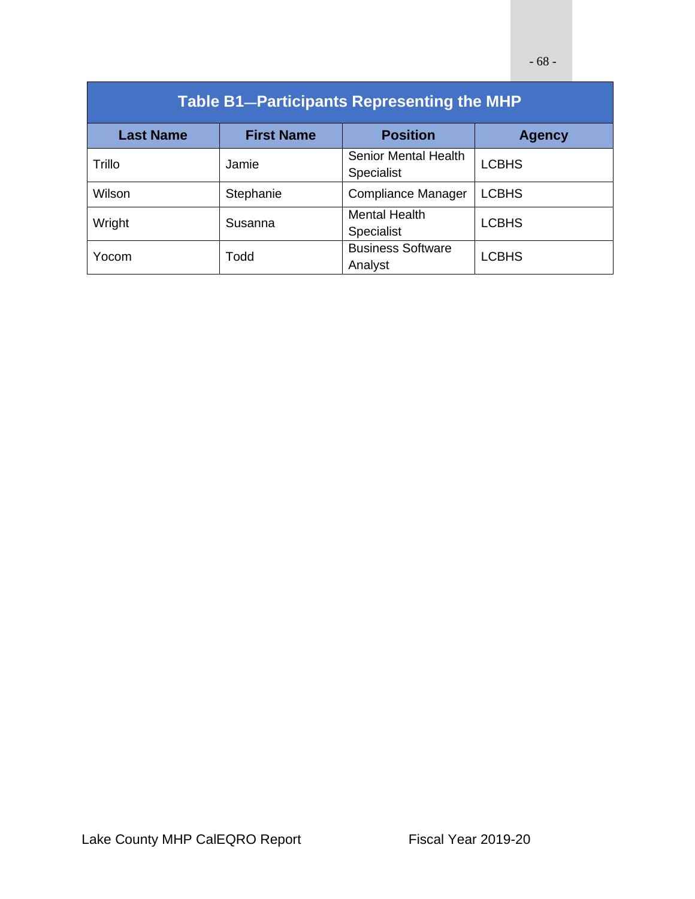| Table B1—Participants Representing the MHP | | | |
|---|---|---|---|
| **Last Name** | **First Name** | **Position** | **Agency** |
| Trillo | Jamie | Senior Mental Health Specialist | LCBHS |
| Wilson | Stephanie | Compliance Manager | LCBHS |
| Wright | Susanna | Mental Health Specialist | LCBHS |
| Yocom | Todd | Business Software Analyst | LCBHS |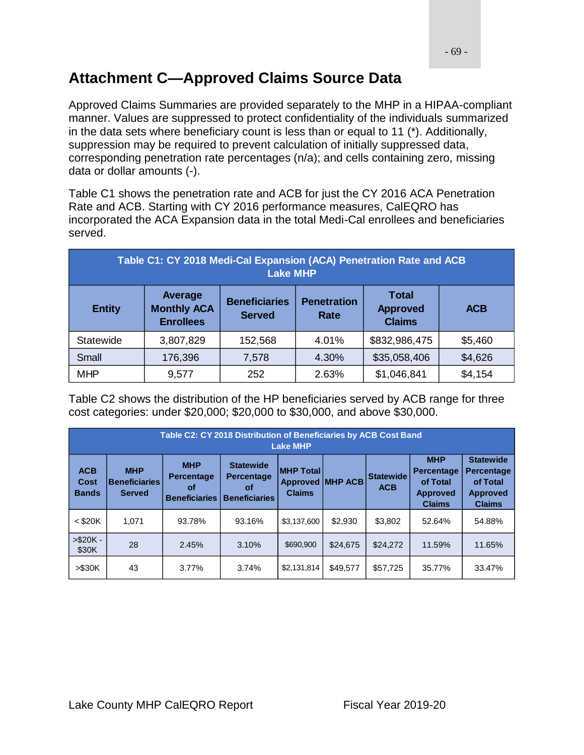## Attachment C—Approved Claims Source Data

Approved Claims Summaries are provided separately to the MHP in a HIPAA-compliant manner. Values are suppressed to protect confidentiality of the individuals summarized in the data sets where beneficiary count is less than or equal to 11 (*). Additionally, suppression may be required to prevent calculation of initially suppressed data, corresponding penetration rate percentages (n/a); and cells containing zero, missing data or dollar amounts (-).

Table C1 shows the penetration rate and ACB for just the CY 2016 ACA Penetration Rate and ACB. Starting with CY 2016 performance measures, CalEQRO has incorporated the ACA Expansion data in the total Medi-Cal enrollees and beneficiaries served.

**Table C1: CY 2018 Medi-Cal Expansion (ACA) Penetration Rate and ACB Lake MHP**

| Entity | Average Monthly ACA Enrollees | Beneficiaries Served | Penetration Rate | Total Approved Claims | ACB |
|---|---|---|---|---|---|
| Statewide | 3,807,829 | 152,568 | 4.01% | $832,986,475 | $5,460 |
| Small | 176,396 | 7,578 | 4.30% | $35,058,406 | $4,626 |
| MHP | 9,577 | 252 | 2.63% | $1,046,841 | $4,154 |

Table C2 shows the distribution of the HP beneficiaries served by ACB range for three cost categories: under $20,000; $20,000 to $30,000, and above $30,000.

**Table C2: CY 2018 Distribution of Beneficiaries by ACB Cost Band Lake MHP**

| ACB Cost Bands | MHP Beneficiaries Served | MHP Percentage of Beneficiaries | Statewide Percentage of Beneficiaries | MHP Total Approved Claims | MHP ACB | Statewide ACB | MHP Percentage of Total Approved Claims | Statewide Percentage of Total Approved Claims |
|---|---|---|---|---|---|---|---|---|
| < $20K | 1,071 | 93.78% | 93.16% | $3,137,600 | $2,930 | $3,802 | 52.64% | 54.88% |
| >$20K - $30K | 28 | 2.45% | 3.10% | $690,900 | $24,675 | $24,272 | 11.59% | 11.65% |
| >$30K | 43 | 3.77% | 3.74% | $2,131,814 | $49,577 | $57,725 | 35.77% | 33.47% |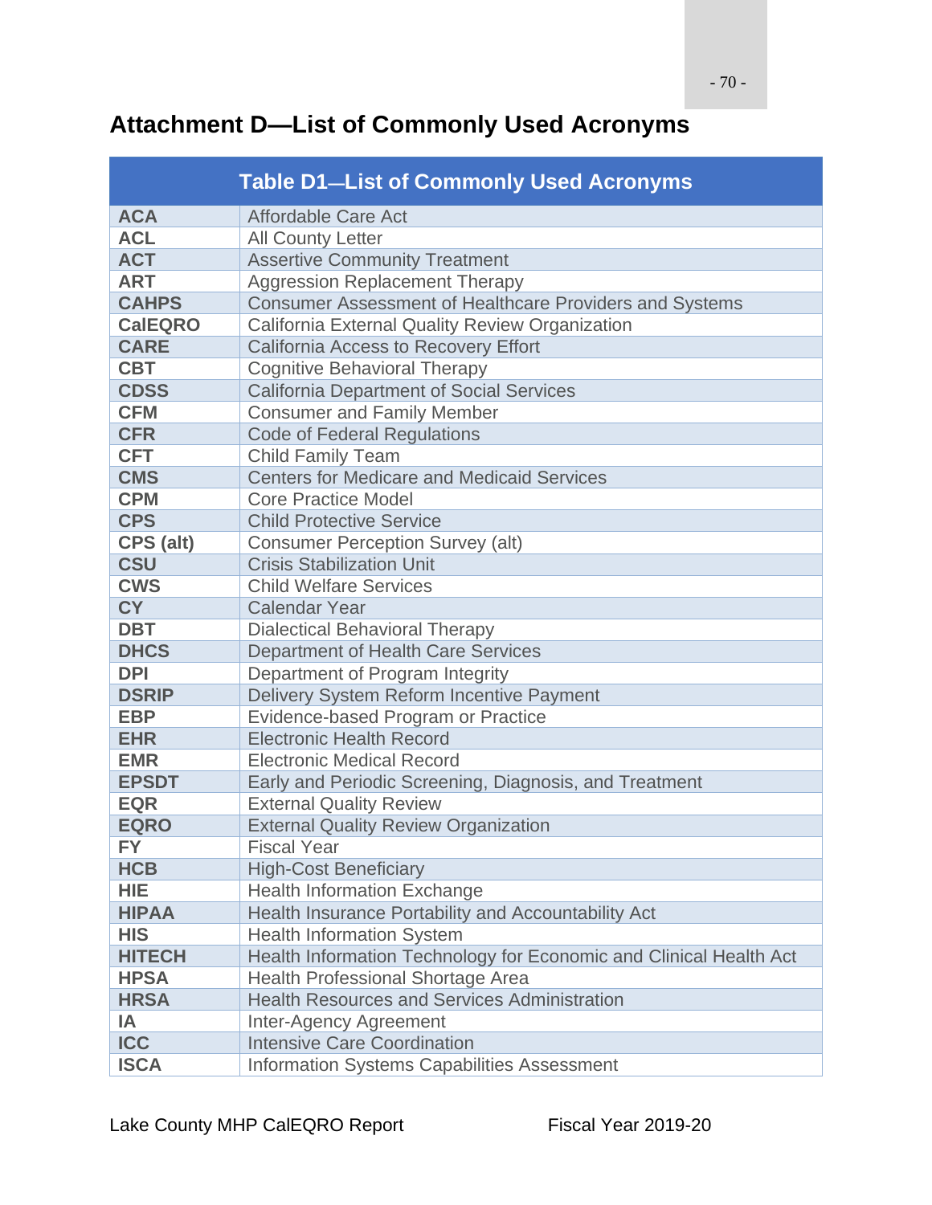## Attachment D—List of Commonly Used Acronyms

| Table D1—List of Commonly Used Acronyms | |
|---|---|
| **ACA** | Affordable Care Act |
| **ACL** | All County Letter |
| **ACT** | Assertive Community Treatment |
| **ART** | Aggression Replacement Therapy |
| **CAHPS** | Consumer Assessment of Healthcare Providers and Systems |
| **CalEQRO** | California External Quality Review Organization |
| **CARE** | California Access to Recovery Effort |
| **CBT** | Cognitive Behavioral Therapy |
| **CDSS** | California Department of Social Services |
| **CFM** | Consumer and Family Member |
| **CFR** | Code of Federal Regulations |
| **CFT** | Child Family Team |
| **CMS** | Centers for Medicare and Medicaid Services |
| **CPM** | Core Practice Model |
| **CPS** | Child Protective Service |
| **CPS (alt)** | Consumer Perception Survey (alt) |
| **CSU** | Crisis Stabilization Unit |
| **CWS** | Child Welfare Services |
| **CY** | Calendar Year |
| **DBT** | Dialectical Behavioral Therapy |
| **DHCS** | Department of Health Care Services |
| **DPI** | Department of Program Integrity |
| **DSRIP** | Delivery System Reform Incentive Payment |
| **EBP** | Evidence-based Program or Practice |
| **EHR** | Electronic Health Record |
| **EMR** | Electronic Medical Record |
| **EPSDT** | Early and Periodic Screening, Diagnosis, and Treatment |
| **EQR** | External Quality Review |
| **EQRO** | External Quality Review Organization |
| **FY** | Fiscal Year |
| **HCB** | High-Cost Beneficiary |
| **HIE** | Health Information Exchange |
| **HIPAA** | Health Insurance Portability and Accountability Act |
| **HIS** | Health Information System |
| **HITECH** | Health Information Technology for Economic and Clinical Health Act |
| **HPSA** | Health Professional Shortage Area |
| **HRSA** | Health Resources and Services Administration |
| **IA** | Inter-Agency Agreement |
| **ICC** | Intensive Care Coordination |
| **ISCA** | Information Systems Capabilities Assessment |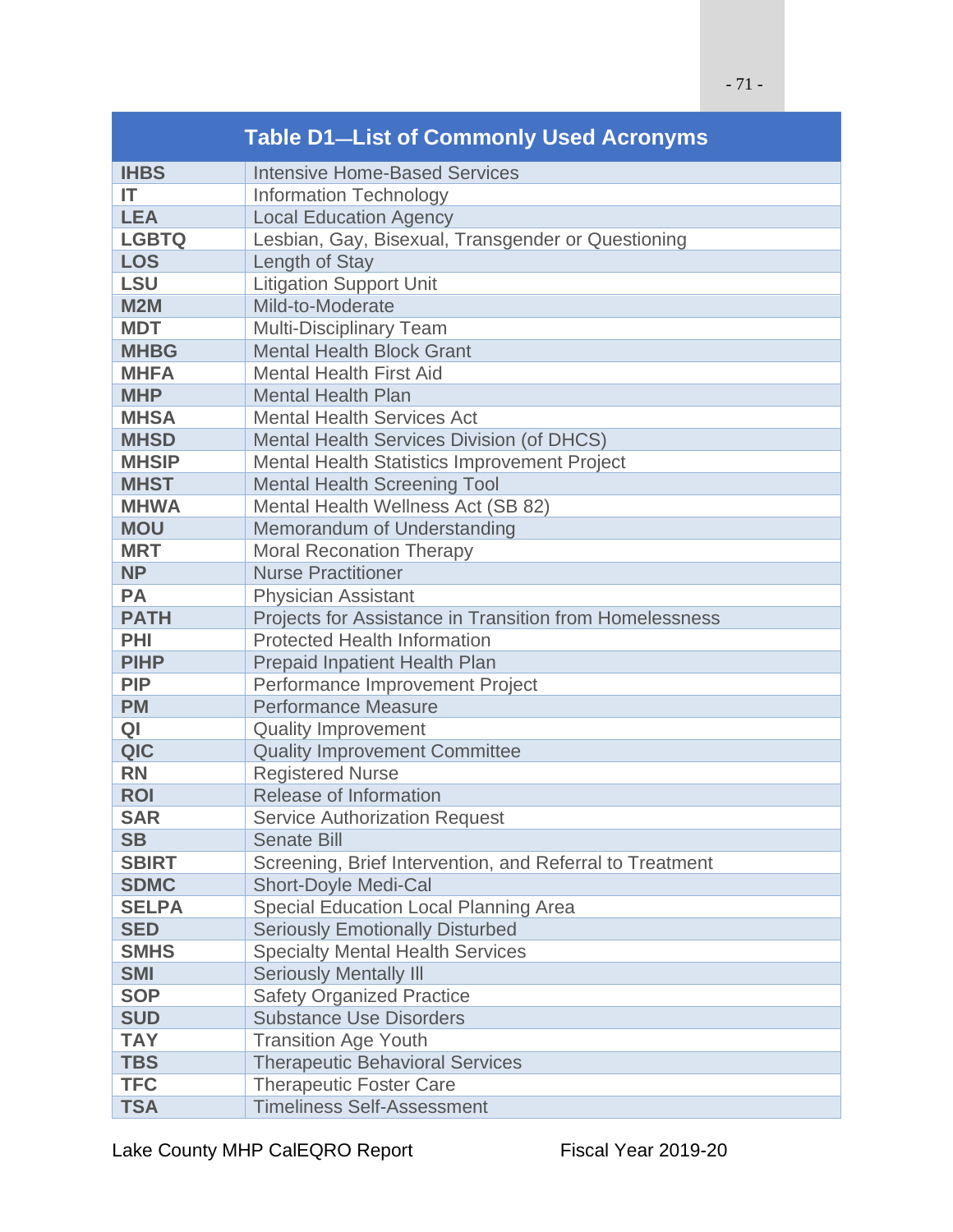| Table D1—List of Commonly Used Acronyms | |
|---|---|
| **IHBS** | Intensive Home-Based Services |
| **IT** | Information Technology |
| **LEA** | Local Education Agency |
| **LGBTQ** | Lesbian, Gay, Bisexual, Transgender or Questioning |
| **LOS** | Length of Stay |
| **LSU** | Litigation Support Unit |
| **M2M** | Mild-to-Moderate |
| **MDT** | Multi-Disciplinary Team |
| **MHBG** | Mental Health Block Grant |
| **MHFA** | Mental Health First Aid |
| **MHP** | Mental Health Plan |
| **MHSA** | Mental Health Services Act |
| **MHSD** | Mental Health Services Division (of DHCS) |
| **MHSIP** | Mental Health Statistics Improvement Project |
| **MHST** | Mental Health Screening Tool |
| **MHWA** | Mental Health Wellness Act (SB 82) |
| **MOU** | Memorandum of Understanding |
| **MRT** | Moral Reconation Therapy |
| **NP** | Nurse Practitioner |
| **PA** | Physician Assistant |
| **PATH** | Projects for Assistance in Transition from Homelessness |
| **PHI** | Protected Health Information |
| **PIHP** | Prepaid Inpatient Health Plan |
| **PIP** | Performance Improvement Project |
| **PM** | Performance Measure |
| **QI** | Quality Improvement |
| **QIC** | Quality Improvement Committee |
| **RN** | Registered Nurse |
| **ROI** | Release of Information |
| **SAR** | Service Authorization Request |
| **SB** | Senate Bill |
| **SBIRT** | Screening, Brief Intervention, and Referral to Treatment |
| **SDMC** | Short-Doyle Medi-Cal |
| **SELPA** | Special Education Local Planning Area |
| **SED** | Seriously Emotionally Disturbed |
| **SMHS** | Specialty Mental Health Services |
| **SMI** | Seriously Mentally Ill |
| **SOP** | Safety Organized Practice |
| **SUD** | Substance Use Disorders |
| **TAY** | Transition Age Youth |
| **TBS** | Therapeutic Behavioral Services |
| **TFC** | Therapeutic Foster Care |
| **TSA** | Timeliness Self-Assessment |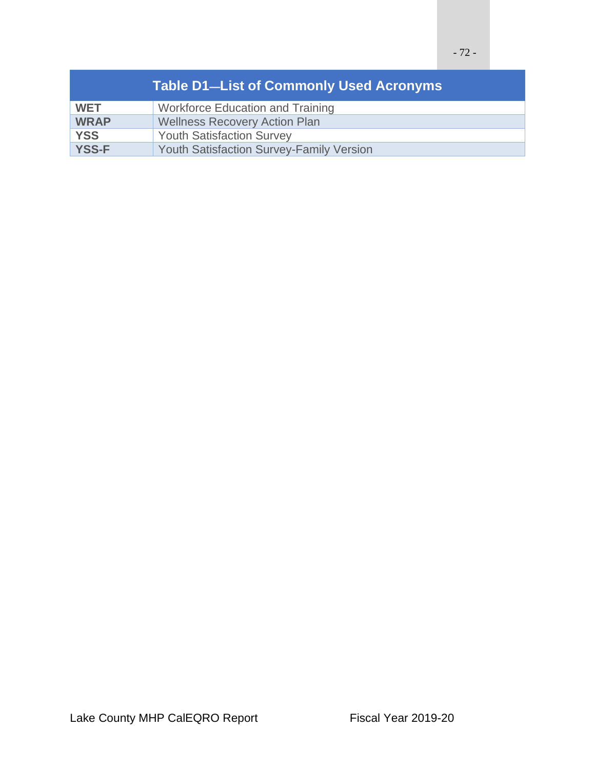| Table D1—List of Commonly Used Acronyms | |
|---|---|
| **WET** | Workforce Education and Training |
| **WRAP** | Wellness Recovery Action Plan |
| **YSS** | Youth Satisfaction Survey |
| **YSS-F** | Youth Satisfaction Survey-Family Version |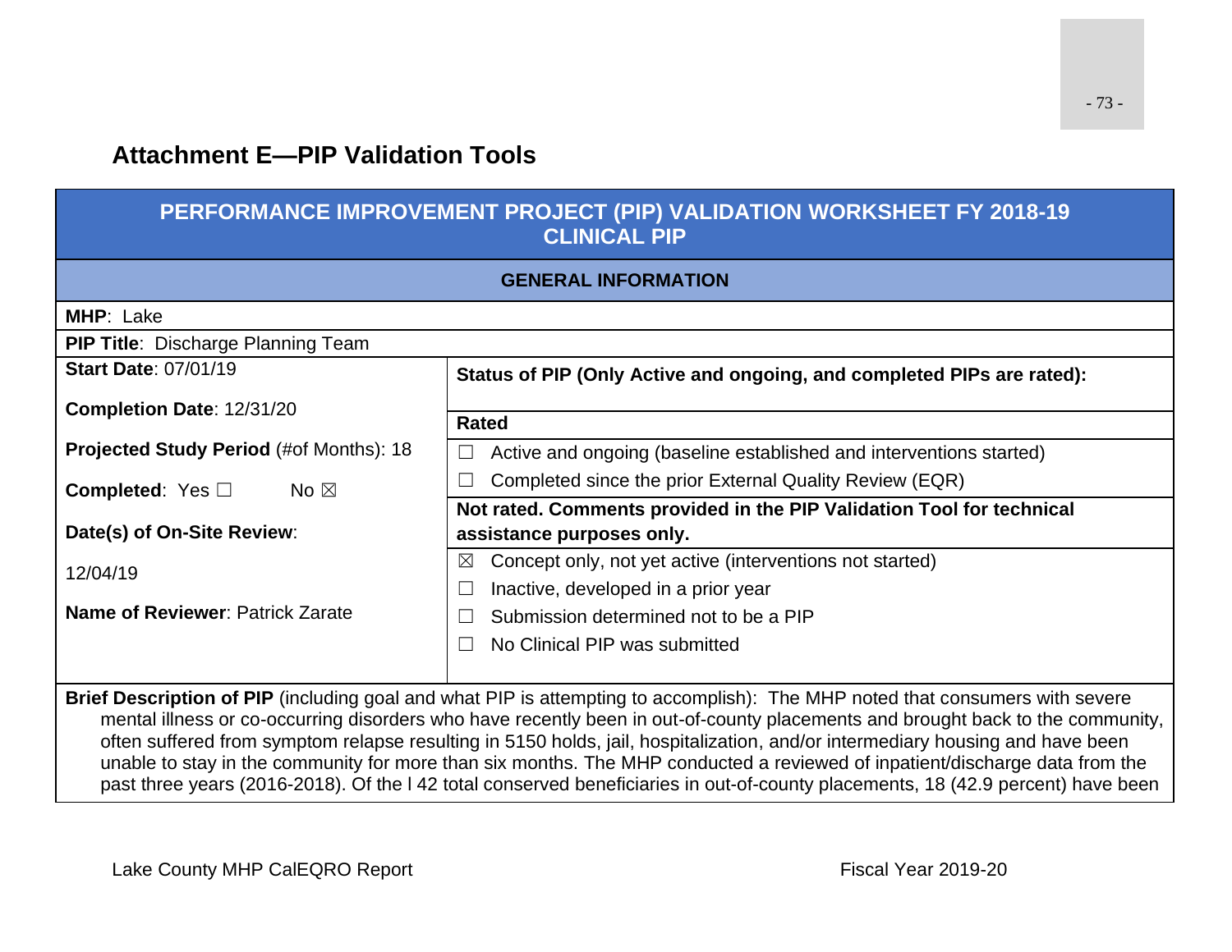## Attachment E—PIP Validation Tools

| PERFORMANCE IMPROVEMENT PROJECT (PIP) VALIDATION WORKSHEET FY 2018-19 CLINICAL PIP | |
|---|---|
| **GENERAL INFORMATION** | |
| **MHP**: Lake | |
| **PIP Title**: Discharge Planning Team | |
| **Start Date**: 07/01/19<br><br>**Completion Date**: 12/31/20<br><br>**Projected Study Period** (#of Months): 18<br><br>**Completed**: Yes ☐ No ☒<br><br>**Date(s) of On-Site Review**:<br><br>12/04/19<br><br>**Name of Reviewer**: Patrick Zarate | **Status of PIP (Only Active and ongoing, and completed PIPs are rated):**<br><br>**Rated**<br>☐ Active and ongoing (baseline established and interventions started)<br>☐ Completed since the prior External Quality Review (EQR)<br><br>**Not rated. Comments provided in the PIP Validation Tool for technical assistance purposes only.**<br>☒ Concept only, not yet active (interventions not started)<br>☐ Inactive, developed in a prior year<br>☐ Submission determined not to be a PIP<br>☐ No Clinical PIP was submitted |
| **Brief Description of PIP** (including goal and what PIP is attempting to accomplish): The MHP noted that consumers with severe mental illness or co-occurring disorders who have recently been in out-of-county placements and brought back to the community, often suffered from symptom relapse resulting in 5150 holds, jail, hospitalization, and/or intermediary housing and have been unable to stay in the community for more than six months. The MHP conducted a reviewed of inpatient/discharge data from the past three years (2016-2018). Of the l 42 total conserved beneficiaries in out-of-county placements, 18 (42.9 percent) have been | |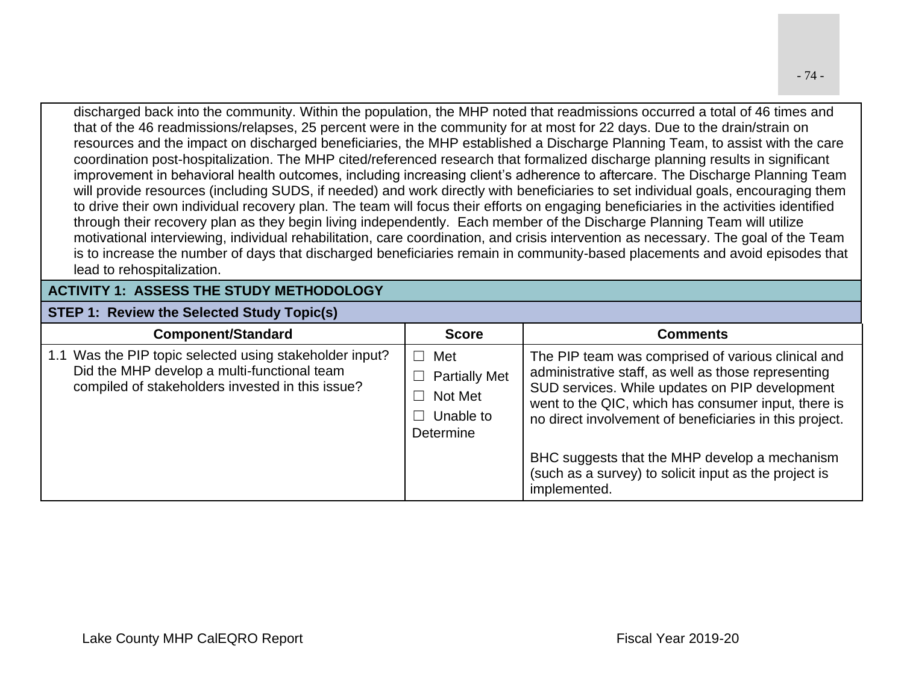discharged back into the community. Within the population, the MHP noted that readmissions occurred a total of 46 times and that of the 46 readmissions/relapses, 25 percent were in the community for at most for 22 days. Due to the drain/strain on resources and the impact on discharged beneficiaries, the MHP established a Discharge Planning Team, to assist with the care coordination post-hospitalization. The MHP cited/referenced research that formalized discharge planning results in significant improvement in behavioral health outcomes, including increasing client's adherence to aftercare. The Discharge Planning Team will provide resources (including SUDS, if needed) and work directly with beneficiaries to set individual goals, encouraging them to drive their own individual recovery plan. The team will focus their efforts on engaging beneficiaries in the activities identified through their recovery plan as they begin living independently. Each member of the Discharge Planning Team will utilize motivational interviewing, individual rehabilitation, care coordination, and crisis intervention as necessary. The goal of the Team is to increase the number of days that discharged beneficiaries remain in community-based placements and avoid episodes that lead to rehospitalization.

## ACTIVITY 1: ASSESS THE STUDY METHODOLOGY

### STEP 1: Review the Selected Study Topic(s)

| Component/Standard | Score | Comments |
|---|---|---|
| 1.1 Was the PIP topic selected using stakeholder input? Did the MHP develop a multi-functional team compiled of stakeholders invested in this issue? | ☐ Met<br>☐ Partially Met<br>☐ Not Met<br>☐ Unable to Determine | The PIP team was comprised of various clinical and administrative staff, as well as those representing SUD services. While updates on PIP development went to the QIC, which has consumer input, there is no direct involvement of beneficiaries in this project.<br><br>BHC suggests that the MHP develop a mechanism (such as a survey) to solicit input as the project is implemented. |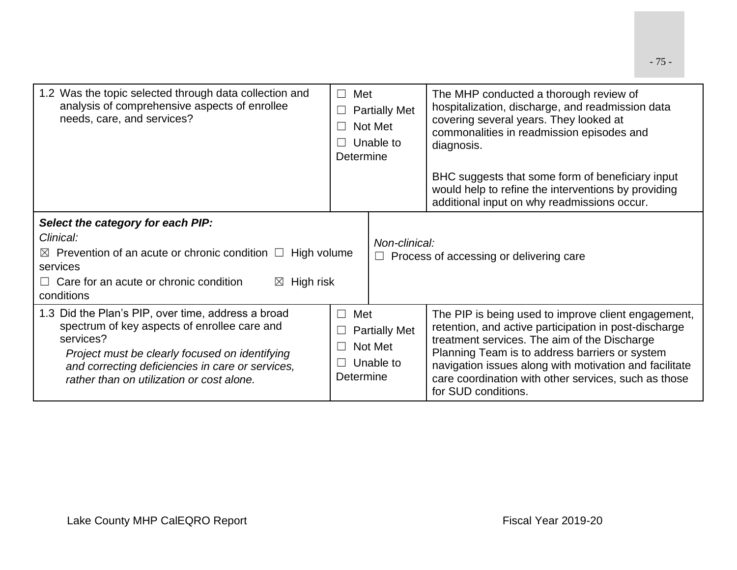| | | |
|---|---|---|
| 1.2 Was the topic selected through data collection and analysis of comprehensive aspects of enrollee needs, care, and services? | ☐ Met<br>☐ Partially Met<br>☐ Not Met<br>☐ Unable to Determine | The MHP conducted a thorough review of hospitalization, discharge, and readmission data covering several years. They looked at commonalities in readmission episodes and diagnosis.<br><br>BHC suggests that some form of beneficiary input would help to refine the interventions by providing additional input on why readmissions occur. |
| ***Select the category for each PIP:***<br>*Clinical:*<br>☒ Prevention of an acute or chronic condition ☐ High volume services<br>☐ Care for an acute or chronic condition ☒ High risk conditions | *Non-clinical:*<br>☐ Process of accessing or delivering care | |
| 1.3 Did the Plan's PIP, over time, address a broad spectrum of key aspects of enrollee care and services?<br>*Project must be clearly focused on identifying and correcting deficiencies in care or services, rather than on utilization or cost alone.* | ☐ Met<br>☐ Partially Met<br>☐ Not Met<br>☐ Unable to Determine | The PIP is being used to improve client engagement, retention, and active participation in post-discharge treatment services. The aim of the Discharge Planning Team is to address barriers or system navigation issues along with motivation and facilitate care coordination with other services, such as those for SUD conditions. |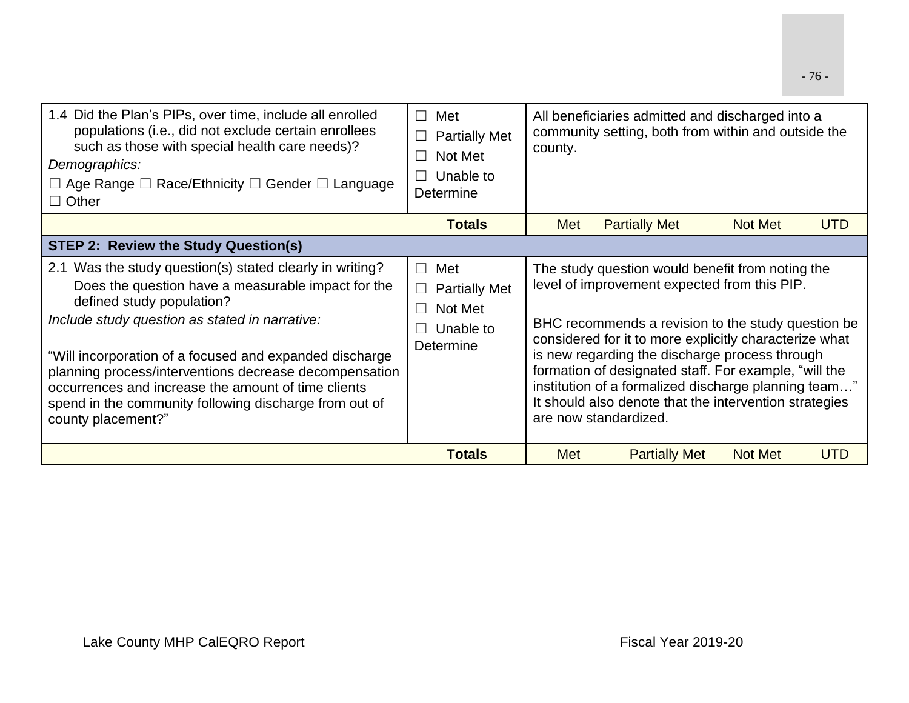| | | |
|---|---|---|
| 1.4 Did the Plan's PIPs, over time, include all enrolled populations (i.e., did not exclude certain enrollees such as those with special health care needs)?<br>*Demographics:*<br>☐ Age Range ☐ Race/Ethnicity ☐ Gender ☐ Language ☐ Other | ☐ Met<br>☐ Partially Met<br>☐ Not Met<br>☐ Unable to Determine | All beneficiaries admitted and discharged into a community setting, both from within and outside the county. |
| | **Totals** | Met Partially Met Not Met UTD |
| **STEP 2: Review the Study Question(s)** | | |
| 2.1 Was the study question(s) stated clearly in writing? Does the question have a measurable impact for the defined study population?<br>*Include study question as stated in narrative:*<br><br>"Will incorporation of a focused and expanded discharge planning process/interventions decrease decompensation occurrences and increase the amount of time clients spend in the community following discharge from out of county placement?" | ☐ Met<br>☐ Partially Met<br>☐ Not Met<br>☐ Unable to Determine | The study question would benefit from noting the level of improvement expected from this PIP.<br><br>BHC recommends a revision to the study question be considered for it to more explicitly characterize what is new regarding the discharge process through formation of designated staff. For example, "will the institution of a formalized discharge planning team…" It should also denote that the intervention strategies are now standardized. |
| | **Totals** | Met Partially Met Not Met UTD |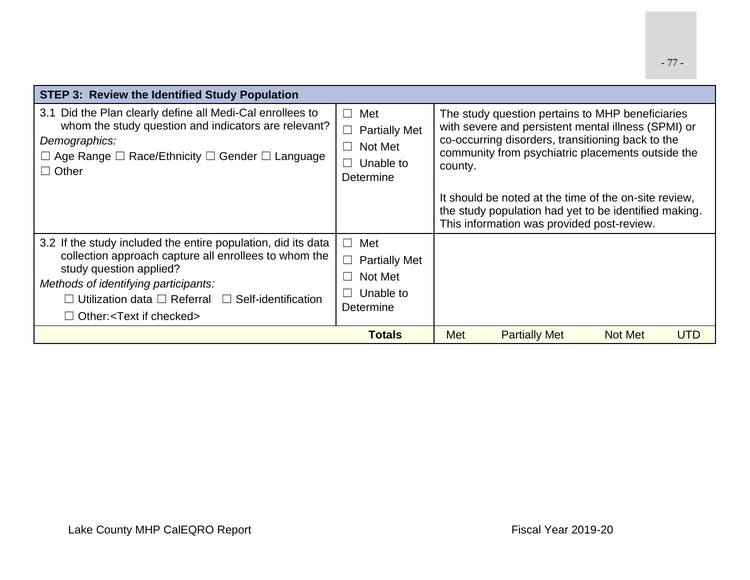| STEP 3: Review the Identified Study Population | | |
|---|---|---|
| 3.1 Did the Plan clearly define all Medi-Cal enrollees to whom the study question and indicators are relevant?<br>*Demographics:*<br>☐ Age Range ☐ Race/Ethnicity ☐ Gender ☐ Language ☐ Other | ☐ Met<br>☐ Partially Met<br>☐ Not Met<br>☐ Unable to Determine | The study question pertains to MHP beneficiaries with severe and persistent mental illness (SPMI) or co-occurring disorders, transitioning back to the community from psychiatric placements outside the county.<br><br>It should be noted at the time of the on-site review, the study population had yet to be identified making. This information was provided post-review. |
| 3.2 If the study included the entire population, did its data collection approach capture all enrollees to whom the study question applied?<br>*Methods of identifying participants:*<br>☐ Utilization data ☐ Referral ☐ Self-identification<br>☐ Other:<Text if checked> | ☐ Met<br>☐ Partially Met<br>☐ Not Met<br>☐ Unable to Determine | |
| | **Totals** | Met Partially Met Not Met UTD |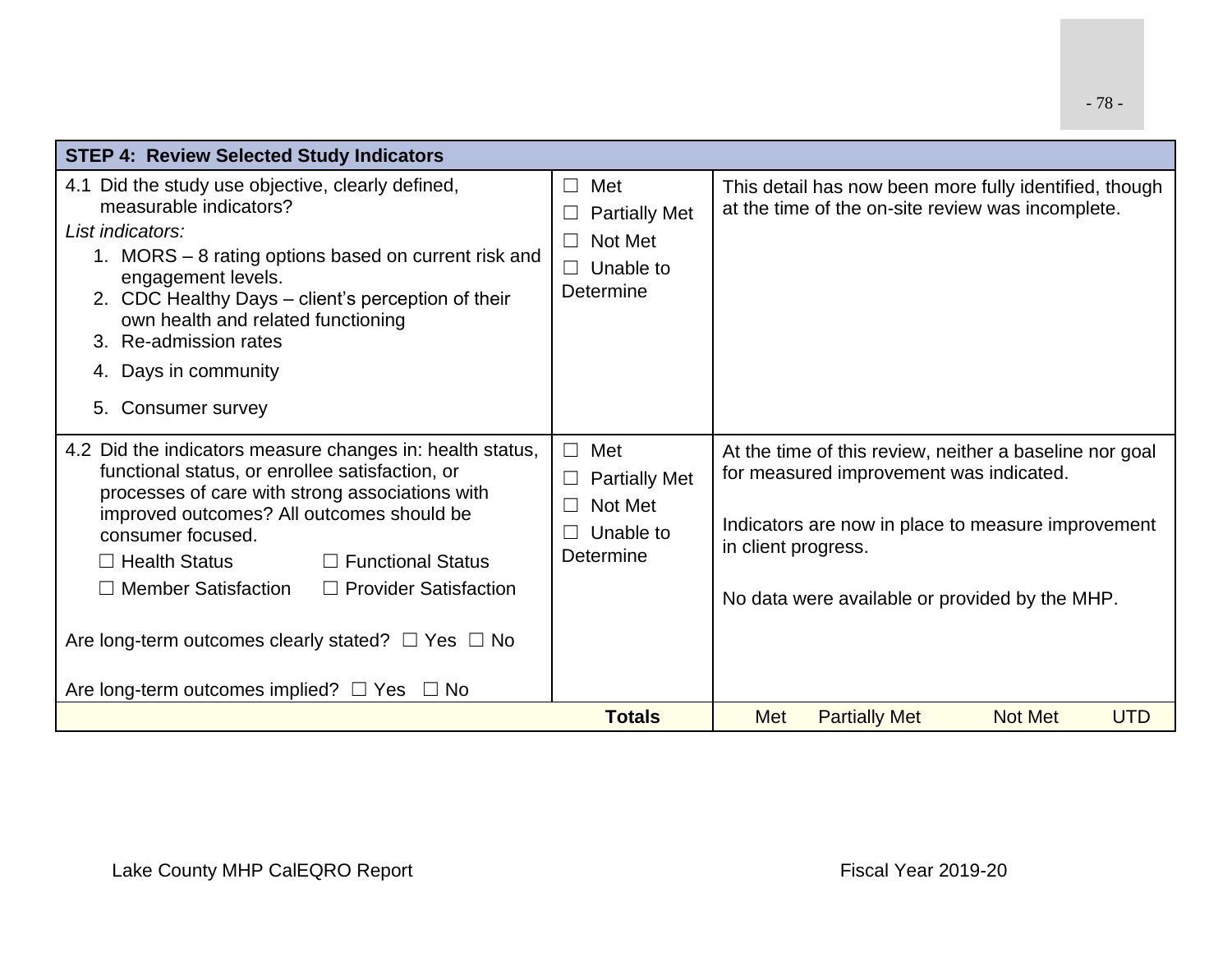| STEP 4: Review Selected Study Indicators | | |
|---|---|---|
| 4.1 Did the study use objective, clearly defined, measurable indicators?<br>*List indicators:*<br>1. MORS – 8 rating options based on current risk and engagement levels.<br>2. CDC Healthy Days – client's perception of their own health and related functioning<br>3. Re-admission rates<br>4. Days in community<br>5. Consumer survey | ☐ Met<br>☐ Partially Met<br>☐ Not Met<br>☐ Unable to Determine | This detail has now been more fully identified, though at the time of the on-site review was incomplete. |
| 4.2 Did the indicators measure changes in: health status, functional status, or enrollee satisfaction, or processes of care with strong associations with improved outcomes? All outcomes should be consumer focused.<br>☐ Health Status ☐ Functional Status<br>☐ Member Satisfaction ☐ Provider Satisfaction<br>Are long-term outcomes clearly stated? ☐ Yes ☐ No<br>Are long-term outcomes implied? ☐ Yes ☐ No | ☐ Met<br>☐ Partially Met<br>☐ Not Met<br>☐ Unable to Determine | At the time of this review, neither a baseline nor goal for measured improvement was indicated.<br>Indicators are now in place to measure improvement in client progress.<br>No data were available or provided by the MHP. |
| | **Totals** | Met Partially Met Not Met UTD |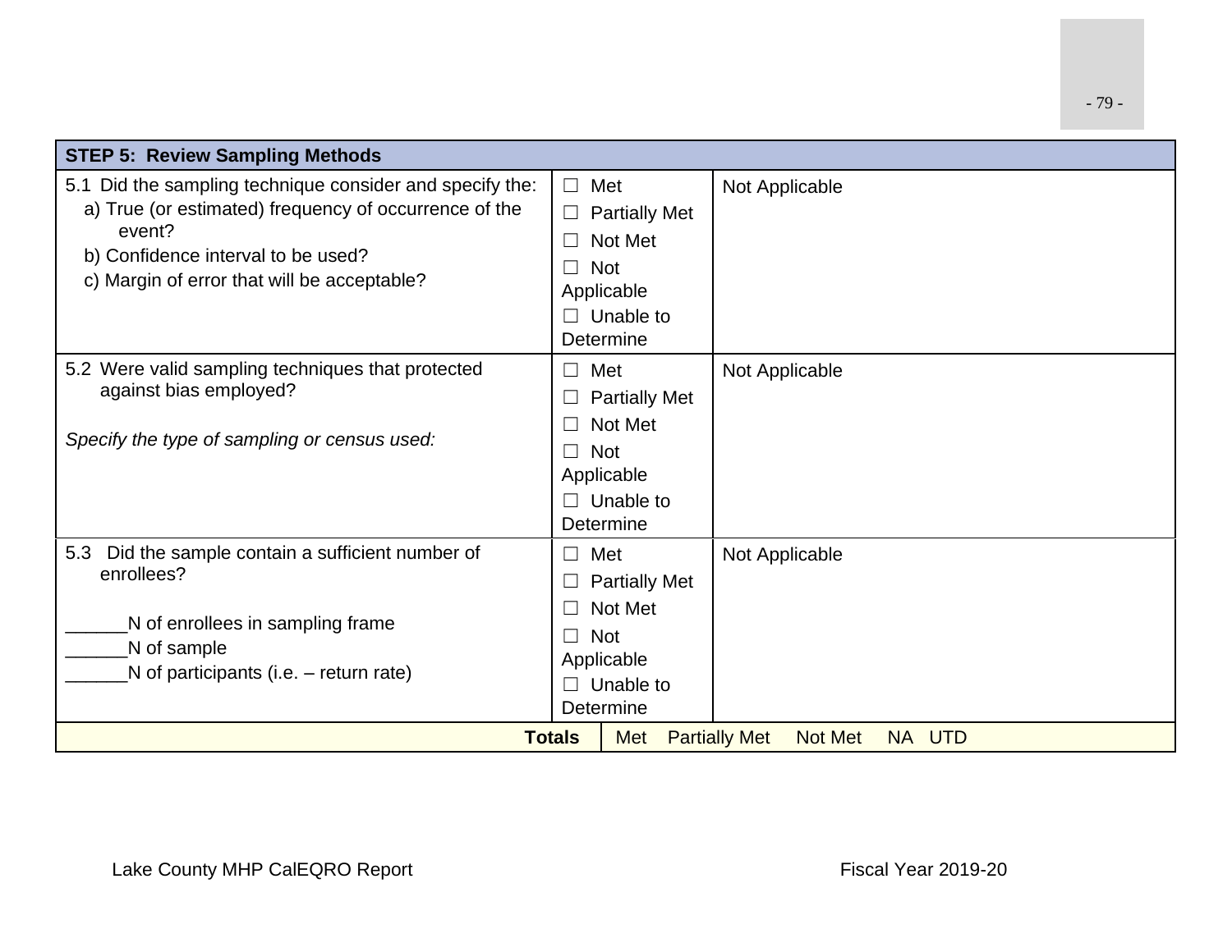| STEP 5: Review Sampling Methods | | |
|---|---|---|
| 5.1 Did the sampling technique consider and specify the:<br>a) True (or estimated) frequency of occurrence of the event?<br>b) Confidence interval to be used?<br>c) Margin of error that will be acceptable? | ☐ Met<br>☐ Partially Met<br>☐ Not Met<br>☐ Not Applicable<br>☐ Unable to Determine | Not Applicable |
| 5.2 Were valid sampling techniques that protected against bias employed?<br><br>*Specify the type of sampling or census used:* | ☐ Met<br>☐ Partially Met<br>☐ Not Met<br>☐ Not Applicable<br>☐ Unable to Determine | Not Applicable |
| 5.3 Did the sample contain a sufficient number of enrollees?<br><br>______N of enrollees in sampling frame<br>______N of sample<br>______N of participants (i.e. – return rate) | ☐ Met<br>☐ Partially Met<br>☐ Not Met<br>☐ Not Applicable<br>☐ Unable to Determine | Not Applicable |
| **Totals** | Met Partially Met Not Met NA UTD | |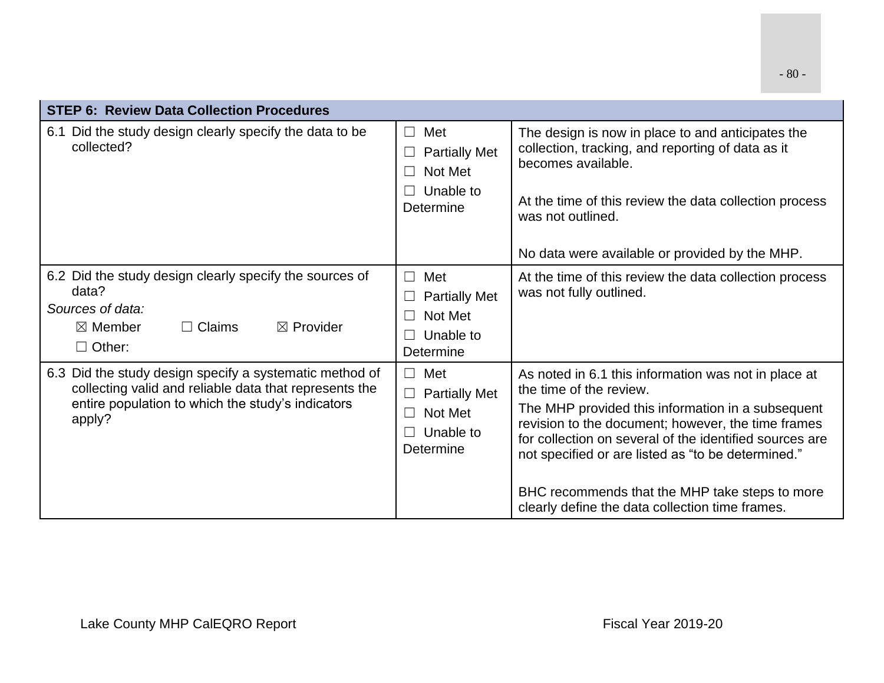| STEP 6: Review Data Collection Procedures | | |
|---|---|---|
| 6.1 Did the study design clearly specify the data to be collected? | ☐ Met<br>☐ Partially Met<br>☐ Not Met<br>☐ Unable to Determine | The design is now in place to and anticipates the collection, tracking, and reporting of data as it becomes available.<br><br>At the time of this review the data collection process was not outlined.<br><br>No data were available or provided by the MHP. |
| 6.2 Did the study design clearly specify the sources of data?<br>*Sources of data:*<br>☒ Member ☐ Claims ☒ Provider<br>☐ Other: | ☐ Met<br>☐ Partially Met<br>☐ Not Met<br>☐ Unable to Determine | At the time of this review the data collection process was not fully outlined. |
| 6.3 Did the study design specify a systematic method of collecting valid and reliable data that represents the entire population to which the study's indicators apply? | ☐ Met<br>☐ Partially Met<br>☐ Not Met<br>☐ Unable to Determine | As noted in 6.1 this information was not in place at the time of the review.<br>The MHP provided this information in a subsequent revision to the document; however, the time frames for collection on several of the identified sources are not specified or are listed as "to be determined."<br><br>BHC recommends that the MHP take steps to more clearly define the data collection time frames. |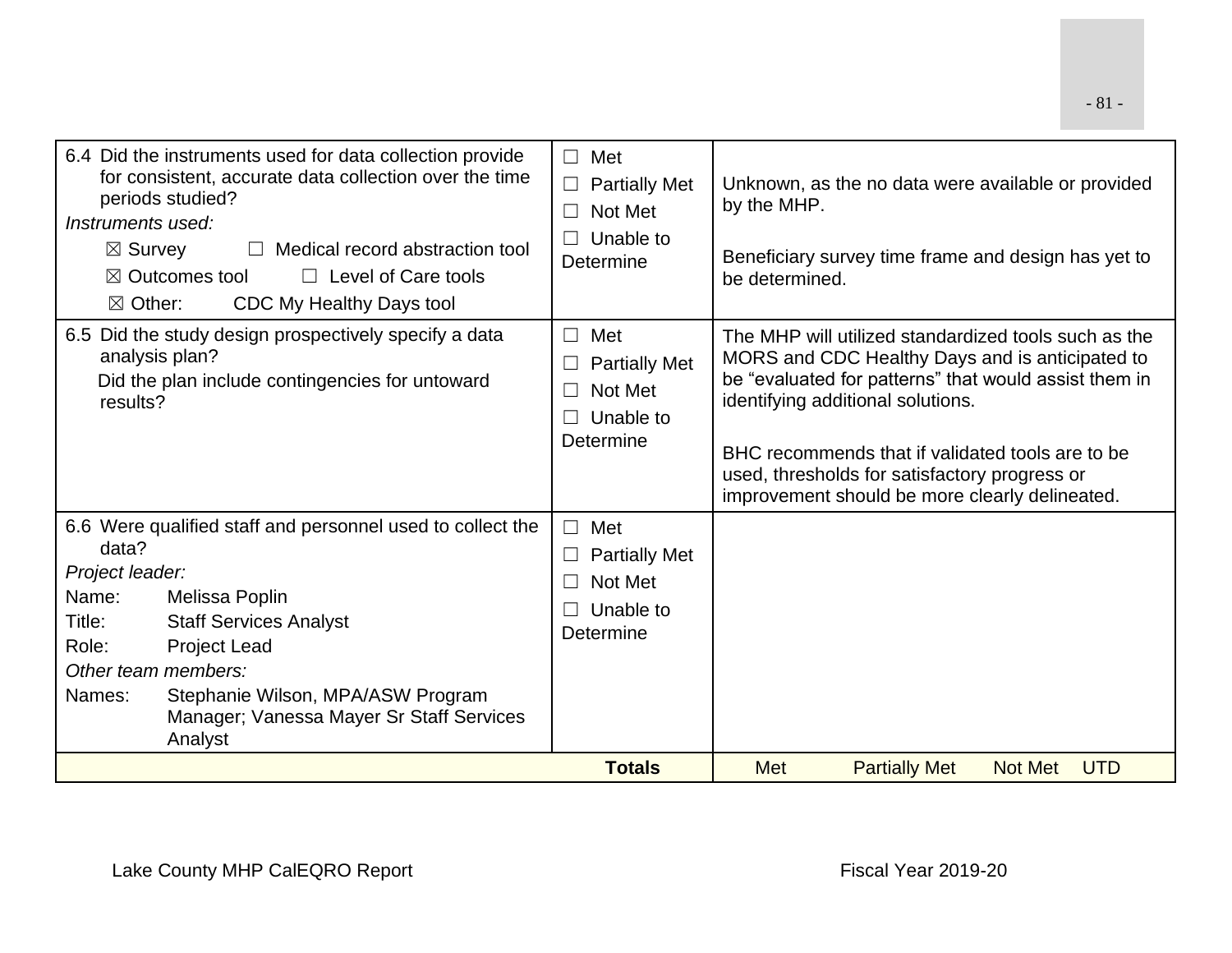| | | |
|---|---|---|
| 6.4 Did the instruments used for data collection provide for consistent, accurate data collection over the time periods studied?<br>*Instruments used:*<br>☒ Survey ☐ Medical record abstraction tool<br>☒ Outcomes tool ☐ Level of Care tools<br>☒ Other: CDC My Healthy Days tool | ☐ Met<br>☐ Partially Met<br>☐ Not Met<br>☐ Unable to Determine | Unknown, as the no data were available or provided by the MHP.<br><br>Beneficiary survey time frame and design has yet to be determined. |
| 6.5 Did the study design prospectively specify a data analysis plan?<br>Did the plan include contingencies for untoward results? | ☐ Met<br>☐ Partially Met<br>☐ Not Met<br>☐ Unable to Determine | The MHP will utilized standardized tools such as the MORS and CDC Healthy Days and is anticipated to be "evaluated for patterns" that would assist them in identifying additional solutions.<br><br>BHC recommends that if validated tools are to be used, thresholds for satisfactory progress or improvement should be more clearly delineated. |
| 6.6 Were qualified staff and personnel used to collect the data?<br>*Project leader:*<br>Name: Melissa Poplin<br>Title: Staff Services Analyst<br>Role: Project Lead<br>*Other team members:*<br>Names: Stephanie Wilson, MPA/ASW Program Manager; Vanessa Mayer Sr Staff Services Analyst | ☐ Met<br>☐ Partially Met<br>☐ Not Met<br>☐ Unable to Determine | |
| **Totals** | | Met Partially Met Not Met UTD |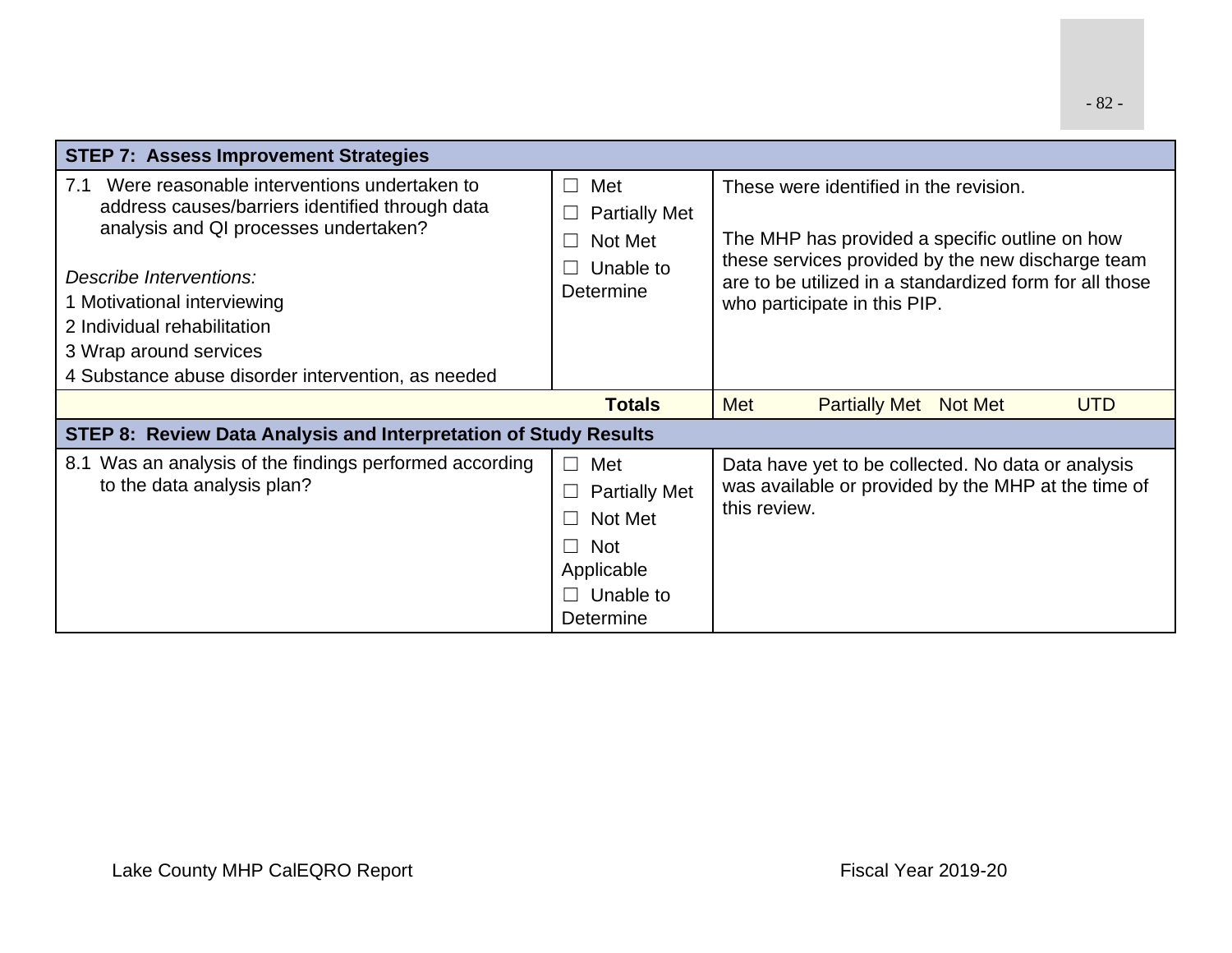| STEP 7: Assess Improvement Strategies | | |
|---|---|---|
| 7.1 Were reasonable interventions undertaken to address causes/barriers identified through data analysis and QI processes undertaken?<br><br>*Describe Interventions:*<br>1 Motivational interviewing<br>2 Individual rehabilitation<br>3 Wrap around services<br>4 Substance abuse disorder intervention, as needed | ☐ Met<br>☐ Partially Met<br>☐ Not Met<br>☐ Unable to Determine | These were identified in the revision.<br><br>The MHP has provided a specific outline on how these services provided by the new discharge team are to be utilized in a standardized form for all those who participate in this PIP. |
| | **Totals** | Met Partially Met Not Met UTD |
| **STEP 8: Review Data Analysis and Interpretation of Study Results** | | |
| 8.1 Was an analysis of the findings performed according to the data analysis plan? | ☐ Met<br>☐ Partially Met<br>☐ Not Met<br>☐ Not Applicable<br>☐ Unable to Determine | Data have yet to be collected. No data or analysis was available or provided by the MHP at the time of this review. |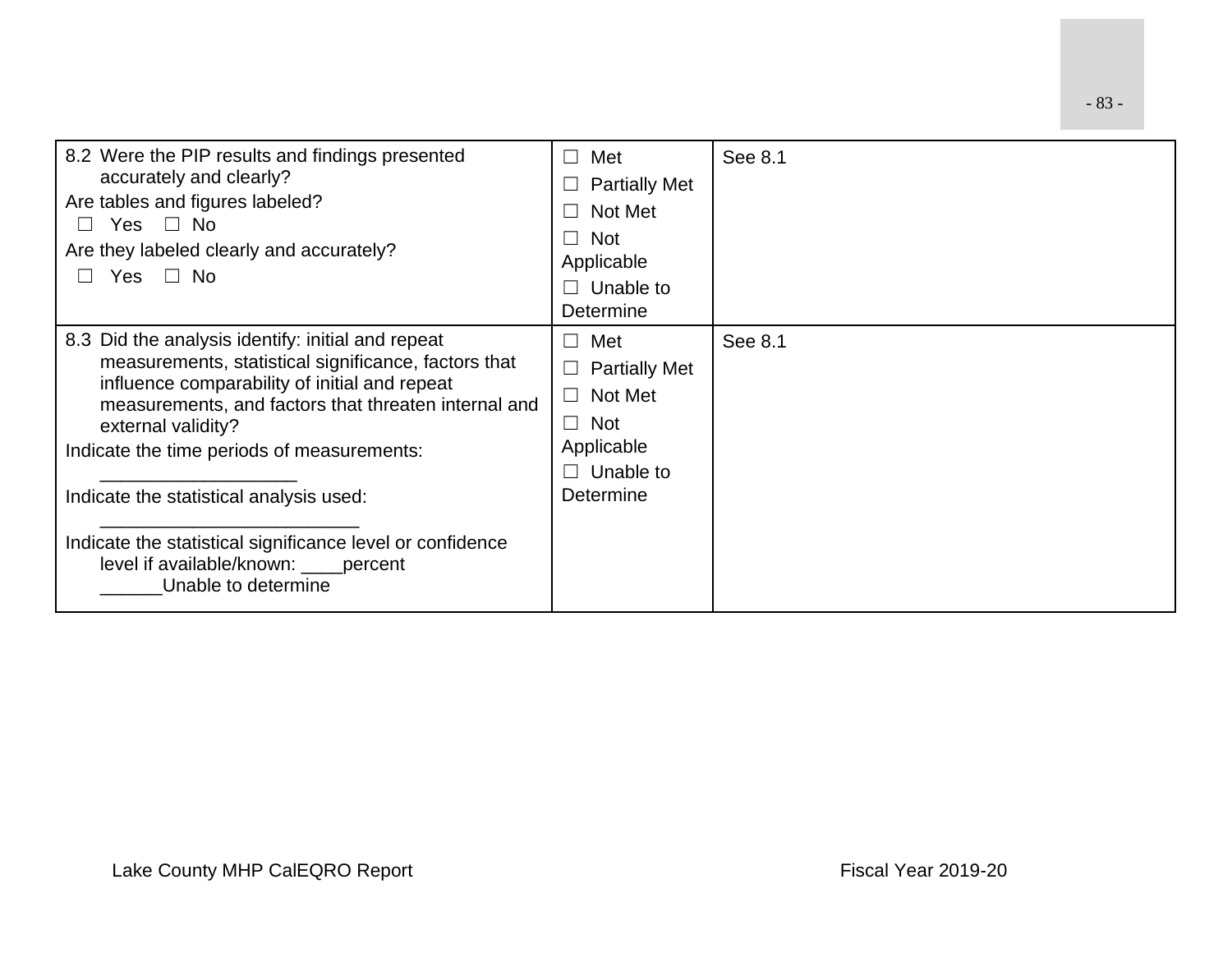| | | |
|---|---|---|
| 8.2 Were the PIP results and findings presented accurately and clearly?<br>Are tables and figures labeled?<br>☐ Yes ☐ No<br>Are they labeled clearly and accurately?<br>☐ Yes ☐ No | ☐ Met<br>☐ Partially Met<br>☐ Not Met<br>☐ Not Applicable<br>☐ Unable to Determine | See 8.1 |
| 8.3 Did the analysis identify: initial and repeat measurements, statistical significance, factors that influence comparability of initial and repeat measurements, and factors that threaten internal and external validity?<br>Indicate the time periods of measurements: ___________________<br>Indicate the statistical analysis used: _________________________<br>Indicate the statistical significance level or confidence level if available/known: ____percent ______Unable to determine | ☐ Met<br>☐ Partially Met<br>☐ Not Met<br>☐ Not Applicable<br>☐ Unable to Determine | See 8.1 |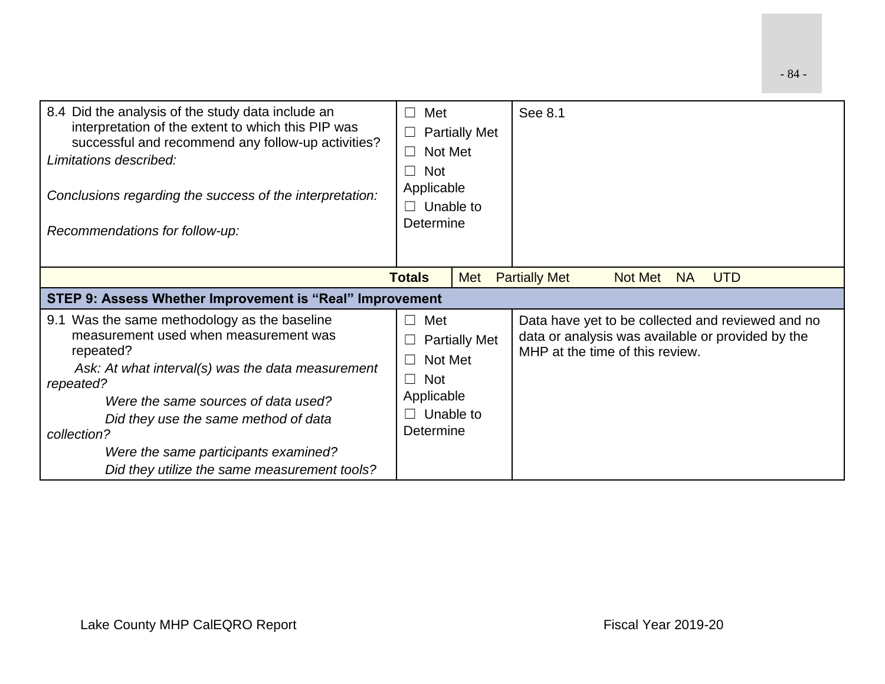| | | |
|---|---|---|
| 8.4 Did the analysis of the study data include an interpretation of the extent to which this PIP was successful and recommend any follow-up activities?<br>*Limitations described:*<br><br>*Conclusions regarding the success of the interpretation:*<br><br>*Recommendations for follow-up:* | ☐ Met<br>☐ Partially Met<br>☐ Not Met<br>☐ Not Applicable<br>☐ Unable to Determine | See 8.1 |
| **Totals** | Met Partially Met Not Met NA UTD | |
| **STEP 9: Assess Whether Improvement is "Real" Improvement** | | |
| 9.1 Was the same methodology as the baseline measurement used when measurement was repeated?<br>*Ask: At what interval(s) was the data measurement repeated?*<br>*Were the same sources of data used?*<br>*Did they use the same method of data collection?*<br>*Were the same participants examined?*<br>*Did they utilize the same measurement tools?* | ☐ Met<br>☐ Partially Met<br>☐ Not Met<br>☐ Not Applicable<br>☐ Unable to Determine | Data have yet to be collected and reviewed and no data or analysis was available or provided by the MHP at the time of this review. |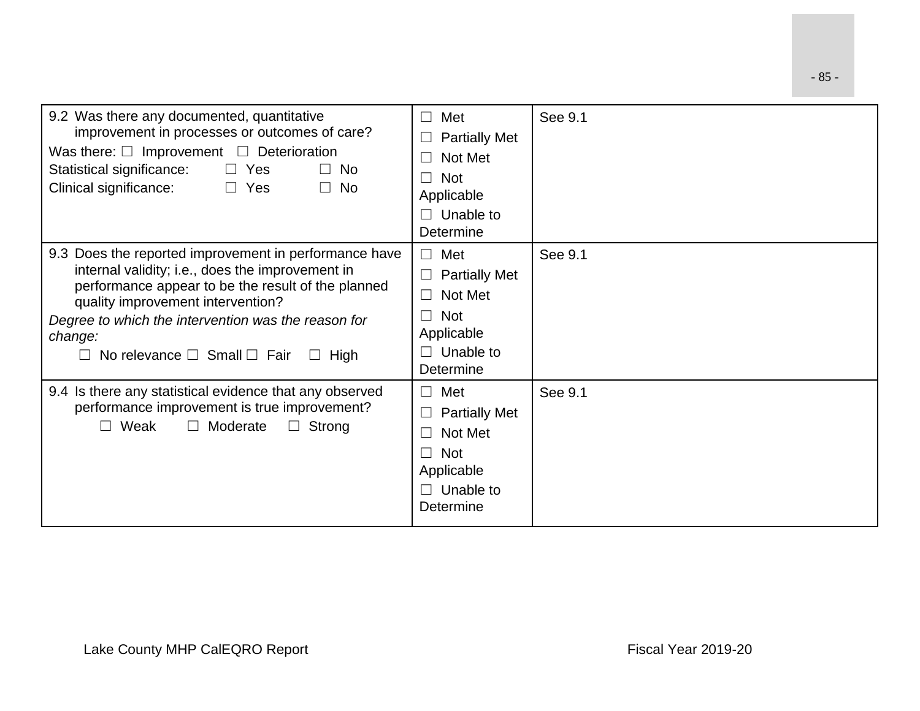| | | |
|---|---|---|
| 9.2 Was there any documented, quantitative improvement in processes or outcomes of care?<br>Was there: ☐ Improvement ☐ Deterioration<br>Statistical significance: ☐ Yes ☐ No<br>Clinical significance: ☐ Yes ☐ No | ☐ Met<br>☐ Partially Met<br>☐ Not Met<br>☐ Not Applicable<br>☐ Unable to Determine | See 9.1 |
| 9.3 Does the reported improvement in performance have internal validity; i.e., does the improvement in performance appear to be the result of the planned quality improvement intervention?<br>*Degree to which the intervention was the reason for change:*<br>☐ No relevance ☐ Small ☐ Fair ☐ High | ☐ Met<br>☐ Partially Met<br>☐ Not Met<br>☐ Not Applicable<br>☐ Unable to Determine | See 9.1 |
| 9.4 Is there any statistical evidence that any observed performance improvement is true improvement?<br>☐ Weak ☐ Moderate ☐ Strong | ☐ Met<br>☐ Partially Met<br>☐ Not Met<br>☐ Not Applicable<br>☐ Unable to Determine | See 9.1 |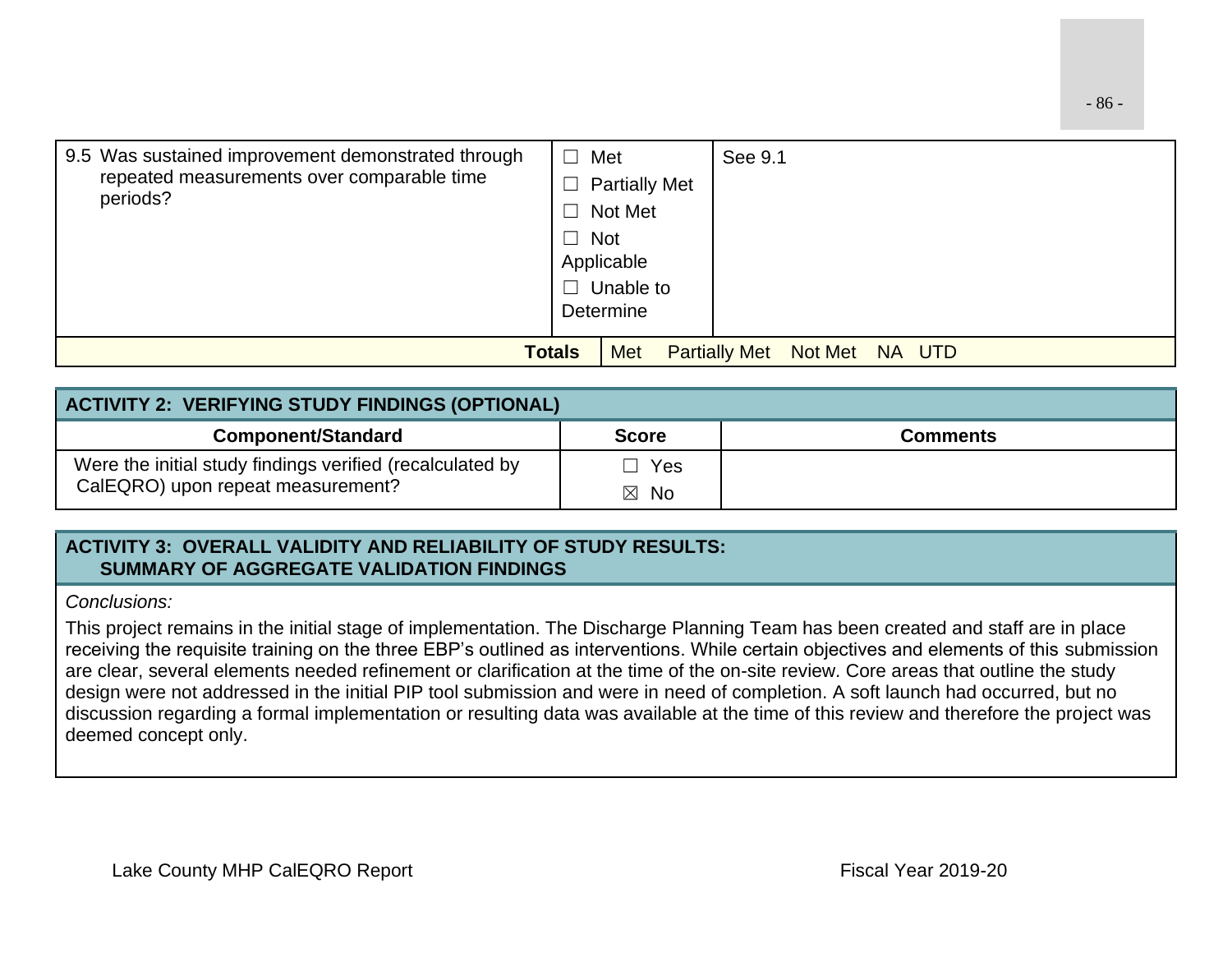| | | |
|---|---|---|
| 9.5 Was sustained improvement demonstrated through repeated measurements over comparable time periods? | ☐ Met<br>☐ Partially Met<br>☐ Not Met<br>☐ Not Applicable<br>☐ Unable to Determine | See 9.1 |
| **Totals** | Met Partially Met Not Met NA UTD | |

| **ACTIVITY 2: VERIFYING STUDY FINDINGS (OPTIONAL)** | | |
|---|---|---|
| **Component/Standard** | **Score** | **Comments** |
| Were the initial study findings verified (recalculated by CalEQRO) upon repeat measurement? | ☐ Yes<br>☒ No | |

**ACTIVITY 3: OVERALL VALIDITY AND RELIABILITY OF STUDY RESULTS: SUMMARY OF AGGREGATE VALIDATION FINDINGS**

*Conclusions:*

This project remains in the initial stage of implementation. The Discharge Planning Team has been created and staff are in place receiving the requisite training on the three EBP's outlined as interventions. While certain objectives and elements of this submission are clear, several elements needed refinement or clarification at the time of the on-site review. Core areas that outline the study design were not addressed in the initial PIP tool submission and were in need of completion. A soft launch had occurred, but no discussion regarding a formal implementation or resulting data was available at the time of this review and therefore the project was deemed concept only.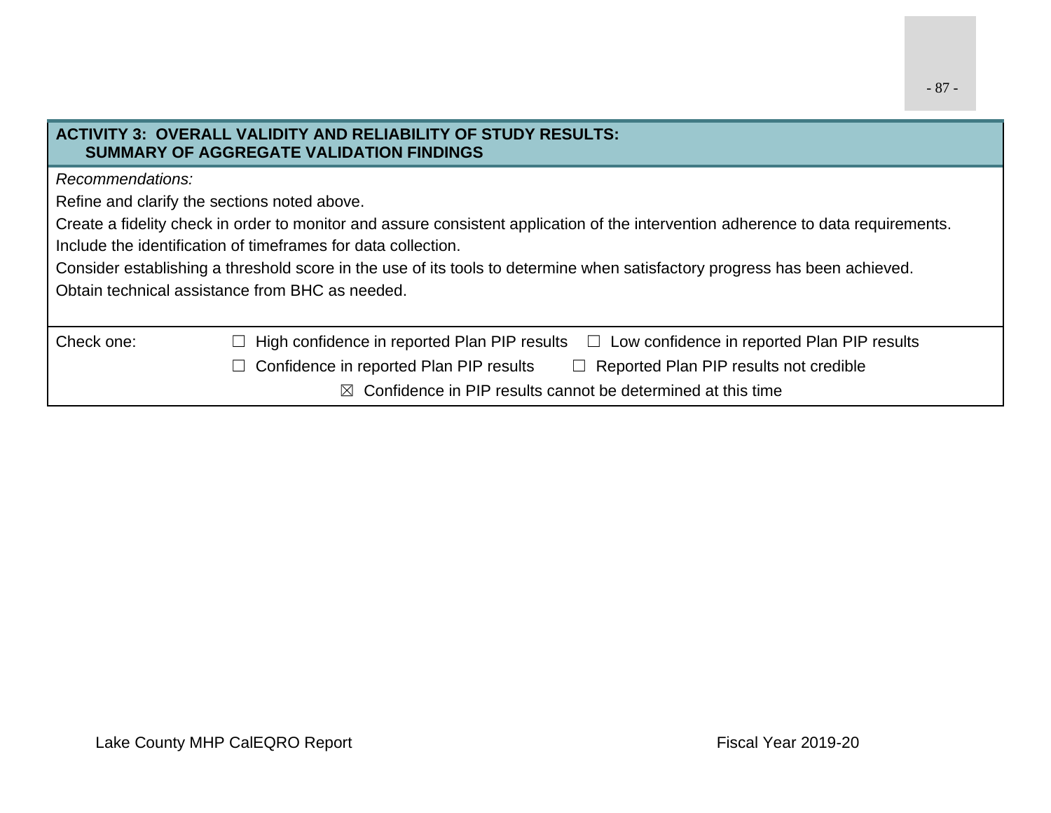| ACTIVITY 3: OVERALL VALIDITY AND RELIABILITY OF STUDY RESULTS: SUMMARY OF AGGREGATE VALIDATION FINDINGS |
|---|
| *Recommendations:*<br>Refine and clarify the sections noted above.<br>Create a fidelity check in order to monitor and assure consistent application of the intervention adherence to data requirements.<br>Include the identification of timeframes for data collection.<br>Consider establishing a threshold score in the use of its tools to determine when satisfactory progress has been achieved.<br>Obtain technical assistance from BHC as needed. |
| Check one: ☐ High confidence in reported Plan PIP results ☐ Low confidence in reported Plan PIP results<br>☐ Confidence in reported Plan PIP results ☐ Reported Plan PIP results not credible<br>☒ Confidence in PIP results cannot be determined at this time |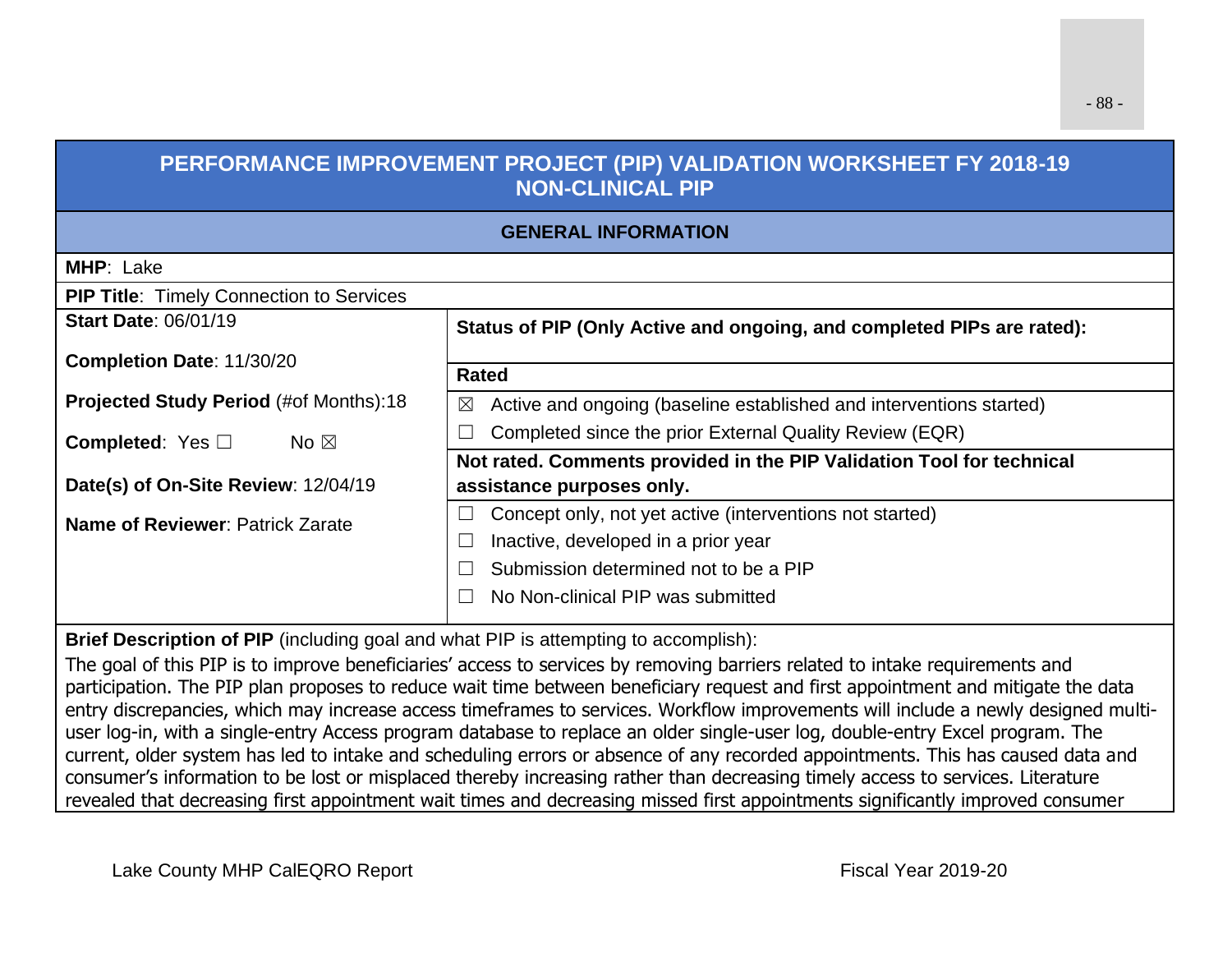## PERFORMANCE IMPROVEMENT PROJECT (PIP) VALIDATION WORKSHEET FY 2018-19 NON-CLINICAL PIP

### GENERAL INFORMATION

**MHP**: Lake

**PIP Title**: Timely Connection to Services

| | |
|---|---|
| **Start Date**: 06/01/19<br><br>**Completion Date**: 11/30/20<br><br>**Projected Study Period** (#of Months):18<br><br>**Completed**: Yes ☐ No ☒<br><br>**Date(s) of On-Site Review**: 12/04/19<br><br>**Name of Reviewer**: Patrick Zarate | **Status of PIP (Only Active and ongoing, and completed PIPs are rated):**<br><br>**Rated**<br>☒ Active and ongoing (baseline established and interventions started)<br>☐ Completed since the prior External Quality Review (EQR)<br><br>**Not rated. Comments provided in the PIP Validation Tool for technical assistance purposes only.**<br>☐ Concept only, not yet active (interventions not started)<br>☐ Inactive, developed in a prior year<br>☐ Submission determined not to be a PIP<br>☐ No Non-clinical PIP was submitted |

**Brief Description of PIP** (including goal and what PIP is attempting to accomplish):

The goal of this PIP is to improve beneficiaries' access to services by removing barriers related to intake requirements and participation. The PIP plan proposes to reduce wait time between beneficiary request and first appointment and mitigate the data entry discrepancies, which may increase access timeframes to services. Workflow improvements will include a newly designed multi-user log-in, with a single-entry Access program database to replace an older single-user log, double-entry Excel program. The current, older system has led to intake and scheduling errors or absence of any recorded appointments. This has caused data and consumer's information to be lost or misplaced thereby increasing rather than decreasing timely access to services. Literature revealed that decreasing first appointment wait times and decreasing missed first appointments significantly improved consumer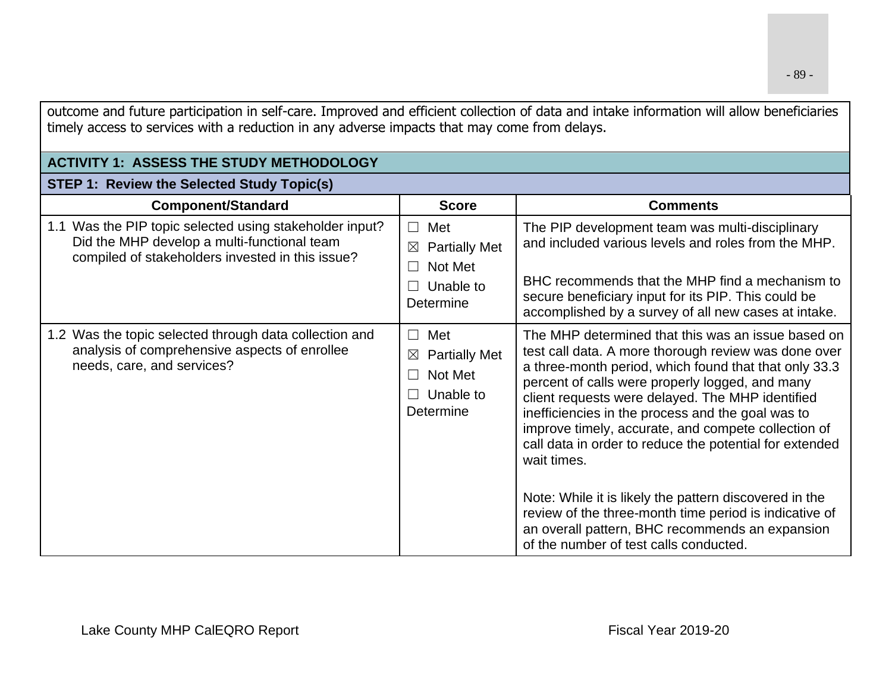outcome and future participation in self-care. Improved and efficient collection of data and intake information will allow beneficiaries timely access to services with a reduction in any adverse impacts that may come from delays.

| ACTIVITY 1: ASSESS THE STUDY METHODOLOGY | | |
|---|---|---|
| **STEP 1: Review the Selected Study Topic(s)** | | |
| **Component/Standard** | **Score** | **Comments** |
| 1.1 Was the PIP topic selected using stakeholder input? Did the MHP develop a multi-functional team compiled of stakeholders invested in this issue? | ☐ Met<br>☒ Partially Met<br>☐ Not Met<br>☐ Unable to Determine | The PIP development team was multi-disciplinary and included various levels and roles from the MHP.<br><br>BHC recommends that the MHP find a mechanism to secure beneficiary input for its PIP. This could be accomplished by a survey of all new cases at intake. |
| 1.2 Was the topic selected through data collection and analysis of comprehensive aspects of enrollee needs, care, and services? | ☐ Met<br>☒ Partially Met<br>☐ Not Met<br>☐ Unable to Determine | The MHP determined that this was an issue based on test call data. A more thorough review was done over a three-month period, which found that that only 33.3 percent of calls were properly logged, and many client requests were delayed. The MHP identified inefficiencies in the process and the goal was to improve timely, accurate, and compete collection of call data in order to reduce the potential for extended wait times.<br><br>Note: While it is likely the pattern discovered in the review of the three-month time period is indicative of an overall pattern, BHC recommends an expansion of the number of test calls conducted. |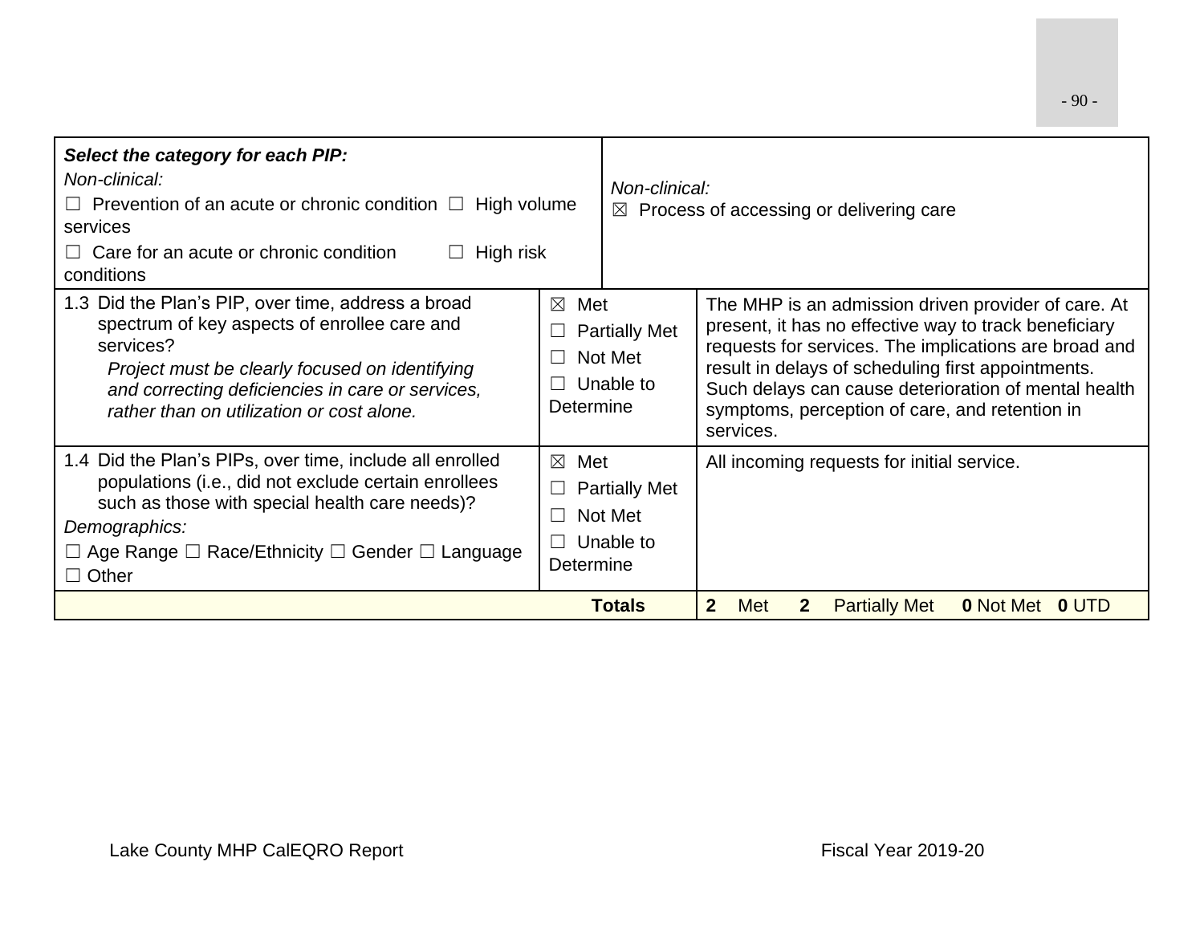| ***Select the category for each PIP:*** *Non-clinical:* ☐ Prevention of an acute or chronic condition ☐ High volume services ☐ Care for an acute or chronic condition ☐ High risk conditions | | *Non-clinical:* ☒ Process of accessing or delivering care |
|---|---|---|
| 1.3 Did the Plan's PIP, over time, address a broad spectrum of key aspects of enrollee care and services? *Project must be clearly focused on identifying and correcting deficiencies in care or services, rather than on utilization or cost alone.* | ☒ Met ☐ Partially Met ☐ Not Met ☐ Unable to Determine | The MHP is an admission driven provider of care. At present, it has no effective way to track beneficiary requests for services. The implications are broad and result in delays of scheduling first appointments. Such delays can cause deterioration of mental health symptoms, perception of care, and retention in services. |
| 1.4 Did the Plan's PIPs, over time, include all enrolled populations (i.e., did not exclude certain enrollees such as those with special health care needs)? *Demographics:* ☐ Age Range ☐ Race/Ethnicity ☐ Gender ☐ Language ☐ Other | ☒ Met ☐ Partially Met ☐ Not Met ☐ Unable to Determine | All incoming requests for initial service. |
| | **Totals** | **2** Met **2** Partially Met **0** Not Met **0** UTD |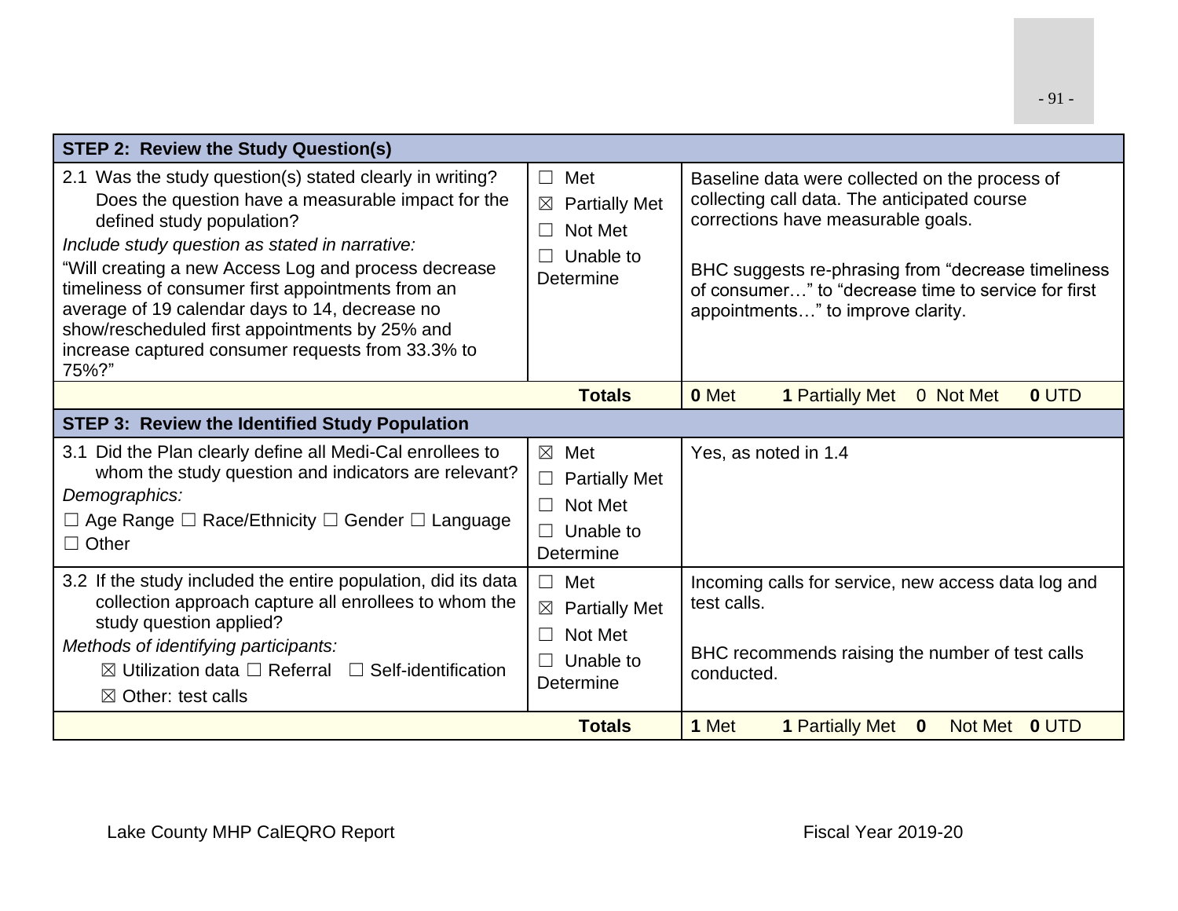| STEP 2: Review the Study Question(s) | | |
|---|---|---|
| 2.1 Was the study question(s) stated clearly in writing? Does the question have a measurable impact for the defined study population?<br>*Include study question as stated in narrative:*<br>"Will creating a new Access Log and process decrease timeliness of consumer first appointments from an average of 19 calendar days to 14, decrease no show/rescheduled first appointments by 25% and increase captured consumer requests from 33.3% to 75%?" | ☐ Met<br>☒ Partially Met<br>☐ Not Met<br>☐ Unable to Determine | Baseline data were collected on the process of collecting call data. The anticipated course corrections have measurable goals.<br><br>BHC suggests re-phrasing from "decrease timeliness of consumer…" to "decrease time to service for first appointments…" to improve clarity. |
| **Totals** | | **0** Met **1** Partially Met 0 Not Met **0** UTD |
| **STEP 3: Review the Identified Study Population** | | |
| 3.1 Did the Plan clearly define all Medi-Cal enrollees to whom the study question and indicators are relevant?<br>*Demographics:*<br>☐ Age Range ☐ Race/Ethnicity ☐ Gender ☐ Language ☐ Other | ☒ Met<br>☐ Partially Met<br>☐ Not Met<br>☐ Unable to Determine | Yes, as noted in 1.4 |
| 3.2 If the study included the entire population, did its data collection approach capture all enrollees to whom the study question applied?<br>*Methods of identifying participants:*<br>☒ Utilization data ☐ Referral ☐ Self-identification<br>☒ Other: test calls | ☐ Met<br>☒ Partially Met<br>☐ Not Met<br>☐ Unable to Determine | Incoming calls for service, new access data log and test calls.<br><br>BHC recommends raising the number of test calls conducted. |
| **Totals** | | **1** Met **1** Partially Met **0** Not Met **0** UTD |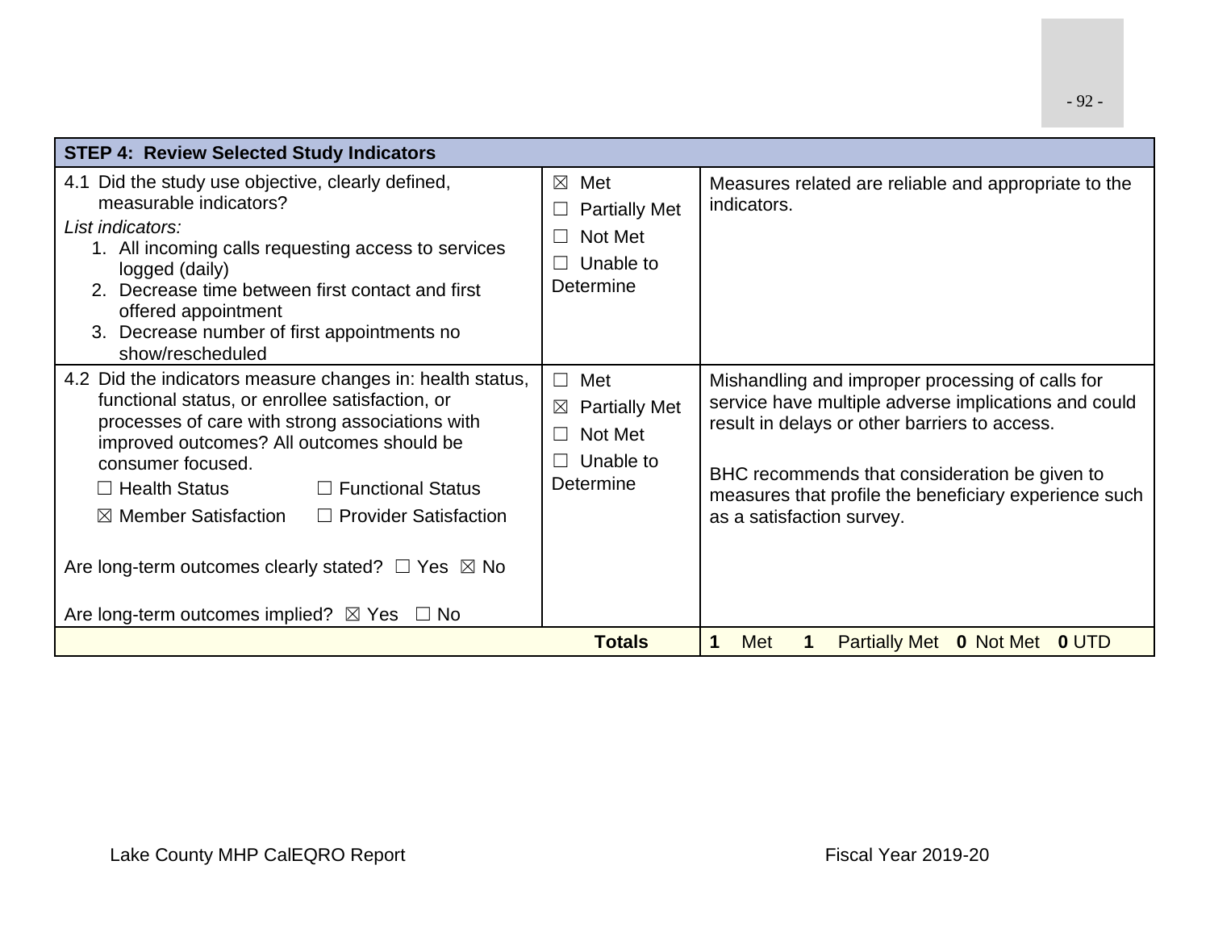| STEP 4: Review Selected Study Indicators | | |
|---|---|---|
| 4.1 Did the study use objective, clearly defined, measurable indicators?<br>*List indicators:*<br>1. All incoming calls requesting access to services logged (daily)<br>2. Decrease time between first contact and first offered appointment<br>3. Decrease number of first appointments no show/rescheduled | ☒ Met<br>☐ Partially Met<br>☐ Not Met<br>☐ Unable to Determine | Measures related are reliable and appropriate to the indicators. |
| 4.2 Did the indicators measure changes in: health status, functional status, or enrollee satisfaction, or processes of care with strong associations with improved outcomes? All outcomes should be consumer focused.<br>☐ Health Status ☐ Functional Status<br>☒ Member Satisfaction ☐ Provider Satisfaction<br><br>Are long-term outcomes clearly stated? ☐ Yes ☒ No<br><br>Are long-term outcomes implied? ☒ Yes ☐ No | ☐ Met<br>☒ Partially Met<br>☐ Not Met<br>☐ Unable to Determine | Mishandling and improper processing of calls for service have multiple adverse implications and could result in delays or other barriers to access.<br><br>BHC recommends that consideration be given to measures that profile the beneficiary experience such as a satisfaction survey. |
| | **Totals** | **1** Met **1** Partially Met **0** Not Met **0** UTD |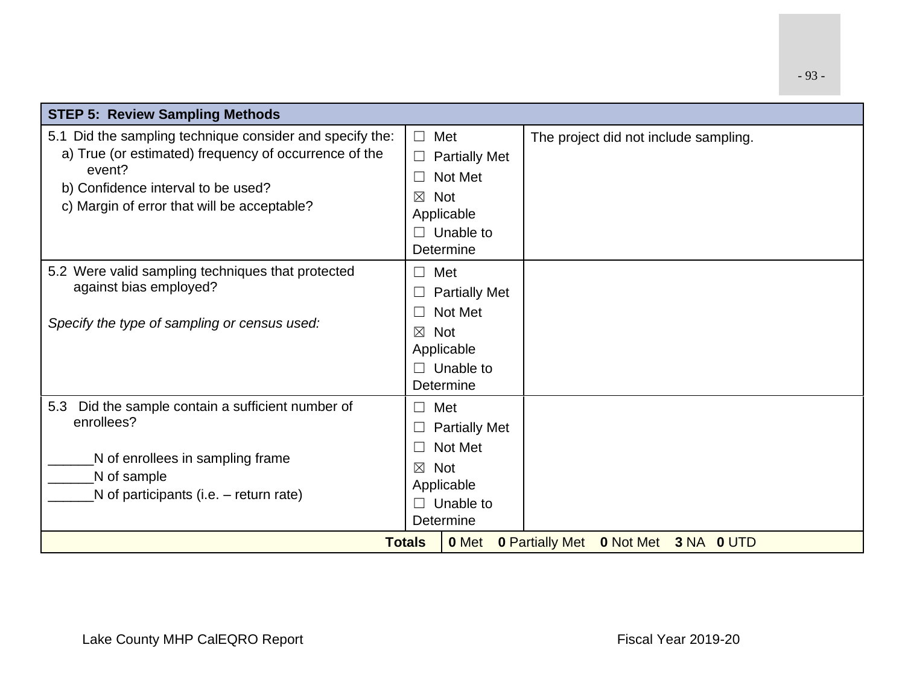| STEP 5: Review Sampling Methods | | |
|---|---|---|
| 5.1 Did the sampling technique consider and specify the:<br>a) True (or estimated) frequency of occurrence of the event?<br>b) Confidence interval to be used?<br>c) Margin of error that will be acceptable? | ☐ Met<br>☐ Partially Met<br>☐ Not Met<br>☒ Not Applicable<br>☐ Unable to Determine | The project did not include sampling. |
| 5.2 Were valid sampling techniques that protected against bias employed?<br><br>*Specify the type of sampling or census used:* | ☐ Met<br>☐ Partially Met<br>☐ Not Met<br>☒ Not Applicable<br>☐ Unable to Determine | |
| 5.3 Did the sample contain a sufficient number of enrollees?<br><br>______N of enrollees in sampling frame<br>______N of sample<br>______N of participants (i.e. – return rate) | ☐ Met<br>☐ Partially Met<br>☐ Not Met<br>☒ Not Applicable<br>☐ Unable to Determine | |
| **Totals** | **0** Met **0** Partially Met **0** Not Met **3** NA **0** UTD | |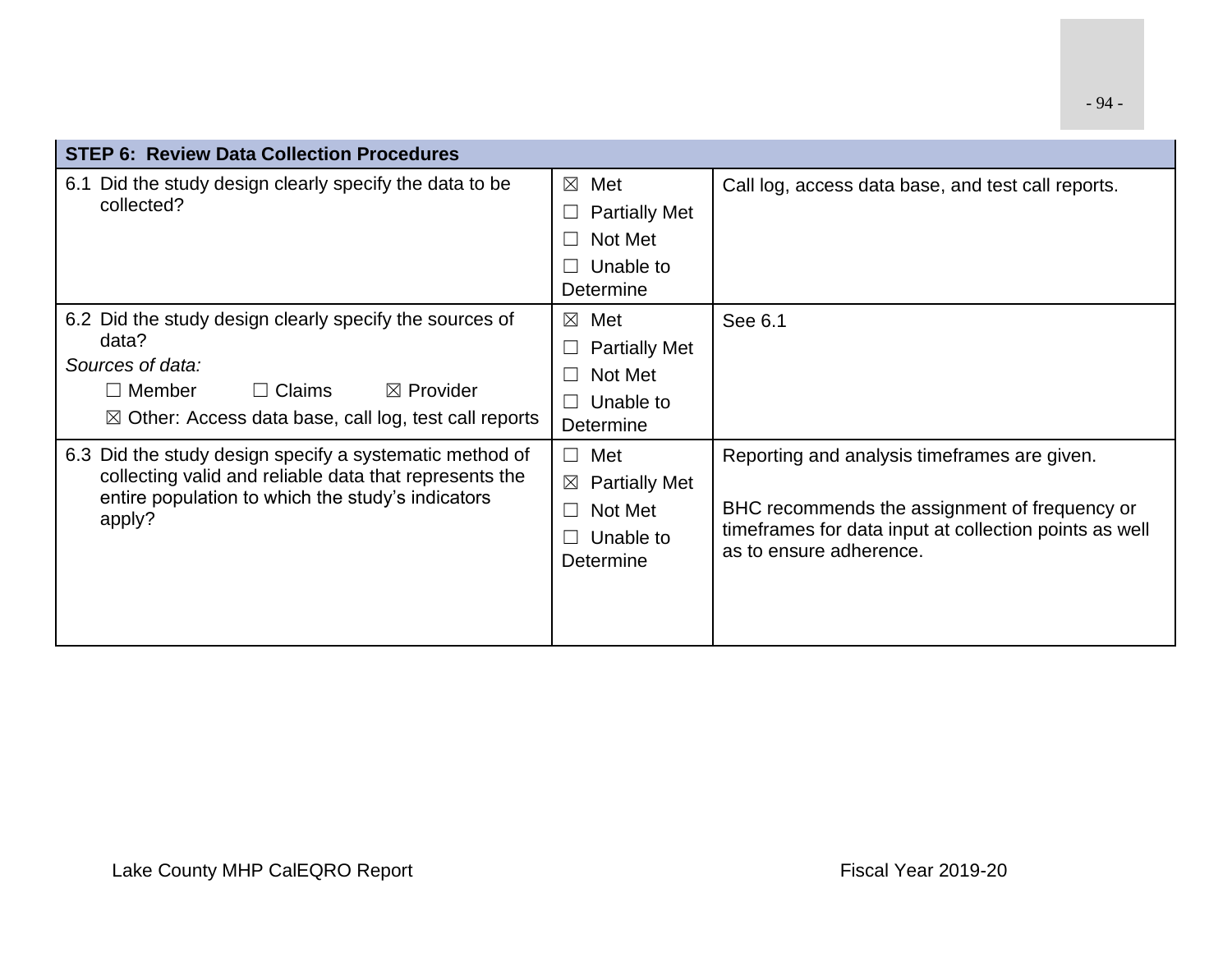| STEP 6: Review Data Collection Procedures | | |
|---|---|---|
| 6.1 Did the study design clearly specify the data to be collected? | ☒ Met<br>☐ Partially Met<br>☐ Not Met<br>☐ Unable to Determine | Call log, access data base, and test call reports. |
| 6.2 Did the study design clearly specify the sources of data?<br>*Sources of data:*<br>☐ Member ☐ Claims ☒ Provider<br>☒ Other: Access data base, call log, test call reports | ☒ Met<br>☐ Partially Met<br>☐ Not Met<br>☐ Unable to Determine | See 6.1 |
| 6.3 Did the study design specify a systematic method of collecting valid and reliable data that represents the entire population to which the study's indicators apply? | ☐ Met<br>☒ Partially Met<br>☐ Not Met<br>☐ Unable to Determine | Reporting and analysis timeframes are given.<br><br>BHC recommends the assignment of frequency or timeframes for data input at collection points as well as to ensure adherence. |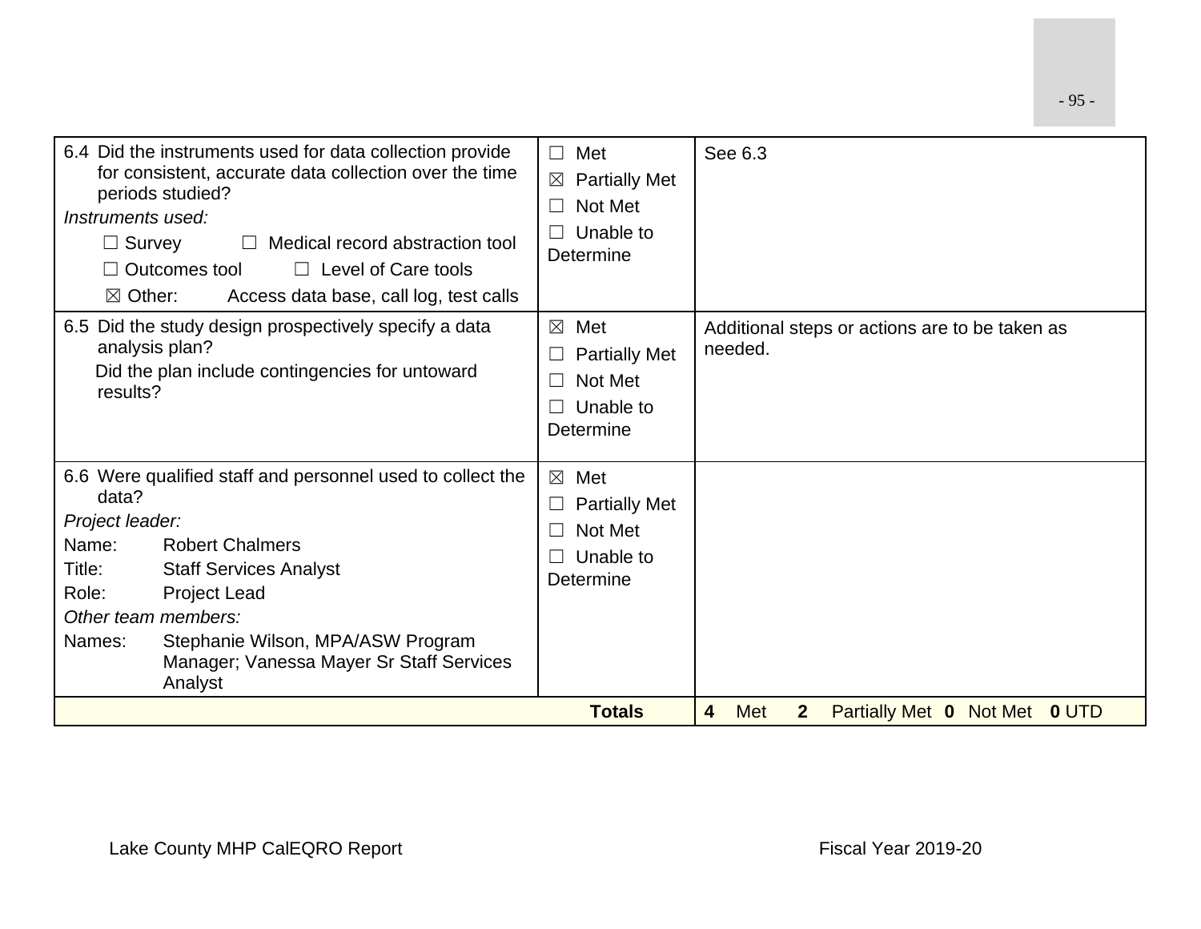| | | |
|---|---|---|
| 6.4 Did the instruments used for data collection provide for consistent, accurate data collection over the time periods studied?<br>*Instruments used:*<br>☐ Survey ☐ Medical record abstraction tool<br>☐ Outcomes tool ☐ Level of Care tools<br>☒ Other: Access data base, call log, test calls | ☐ Met<br>☒ Partially Met<br>☐ Not Met<br>☐ Unable to Determine | See 6.3 |
| 6.5 Did the study design prospectively specify a data analysis plan?<br>Did the plan include contingencies for untoward results? | ☒ Met<br>☐ Partially Met<br>☐ Not Met<br>☐ Unable to Determine | Additional steps or actions are to be taken as needed. |
| 6.6 Were qualified staff and personnel used to collect the data?<br>*Project leader:*<br>Name: Robert Chalmers<br>Title: Staff Services Analyst<br>Role: Project Lead<br>*Other team members:*<br>Names: Stephanie Wilson, MPA/ASW Program Manager; Vanessa Mayer Sr Staff Services Analyst | ☒ Met<br>☐ Partially Met<br>☐ Not Met<br>☐ Unable to Determine | |
| **Totals** | | **4** Met **2** Partially Met **0** Not Met **0** UTD |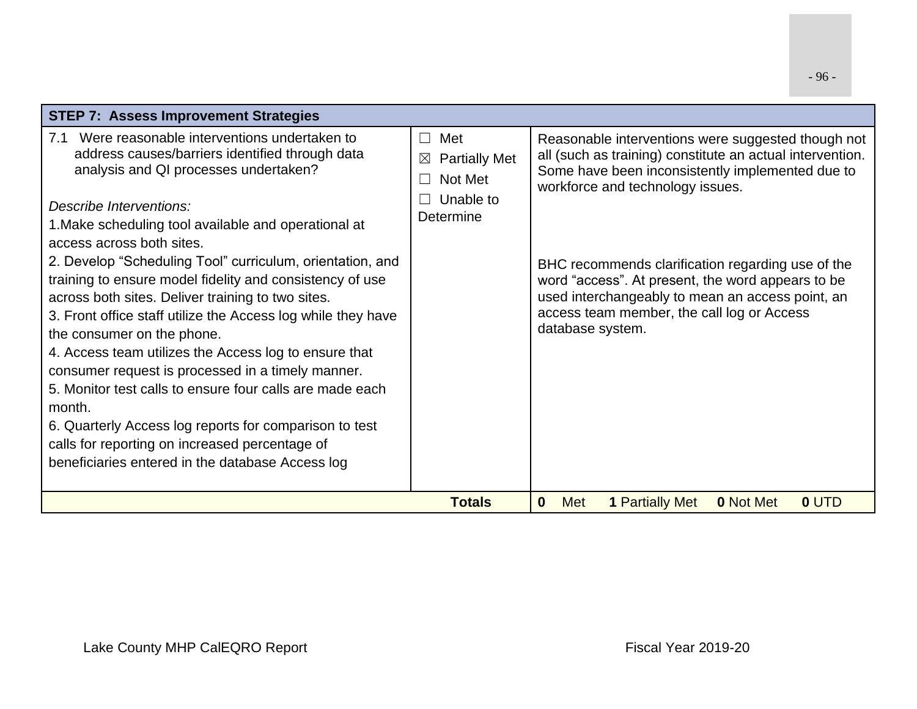| STEP 7: Assess Improvement Strategies | | |
|---|---|---|
| 7.1 Were reasonable interventions undertaken to address causes/barriers identified through data analysis and QI processes undertaken?<br><br>*Describe Interventions:*<br>1.Make scheduling tool available and operational at access across both sites.<br>2. Develop "Scheduling Tool" curriculum, orientation, and training to ensure model fidelity and consistency of use across both sites. Deliver training to two sites.<br>3. Front office staff utilize the Access log while they have the consumer on the phone.<br>4. Access team utilizes the Access log to ensure that consumer request is processed in a timely manner.<br>5. Monitor test calls to ensure four calls are made each month.<br>6. Quarterly Access log reports for comparison to test calls for reporting on increased percentage of beneficiaries entered in the database Access log | ☐ Met<br>☒ Partially Met<br>☐ Not Met<br>☐ Unable to Determine | Reasonable interventions were suggested though not all (such as training) constitute an actual intervention. Some have been inconsistently implemented due to workforce and technology issues.<br><br>BHC recommends clarification regarding use of the word "access". At present, the word appears to be used interchangeably to mean an access point, an access team member, the call log or Access database system. |
| | **Totals** | **0** Met **1** Partially Met **0** Not Met **0** UTD |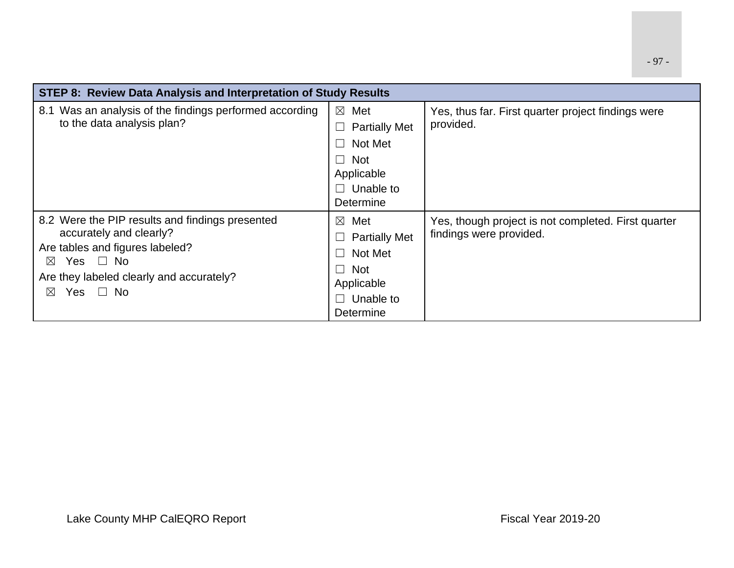| STEP 8: Review Data Analysis and Interpretation of Study Results | | |
|---|---|---|
| 8.1 Was an analysis of the findings performed according to the data analysis plan? | ☒ Met<br>☐ Partially Met<br>☐ Not Met<br>☐ Not Applicable<br>☐ Unable to Determine | Yes, thus far. First quarter project findings were provided. |
| 8.2 Were the PIP results and findings presented accurately and clearly?<br>Are tables and figures labeled?<br>☒ Yes ☐ No<br>Are they labeled clearly and accurately?<br>☒ Yes ☐ No | ☒ Met<br>☐ Partially Met<br>☐ Not Met<br>☐ Not Applicable<br>☐ Unable to Determine | Yes, though project is not completed. First quarter findings were provided. |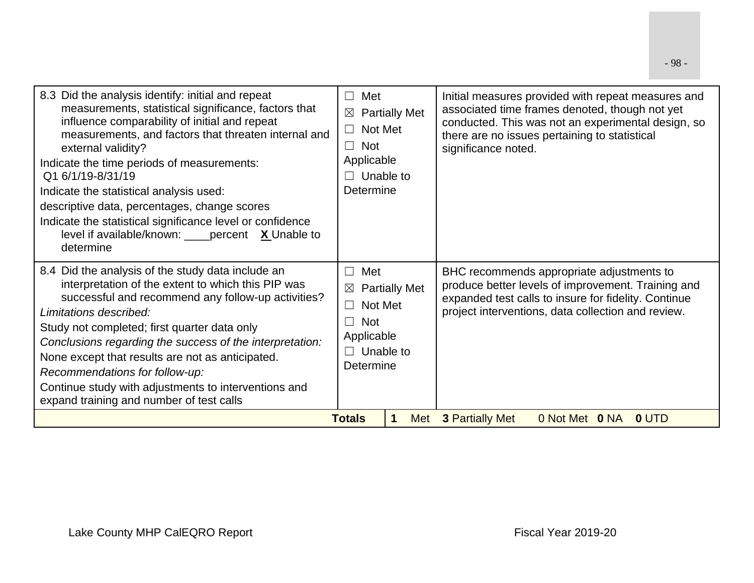| | | |
|---|---|---|
| 8.3 Did the analysis identify: initial and repeat measurements, statistical significance, factors that influence comparability of initial and repeat measurements, and factors that threaten internal and external validity?<br>Indicate the time periods of measurements:<br>Q1 6/1/19-8/31/19<br>Indicate the statistical analysis used:<br>descriptive data, percentages, change scores<br>Indicate the statistical significance level or confidence level if available/known: ____percent **X** Unable to determine | ☐ Met<br>☒ Partially Met<br>☐ Not Met<br>☐ Not Applicable<br>☐ Unable to Determine | Initial measures provided with repeat measures and associated time frames denoted, though not yet conducted. This was not an experimental design, so there are no issues pertaining to statistical significance noted. |
| 8.4 Did the analysis of the study data include an interpretation of the extent to which this PIP was successful and recommend any follow-up activities?<br>*Limitations described:*<br>Study not completed; first quarter data only<br>*Conclusions regarding the success of the interpretation:*<br>None except that results are not as anticipated.<br>*Recommendations for follow-up:*<br>Continue study with adjustments to interventions and expand training and number of test calls | ☐ Met<br>☒ Partially Met<br>☐ Not Met<br>☐ Not Applicable<br>☐ Unable to Determine | BHC recommends appropriate adjustments to produce better levels of improvement. Training and expanded test calls to insure for fidelity. Continue project interventions, data collection and review. |
| **Totals** | **1** Met | **3** Partially Met 0 Not Met **0** NA **0** UTD |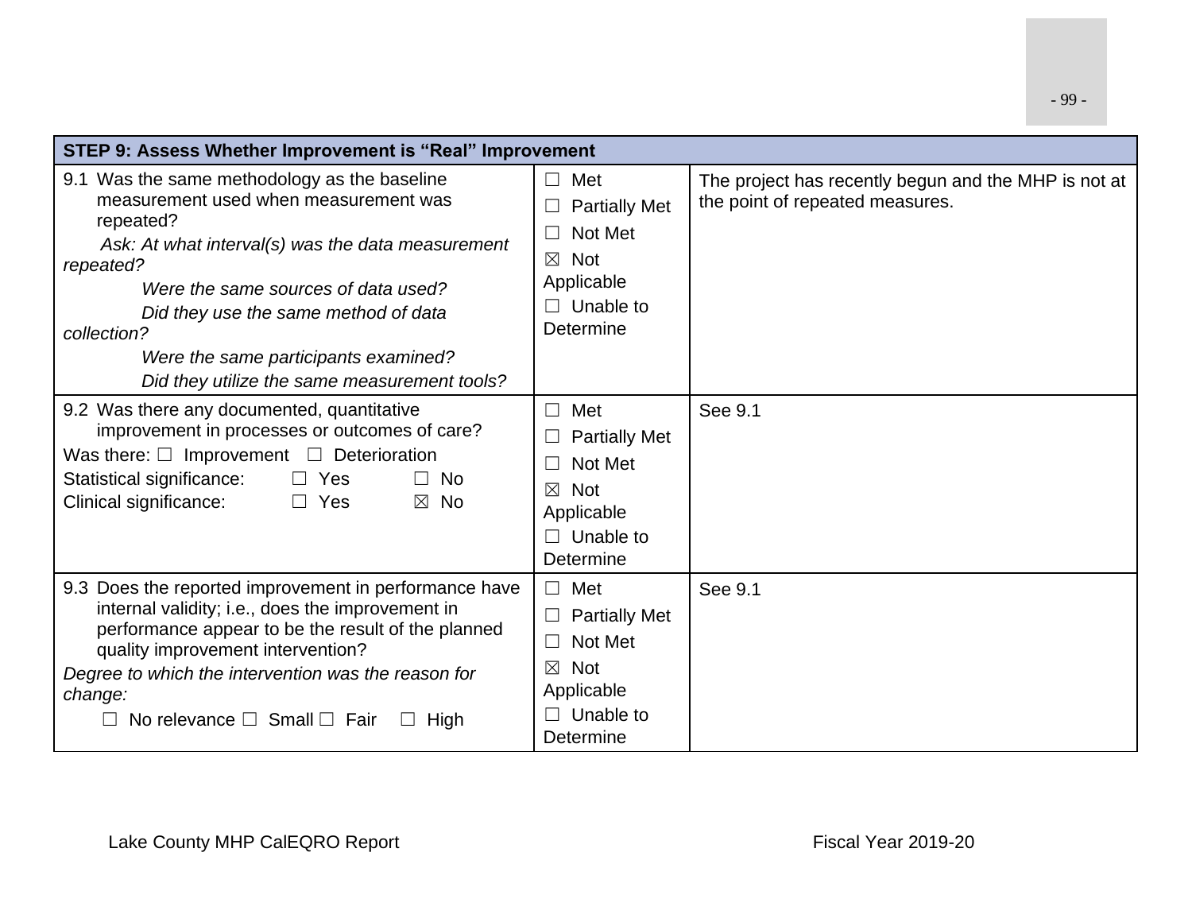| STEP 9: Assess Whether Improvement is "Real" Improvement | | |
|---|---|---|
| 9.1 Was the same methodology as the baseline measurement used when measurement was repeated?<br>*Ask: At what interval(s) was the data measurement repeated?*<br>*Were the same sources of data used?*<br>*Did they use the same method of data collection?*<br>*Were the same participants examined?*<br>*Did they utilize the same measurement tools?* | ☐ Met<br>☐ Partially Met<br>☐ Not Met<br>☒ Not Applicable<br>☐ Unable to Determine | The project has recently begun and the MHP is not at the point of repeated measures. |
| 9.2 Was there any documented, quantitative improvement in processes or outcomes of care?<br>Was there: ☐ Improvement ☐ Deterioration<br>Statistical significance: ☐ Yes ☐ No<br>Clinical significance: ☐ Yes ☒ No | ☐ Met<br>☐ Partially Met<br>☐ Not Met<br>☒ Not Applicable<br>☐ Unable to Determine | See 9.1 |
| 9.3 Does the reported improvement in performance have internal validity; i.e., does the improvement in performance appear to be the result of the planned quality improvement intervention?<br>*Degree to which the intervention was the reason for change:*<br>☐ No relevance ☐ Small ☐ Fair ☐ High | ☐ Met<br>☐ Partially Met<br>☐ Not Met<br>☒ Not Applicable<br>☐ Unable to Determine | See 9.1 |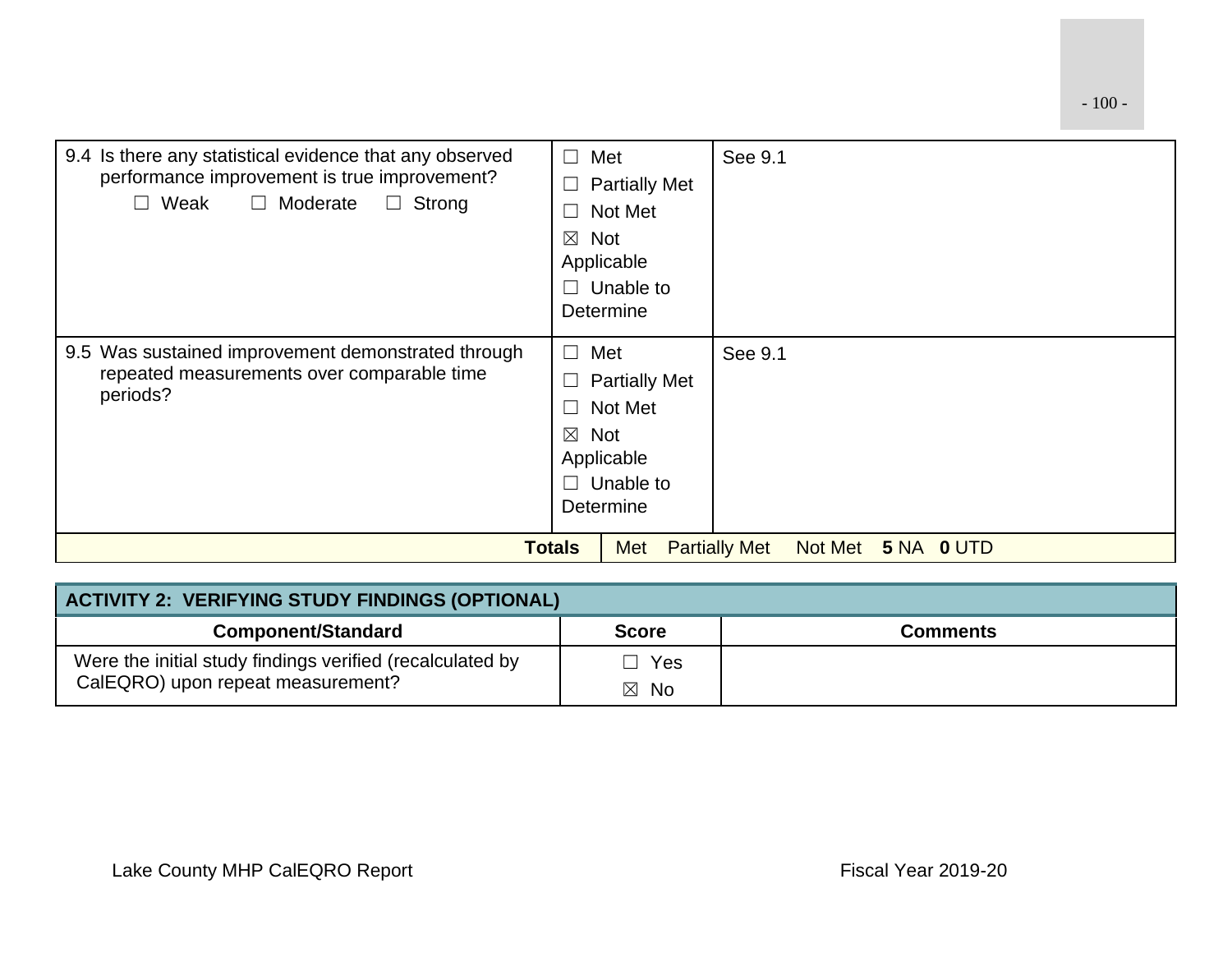| | | |
|---|---|---|
| 9.4 Is there any statistical evidence that any observed performance improvement is true improvement?<br>☐ Weak ☐ Moderate ☐ Strong | ☐ Met<br>☐ Partially Met<br>☐ Not Met<br>☒ Not Applicable<br>☐ Unable to Determine | See 9.1 |
| 9.5 Was sustained improvement demonstrated through repeated measurements over comparable time periods? | ☐ Met<br>☐ Partially Met<br>☐ Not Met<br>☒ Not Applicable<br>☐ Unable to Determine | See 9.1 |
| **Totals** | Met Partially Met Not Met **5** NA **0** UTD | |

| ACTIVITY 2: VERIFYING STUDY FINDINGS (OPTIONAL) | | |
|---|---|---|
| **Component/Standard** | **Score** | **Comments** |
| Were the initial study findings verified (recalculated by CalEQRO) upon repeat measurement? | ☐ Yes<br>☒ No | |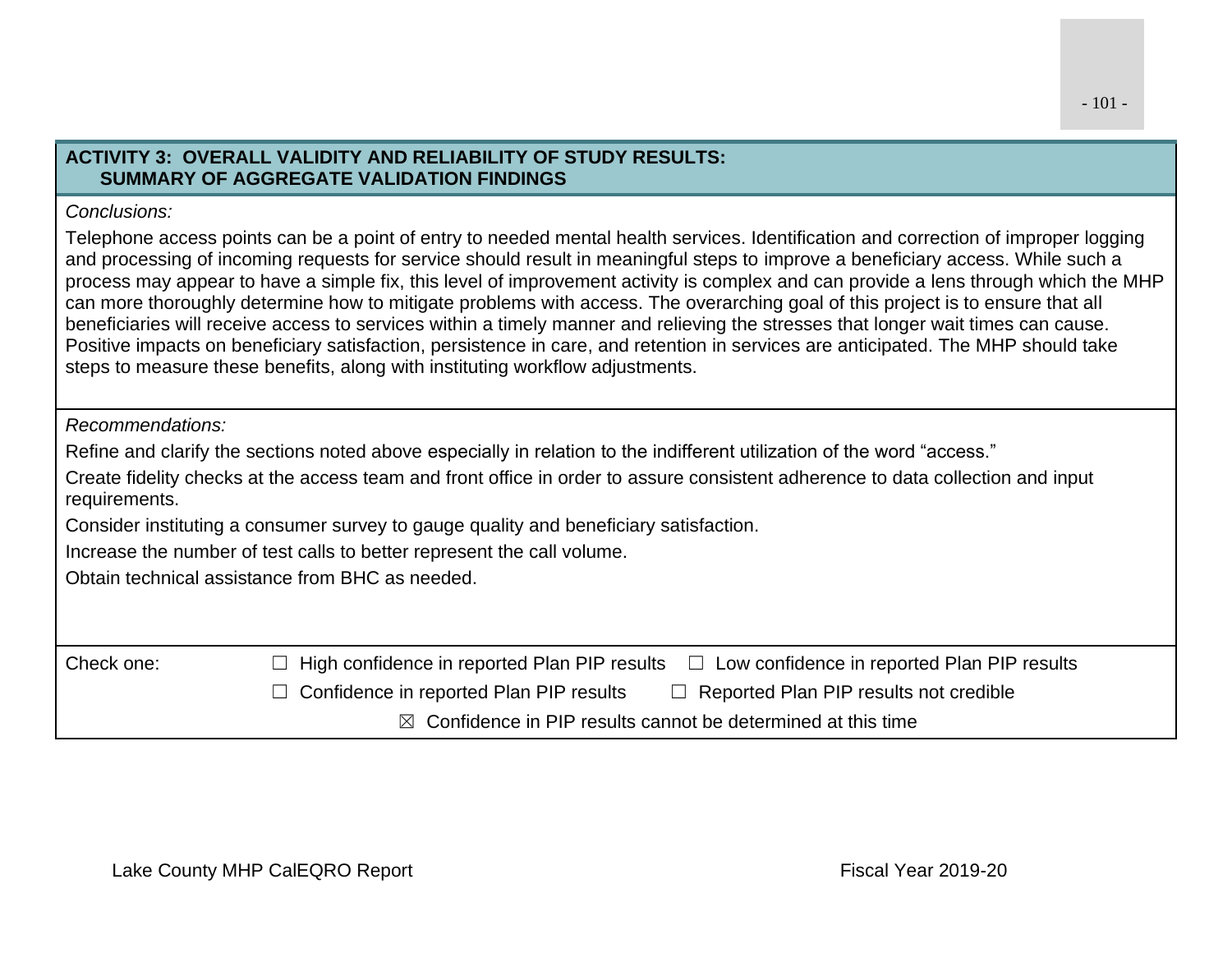**ACTIVITY 3: OVERALL VALIDITY AND RELIABILITY OF STUDY RESULTS: SUMMARY OF AGGREGATE VALIDATION FINDINGS**

*Conclusions:*

Telephone access points can be a point of entry to needed mental health services. Identification and correction of improper logging and processing of incoming requests for service should result in meaningful steps to improve a beneficiary access. While such a process may appear to have a simple fix, this level of improvement activity is complex and can provide a lens through which the MHP can more thoroughly determine how to mitigate problems with access. The overarching goal of this project is to ensure that all beneficiaries will receive access to services within a timely manner and relieving the stresses that longer wait times can cause. Positive impacts on beneficiary satisfaction, persistence in care, and retention in services are anticipated. The MHP should take steps to measure these benefits, along with instituting workflow adjustments.

*Recommendations:*

Refine and clarify the sections noted above especially in relation to the indifferent utilization of the word "access."

Create fidelity checks at the access team and front office in order to assure consistent adherence to data collection and input requirements.

Consider instituting a consumer survey to gauge quality and beneficiary satisfaction.

Increase the number of test calls to better represent the call volume.

Obtain technical assistance from BHC as needed.

Check one:

☐ High confidence in reported Plan PIP results ☐ Low confidence in reported Plan PIP results

☐ Confidence in reported Plan PIP results ☐ Reported Plan PIP results not credible

☒ Confidence in PIP results cannot be determined at this time